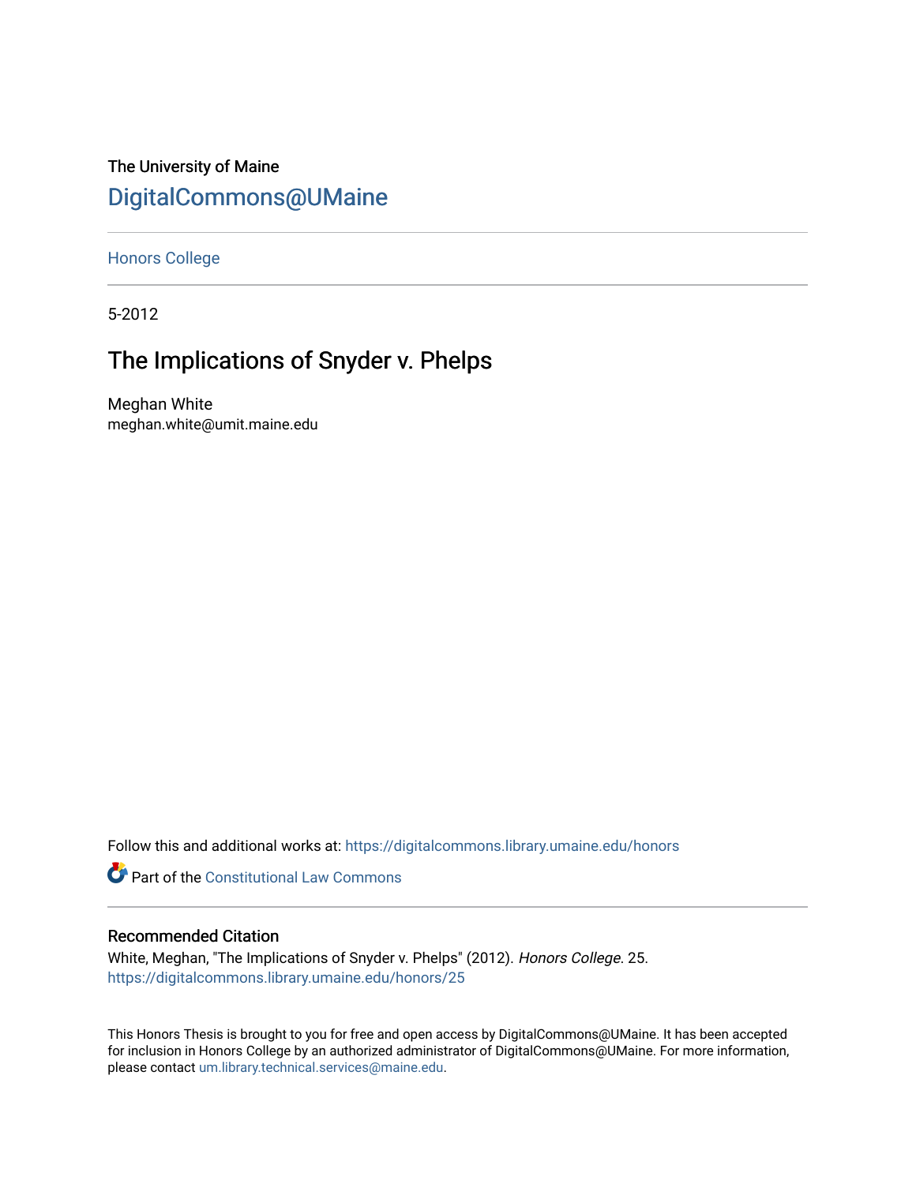The University of Maine

DigitalCommons@UMaine

Honors College

5-2012

# The Implications of Snyder v. Phelps

Meghan White
meghan.white@umit.maine.edu

Follow this and additional works at: https://digitalcommons.library.umaine.edu/honors

Part of the Constitutional Law Commons

## Recommended Citation

White, Meghan, "The Implications of Snyder v. Phelps" (2012). *Honors College*. 25.
https://digitalcommons.library.umaine.edu/honors/25

This Honors Thesis is brought to you for free and open access by DigitalCommons@UMaine. It has been accepted for inclusion in Honors College by an authorized administrator of DigitalCommons@UMaine. For more information, please contact um.library.technical.services@maine.edu.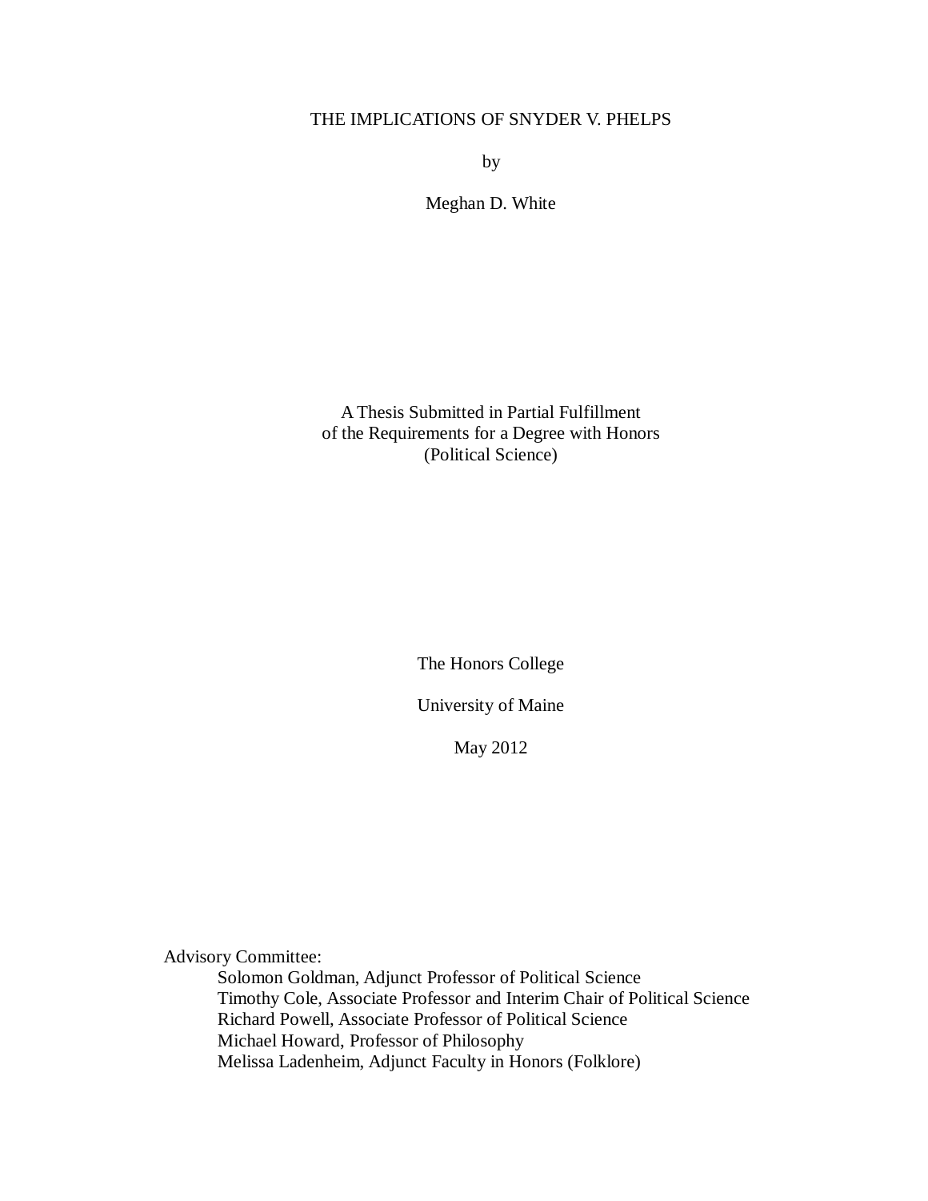# THE IMPLICATIONS OF SNYDER V. PHELPS

by

Meghan D. White

A Thesis Submitted in Partial Fulfillment
of the Requirements for a Degree with Honors
(Political Science)

The Honors College

University of Maine

May 2012

Advisory Committee:

- Solomon Goldman, Adjunct Professor of Political Science
- Timothy Cole, Associate Professor and Interim Chair of Political Science
- Richard Powell, Associate Professor of Political Science
- Michael Howard, Professor of Philosophy
- Melissa Ladenheim, Adjunct Faculty in Honors (Folklore)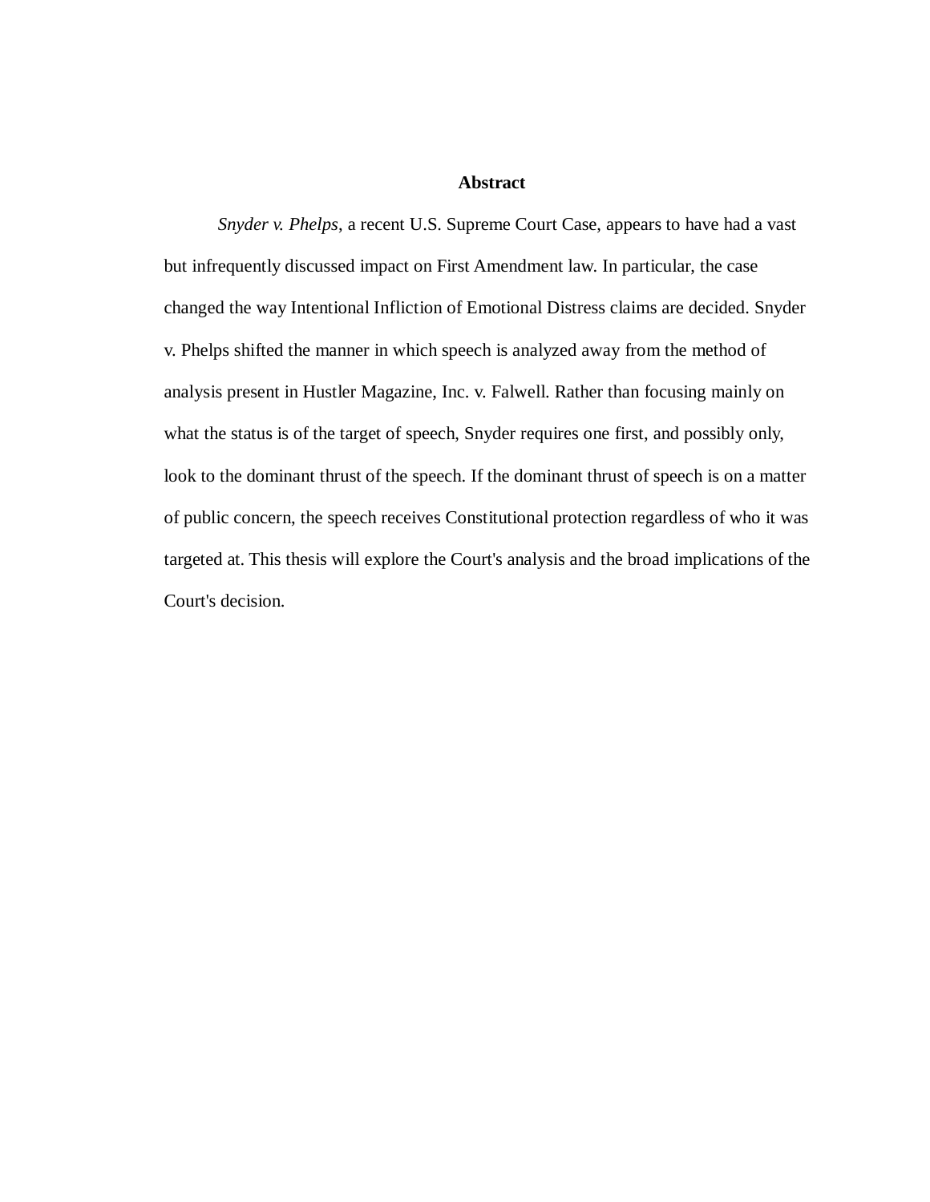# Abstract

*Snyder v. Phelps*, a recent U.S. Supreme Court Case, appears to have had a vast but infrequently discussed impact on First Amendment law. In particular, the case changed the way Intentional Infliction of Emotional Distress claims are decided. Snyder v. Phelps shifted the manner in which speech is analyzed away from the method of analysis present in Hustler Magazine, Inc. v. Falwell. Rather than focusing mainly on what the status is of the target of speech, Snyder requires one first, and possibly only, look to the dominant thrust of the speech. If the dominant thrust of speech is on a matter of public concern, the speech receives Constitutional protection regardless of who it was targeted at. This thesis will explore the Court's analysis and the broad implications of the Court's decision.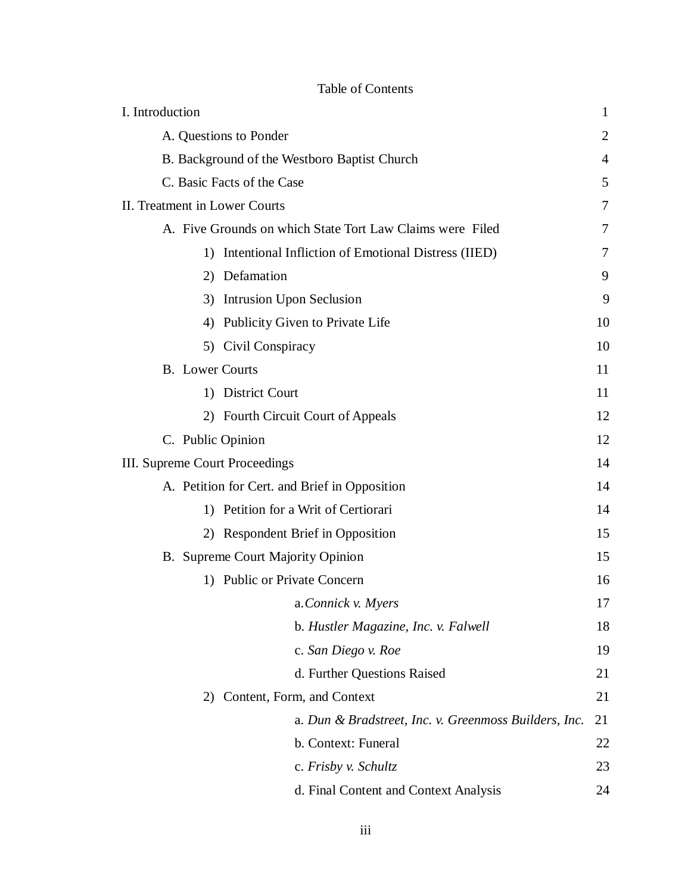Table of Contents

| | |
|---|---|
| I. Introduction | 1 |
| A. Questions to Ponder | 2 |
| B. Background of the Westboro Baptist Church | 4 |
| C. Basic Facts of the Case | 5 |
| II. Treatment in Lower Courts | 7 |
| A. Five Grounds on which State Tort Law Claims were Filed | 7 |
| 1) Intentional Infliction of Emotional Distress (IIED) | 7 |
| 2) Defamation | 9 |
| 3) Intrusion Upon Seclusion | 9 |
| 4) Publicity Given to Private Life | 10 |
| 5) Civil Conspiracy | 10 |
| B. Lower Courts | 11 |
| 1) District Court | 11 |
| 2) Fourth Circuit Court of Appeals | 12 |
| C. Public Opinion | 12 |
| III. Supreme Court Proceedings | 14 |
| A. Petition for Cert. and Brief in Opposition | 14 |
| 1) Petition for a Writ of Certiorari | 14 |
| 2) Respondent Brief in Opposition | 15 |
| B. Supreme Court Majority Opinion | 15 |
| 1) Public or Private Concern | 16 |
| a. *Connick v. Myers* | 17 |
| b. *Hustler Magazine, Inc. v. Falwell* | 18 |
| c. *San Diego v. Roe* | 19 |
| d. Further Questions Raised | 21 |
| 2) Content, Form, and Context | 21 |
| a. *Dun & Bradstreet, Inc. v. Greenmoss Builders, Inc.* | 21 |
| b. Context: Funeral | 22 |
| c. *Frisby v. Schultz* | 23 |
| d. Final Content and Context Analysis | 24 |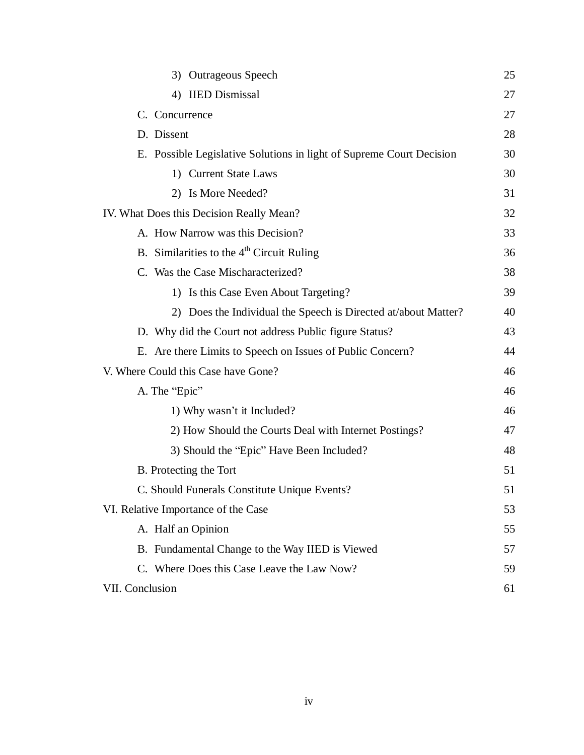| | |
|---|---|
| 3) Outrageous Speech | 25 |
| 4) IIED Dismissal | 27 |
| C. Concurrence | 27 |
| D. Dissent | 28 |
| E. Possible Legislative Solutions in light of Supreme Court Decision | 30 |
| 1) Current State Laws | 30 |
| 2) Is More Needed? | 31 |
| IV. What Does this Decision Really Mean? | 32 |
| A. How Narrow was this Decision? | 33 |
| B. Similarities to the 4th Circuit Ruling | 36 |
| C. Was the Case Mischaracterized? | 38 |
| 1) Is this Case Even About Targeting? | 39 |
| 2) Does the Individual the Speech is Directed at/about Matter? | 40 |
| D. Why did the Court not address Public figure Status? | 43 |
| E. Are there Limits to Speech on Issues of Public Concern? | 44 |
| V. Where Could this Case have Gone? | 46 |
| A. The "Epic" | 46 |
| 1) Why wasn't it Included? | 46 |
| 2) How Should the Courts Deal with Internet Postings? | 47 |
| 3) Should the "Epic" Have Been Included? | 48 |
| B. Protecting the Tort | 51 |
| C. Should Funerals Constitute Unique Events? | 51 |
| VI. Relative Importance of the Case | 53 |
| A. Half an Opinion | 55 |
| B. Fundamental Change to the Way IIED is Viewed | 57 |
| C. Where Does this Case Leave the Law Now? | 59 |
| VII. Conclusion | 61 |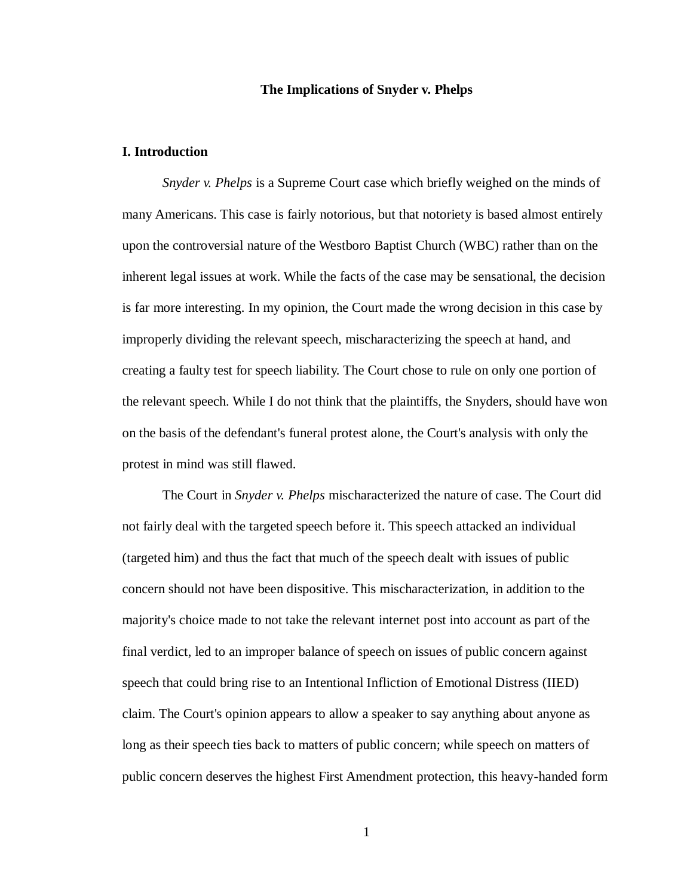**The Implications of Snyder v. Phelps**

## I. Introduction

*Snyder v. Phelps* is a Supreme Court case which briefly weighed on the minds of many Americans. This case is fairly notorious, but that notoriety is based almost entirely upon the controversial nature of the Westboro Baptist Church (WBC) rather than on the inherent legal issues at work. While the facts of the case may be sensational, the decision is far more interesting. In my opinion, the Court made the wrong decision in this case by improperly dividing the relevant speech, mischaracterizing the speech at hand, and creating a faulty test for speech liability. The Court chose to rule on only one portion of the relevant speech. While I do not think that the plaintiffs, the Snyders, should have won on the basis of the defendant's funeral protest alone, the Court's analysis with only the protest in mind was still flawed.

The Court in *Snyder v. Phelps* mischaracterized the nature of case. The Court did not fairly deal with the targeted speech before it. This speech attacked an individual (targeted him) and thus the fact that much of the speech dealt with issues of public concern should not have been dispositive. This mischaracterization, in addition to the majority's choice made to not take the relevant internet post into account as part of the final verdict, led to an improper balance of speech on issues of public concern against speech that could bring rise to an Intentional Infliction of Emotional Distress (IIED) claim. The Court's opinion appears to allow a speaker to say anything about anyone as long as their speech ties back to matters of public concern; while speech on matters of public concern deserves the highest First Amendment protection, this heavy-handed form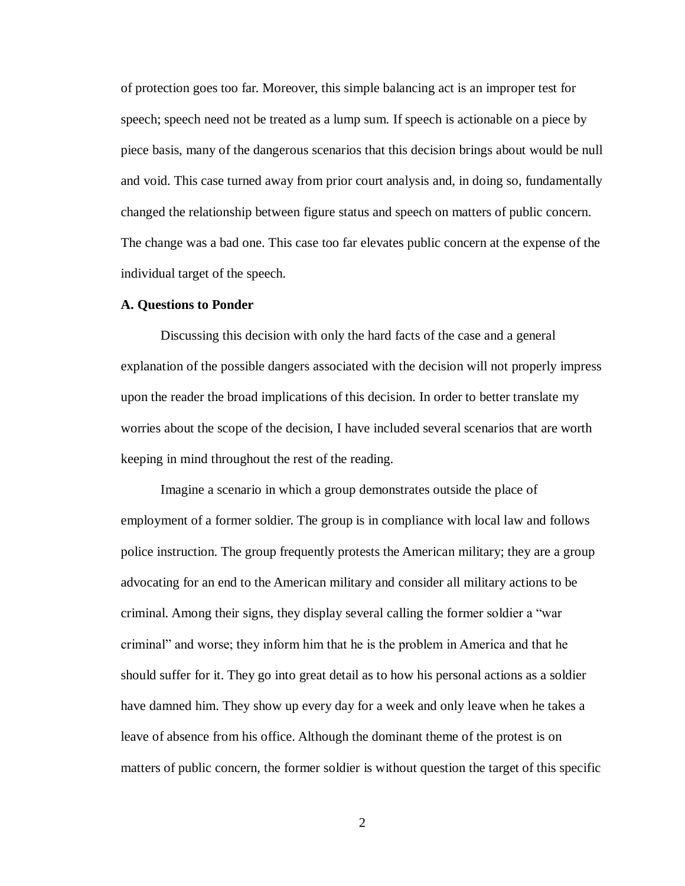of protection goes too far. Moreover, this simple balancing act is an improper test for speech; speech need not be treated as a lump sum. If speech is actionable on a piece by piece basis, many of the dangerous scenarios that this decision brings about would be null and void. This case turned away from prior court analysis and, in doing so, fundamentally changed the relationship between figure status and speech on matters of public concern. The change was a bad one. This case too far elevates public concern at the expense of the individual target of the speech.

**A. Questions to Ponder**

Discussing this decision with only the hard facts of the case and a general explanation of the possible dangers associated with the decision will not properly impress upon the reader the broad implications of this decision. In order to better translate my worries about the scope of the decision, I have included several scenarios that are worth keeping in mind throughout the rest of the reading.

Imagine a scenario in which a group demonstrates outside the place of employment of a former soldier. The group is in compliance with local law and follows police instruction. The group frequently protests the American military; they are a group advocating for an end to the American military and consider all military actions to be criminal. Among their signs, they display several calling the former soldier a "war criminal" and worse; they inform him that he is the problem in America and that he should suffer for it. They go into great detail as to how his personal actions as a soldier have damned him. They show up every day for a week and only leave when he takes a leave of absence from his office. Although the dominant theme of the protest is on matters of public concern, the former soldier is without question the target of this specific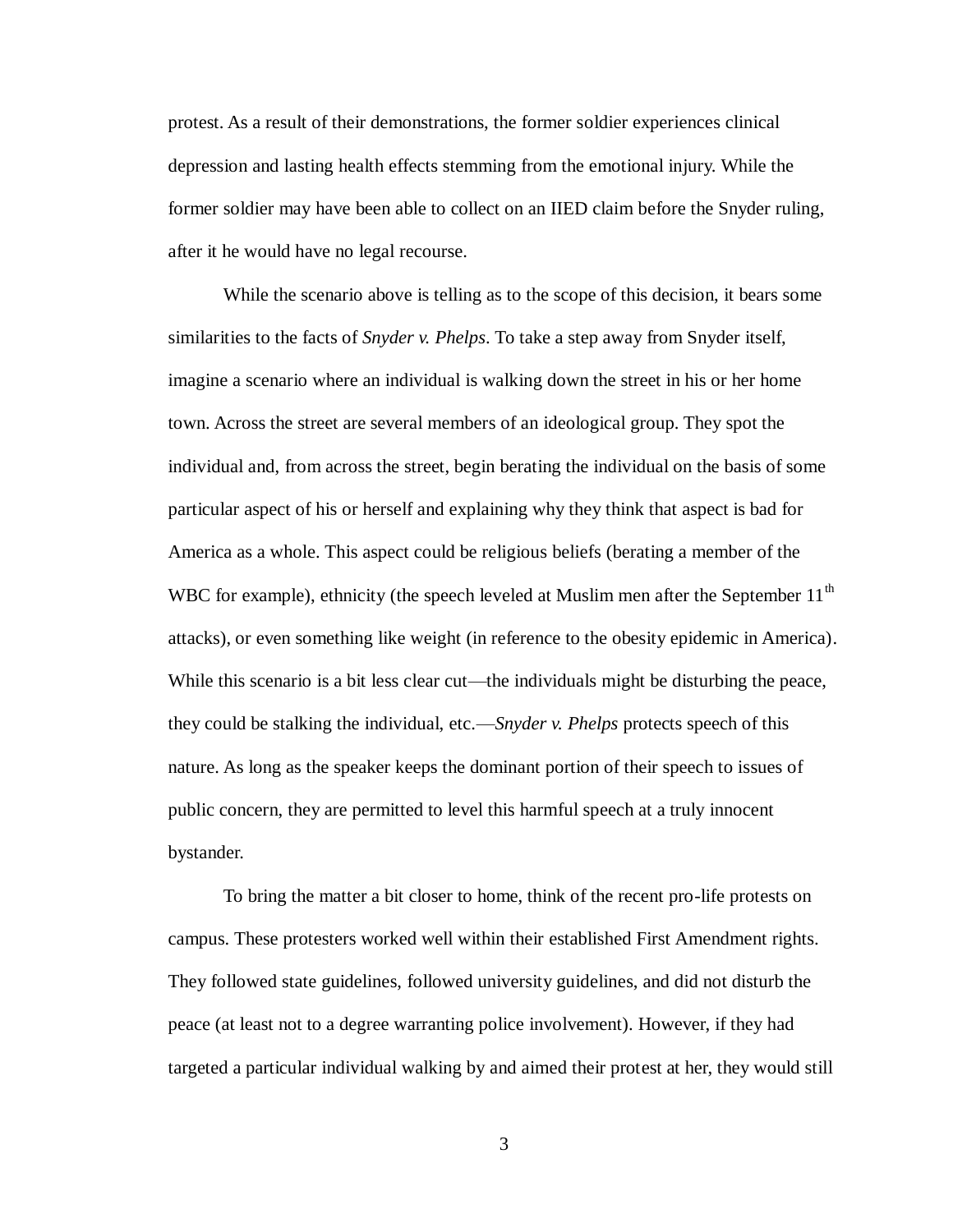protest. As a result of their demonstrations, the former soldier experiences clinical depression and lasting health effects stemming from the emotional injury. While the former soldier may have been able to collect on an IIED claim before the Snyder ruling, after it he would have no legal recourse.

While the scenario above is telling as to the scope of this decision, it bears some similarities to the facts of *Snyder v. Phelps*. To take a step away from Snyder itself, imagine a scenario where an individual is walking down the street in his or her home town. Across the street are several members of an ideological group. They spot the individual and, from across the street, begin berating the individual on the basis of some particular aspect of his or herself and explaining why they think that aspect is bad for America as a whole. This aspect could be religious beliefs (berating a member of the WBC for example), ethnicity (the speech leveled at Muslim men after the September 11th attacks), or even something like weight (in reference to the obesity epidemic in America). While this scenario is a bit less clear cut—the individuals might be disturbing the peace, they could be stalking the individual, etc.—*Snyder v. Phelps* protects speech of this nature. As long as the speaker keeps the dominant portion of their speech to issues of public concern, they are permitted to level this harmful speech at a truly innocent bystander.

To bring the matter a bit closer to home, think of the recent pro-life protests on campus. These protesters worked well within their established First Amendment rights. They followed state guidelines, followed university guidelines, and did not disturb the peace (at least not to a degree warranting police involvement). However, if they had targeted a particular individual walking by and aimed their protest at her, they would still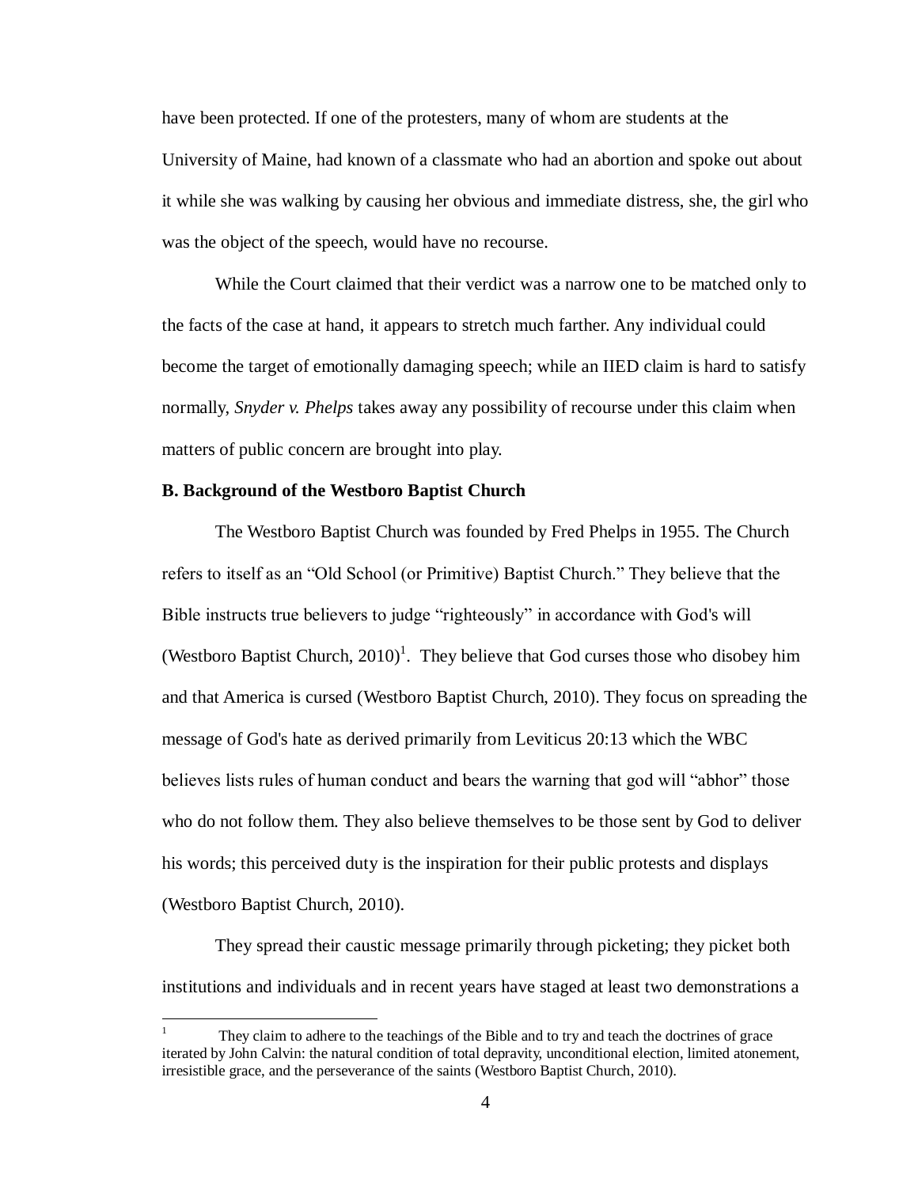have been protected. If one of the protesters, many of whom are students at the University of Maine, had known of a classmate who had an abortion and spoke out about it while she was walking by causing her obvious and immediate distress, she, the girl who was the object of the speech, would have no recourse.

While the Court claimed that their verdict was a narrow one to be matched only to the facts of the case at hand, it appears to stretch much farther. Any individual could become the target of emotionally damaging speech; while an IIED claim is hard to satisfy normally, *Snyder v. Phelps* takes away any possibility of recourse under this claim when matters of public concern are brought into play.

**B. Background of the Westboro Baptist Church**

The Westboro Baptist Church was founded by Fred Phelps in 1955. The Church refers to itself as an "Old School (or Primitive) Baptist Church." They believe that the Bible instructs true believers to judge "righteously" in accordance with God's will (Westboro Baptist Church, 2010)[1]. They believe that God curses those who disobey him and that America is cursed (Westboro Baptist Church, 2010). They focus on spreading the message of God's hate as derived primarily from Leviticus 20:13 which the WBC believes lists rules of human conduct and bears the warning that god will "abhor" those who do not follow them. They also believe themselves to be those sent by God to deliver his words; this perceived duty is the inspiration for their public protests and displays (Westboro Baptist Church, 2010).

They spread their caustic message primarily through picketing; they picket both institutions and individuals and in recent years have staged at least two demonstrations a

[1] They claim to adhere to the teachings of the Bible and to try and teach the doctrines of grace iterated by John Calvin: the natural condition of total depravity, unconditional election, limited atonement, irresistible grace, and the perseverance of the saints (Westboro Baptist Church, 2010).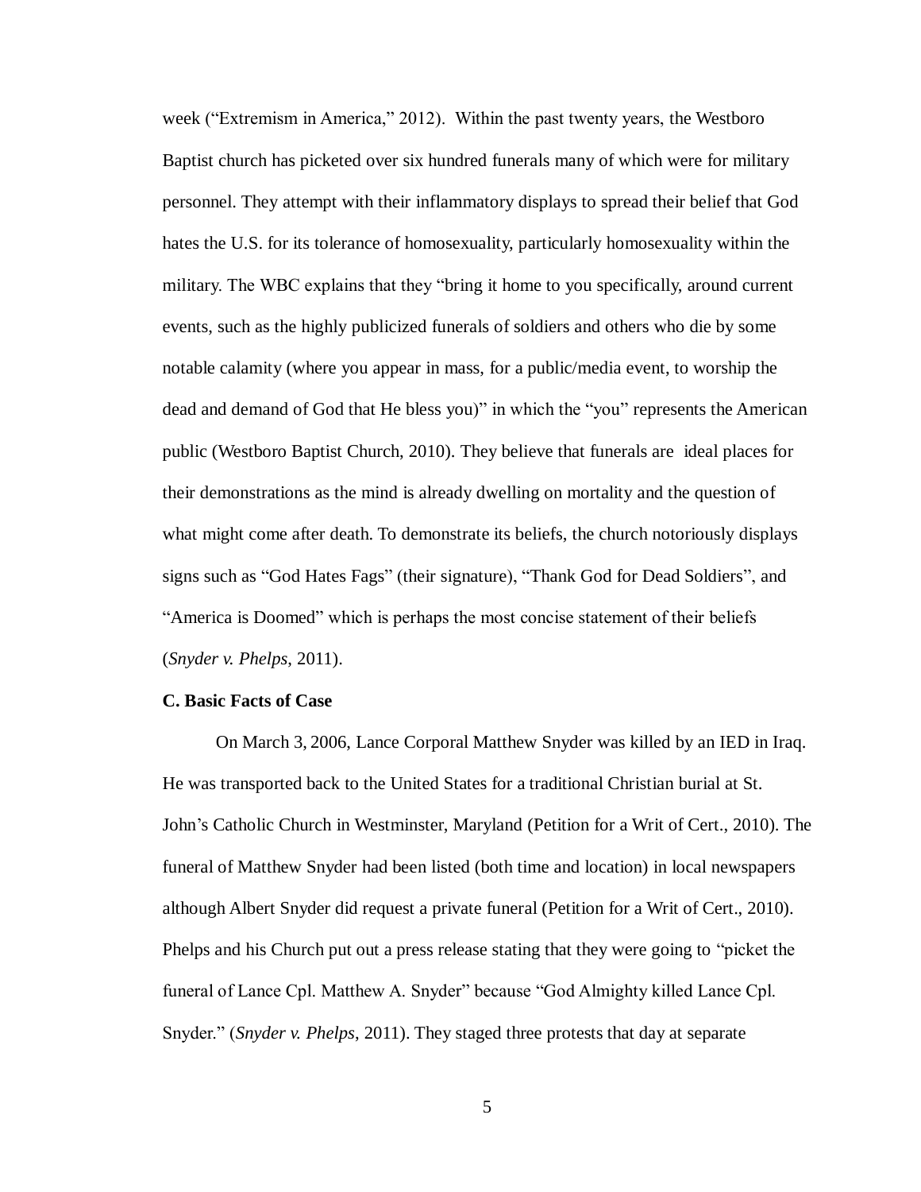week ("Extremism in America," 2012). Within the past twenty years, the Westboro Baptist church has picketed over six hundred funerals many of which were for military personnel. They attempt with their inflammatory displays to spread their belief that God hates the U.S. for its tolerance of homosexuality, particularly homosexuality within the military. The WBC explains that they "bring it home to you specifically, around current events, such as the highly publicized funerals of soldiers and others who die by some notable calamity (where you appear in mass, for a public/media event, to worship the dead and demand of God that He bless you)" in which the "you" represents the American public (Westboro Baptist Church, 2010). They believe that funerals are ideal places for their demonstrations as the mind is already dwelling on mortality and the question of what might come after death. To demonstrate its beliefs, the church notoriously displays signs such as "God Hates Fags" (their signature), "Thank God for Dead Soldiers", and "America is Doomed" which is perhaps the most concise statement of their beliefs (*Snyder v. Phelps*, 2011).

**C. Basic Facts of Case**

On March 3, 2006, Lance Corporal Matthew Snyder was killed by an IED in Iraq. He was transported back to the United States for a traditional Christian burial at St. John's Catholic Church in Westminster, Maryland (Petition for a Writ of Cert., 2010). The funeral of Matthew Snyder had been listed (both time and location) in local newspapers although Albert Snyder did request a private funeral (Petition for a Writ of Cert., 2010). Phelps and his Church put out a press release stating that they were going to "picket the funeral of Lance Cpl. Matthew A. Snyder" because "God Almighty killed Lance Cpl. Snyder." (*Snyder v. Phelps*, 2011). They staged three protests that day at separate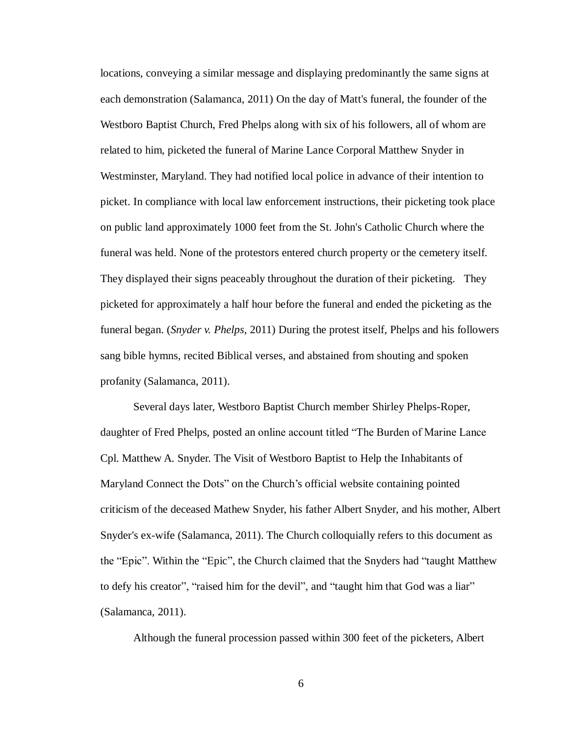locations, conveying a similar message and displaying predominantly the same signs at each demonstration (Salamanca, 2011) On the day of Matt's funeral, the founder of the Westboro Baptist Church, Fred Phelps along with six of his followers, all of whom are related to him, picketed the funeral of Marine Lance Corporal Matthew Snyder in Westminster, Maryland. They had notified local police in advance of their intention to picket. In compliance with local law enforcement instructions, their picketing took place on public land approximately 1000 feet from the St. John's Catholic Church where the funeral was held. None of the protestors entered church property or the cemetery itself. They displayed their signs peaceably throughout the duration of their picketing. They picketed for approximately a half hour before the funeral and ended the picketing as the funeral began. (*Snyder v. Phelps*, 2011) During the protest itself, Phelps and his followers sang bible hymns, recited Biblical verses, and abstained from shouting and spoken profanity (Salamanca, 2011).

Several days later, Westboro Baptist Church member Shirley Phelps-Roper, daughter of Fred Phelps, posted an online account titled "The Burden of Marine Lance Cpl. Matthew A. Snyder. The Visit of Westboro Baptist to Help the Inhabitants of Maryland Connect the Dots" on the Church's official website containing pointed criticism of the deceased Mathew Snyder, his father Albert Snyder, and his mother, Albert Snyder's ex-wife (Salamanca, 2011). The Church colloquially refers to this document as the "Epic". Within the "Epic", the Church claimed that the Snyders had "taught Matthew to defy his creator", "raised him for the devil", and "taught him that God was a liar" (Salamanca, 2011).

Although the funeral procession passed within 300 feet of the picketers, Albert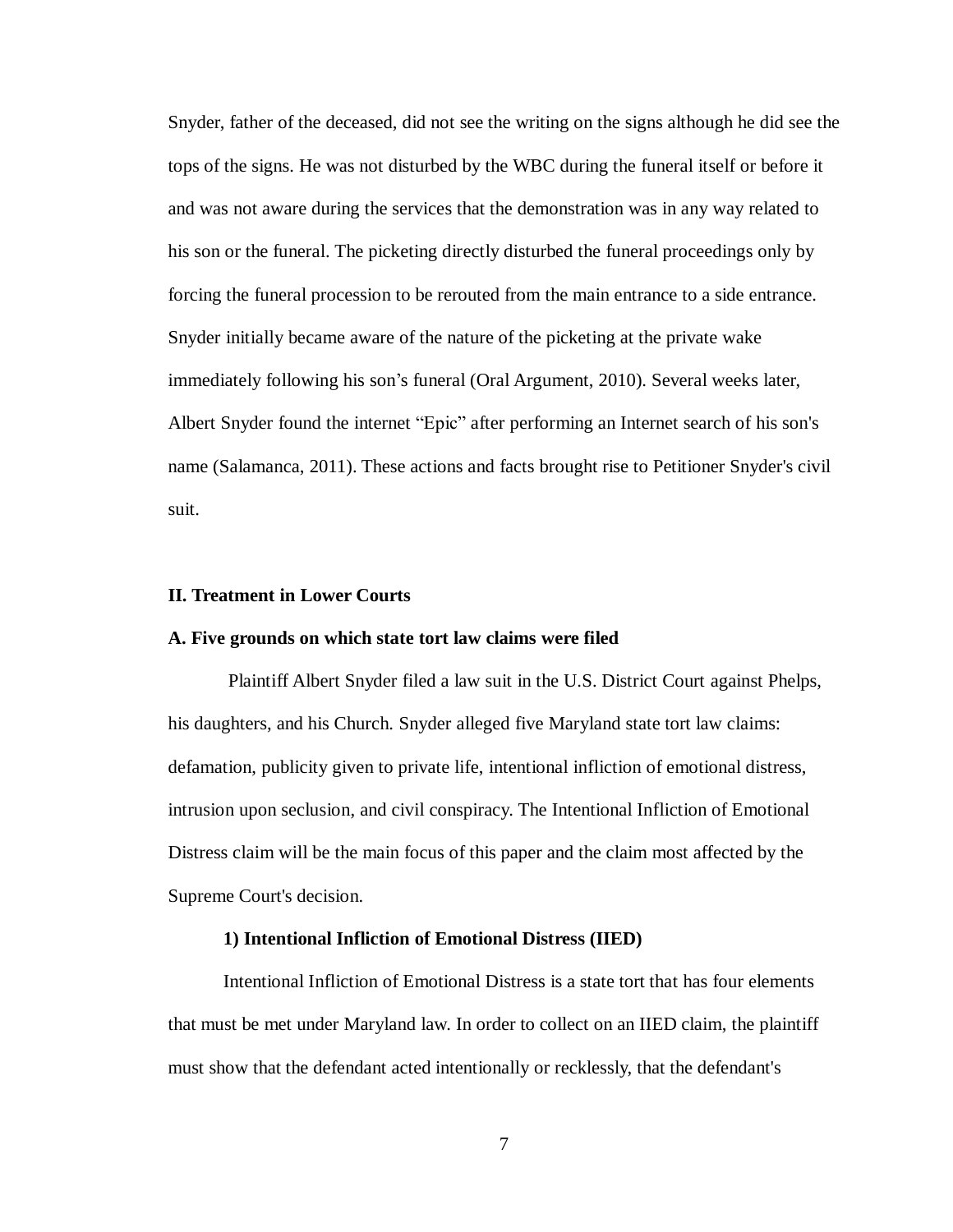Snyder, father of the deceased, did not see the writing on the signs although he did see the tops of the signs. He was not disturbed by the WBC during the funeral itself or before it and was not aware during the services that the demonstration was in any way related to his son or the funeral. The picketing directly disturbed the funeral proceedings only by forcing the funeral procession to be rerouted from the main entrance to a side entrance. Snyder initially became aware of the nature of the picketing at the private wake immediately following his son's funeral (Oral Argument, 2010). Several weeks later, Albert Snyder found the internet "Epic" after performing an Internet search of his son's name (Salamanca, 2011). These actions and facts brought rise to Petitioner Snyder's civil suit.

## II. Treatment in Lower Courts

### A. Five grounds on which state tort law claims were filed

Plaintiff Albert Snyder filed a law suit in the U.S. District Court against Phelps, his daughters, and his Church. Snyder alleged five Maryland state tort law claims: defamation, publicity given to private life, intentional infliction of emotional distress, intrusion upon seclusion, and civil conspiracy. The Intentional Infliction of Emotional Distress claim will be the main focus of this paper and the claim most affected by the Supreme Court's decision.

#### 1) Intentional Infliction of Emotional Distress (IIED)

Intentional Infliction of Emotional Distress is a state tort that has four elements that must be met under Maryland law. In order to collect on an IIED claim, the plaintiff must show that the defendant acted intentionally or recklessly, that the defendant's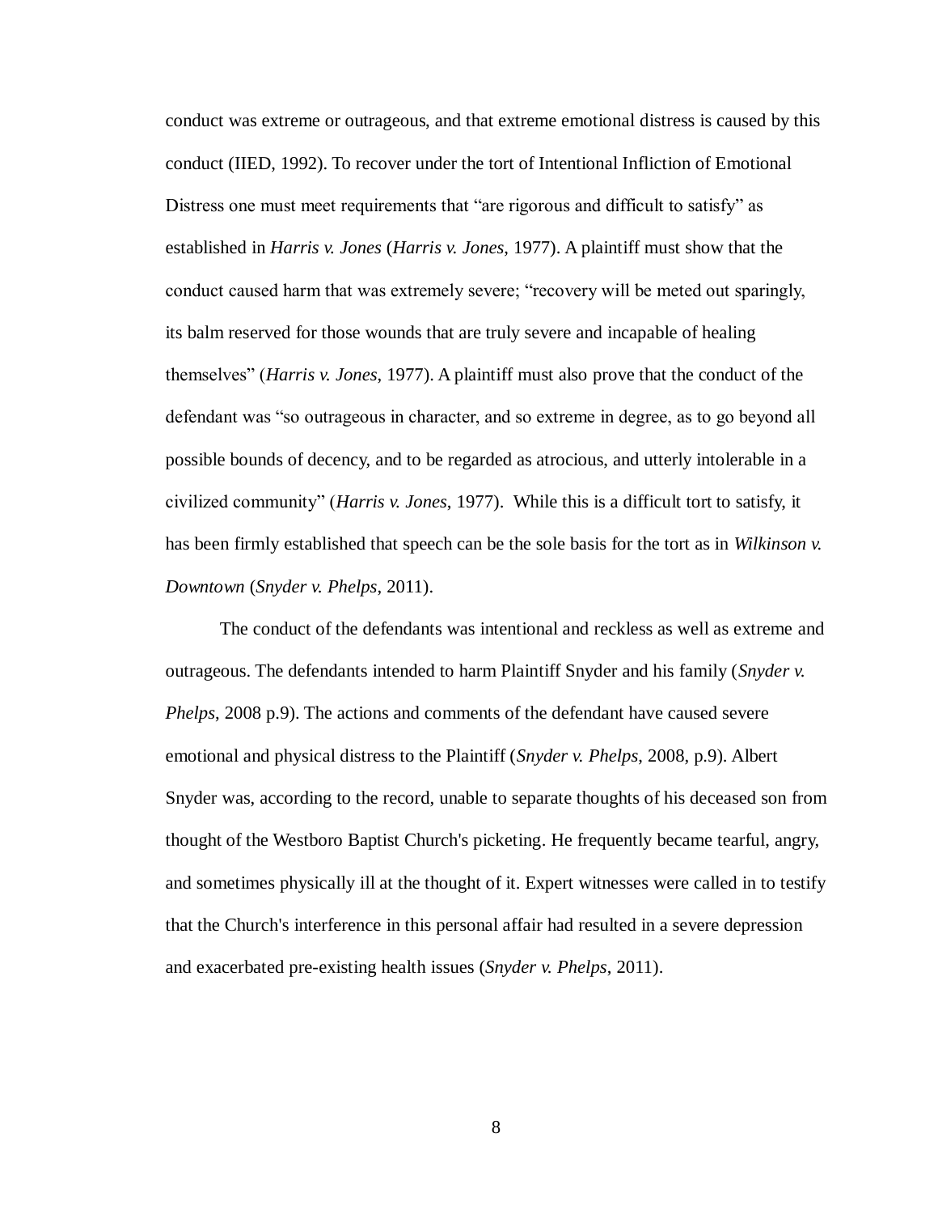conduct was extreme or outrageous, and that extreme emotional distress is caused by this conduct (IIED, 1992). To recover under the tort of Intentional Infliction of Emotional Distress one must meet requirements that "are rigorous and difficult to satisfy" as established in *Harris v. Jones* (*Harris v. Jones*, 1977). A plaintiff must show that the conduct caused harm that was extremely severe; "recovery will be meted out sparingly, its balm reserved for those wounds that are truly severe and incapable of healing themselves" (*Harris v. Jones*, 1977). A plaintiff must also prove that the conduct of the defendant was "so outrageous in character, and so extreme in degree, as to go beyond all possible bounds of decency, and to be regarded as atrocious, and utterly intolerable in a civilized community" (*Harris v. Jones*, 1977). While this is a difficult tort to satisfy, it has been firmly established that speech can be the sole basis for the tort as in *Wilkinson v. Downtown* (*Snyder v. Phelps*, 2011).

The conduct of the defendants was intentional and reckless as well as extreme and outrageous. The defendants intended to harm Plaintiff Snyder and his family (*Snyder v. Phelps*, 2008 p.9). The actions and comments of the defendant have caused severe emotional and physical distress to the Plaintiff (*Snyder v. Phelps*, 2008, p.9). Albert Snyder was, according to the record, unable to separate thoughts of his deceased son from thought of the Westboro Baptist Church's picketing. He frequently became tearful, angry, and sometimes physically ill at the thought of it. Expert witnesses were called in to testify that the Church's interference in this personal affair had resulted in a severe depression and exacerbated pre-existing health issues (*Snyder v. Phelps*, 2011).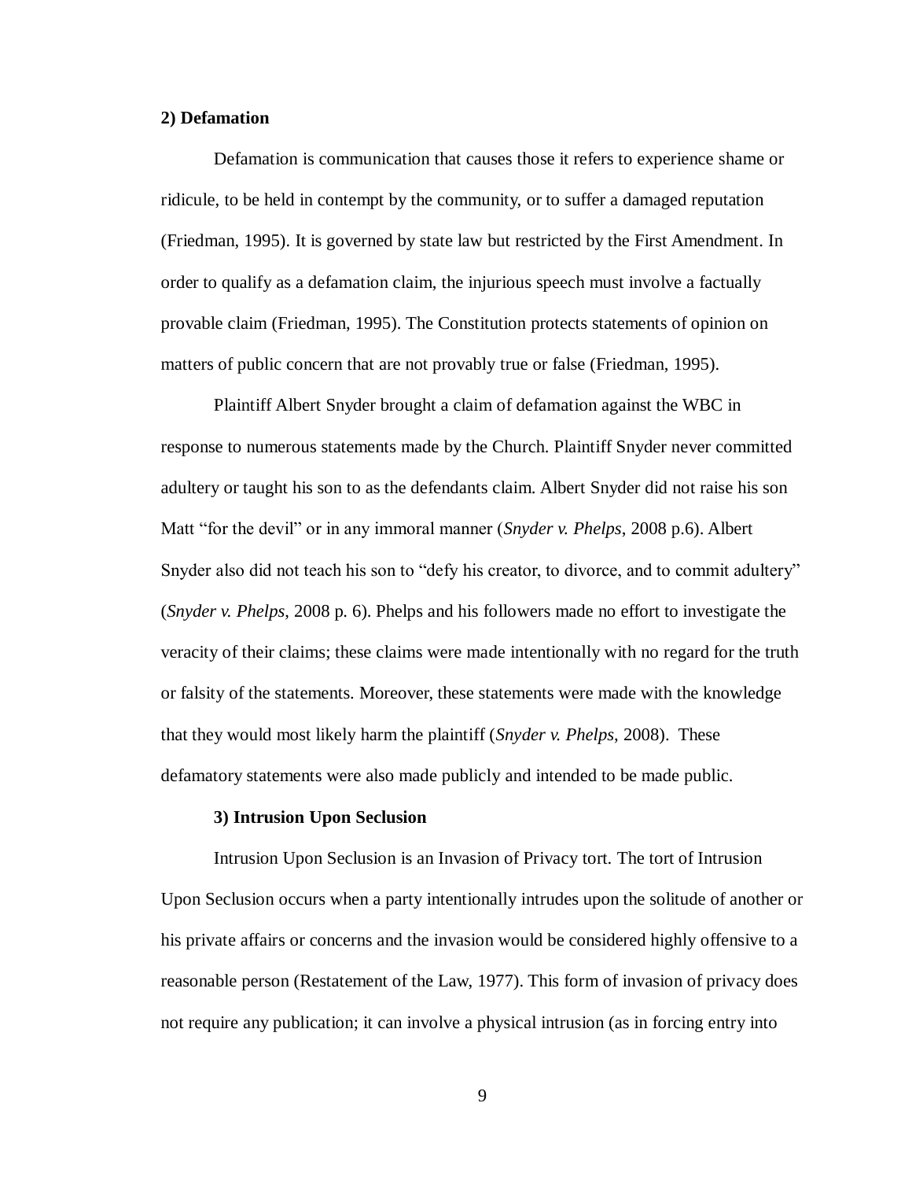**2) Defamation**

Defamation is communication that causes those it refers to experience shame or ridicule, to be held in contempt by the community, or to suffer a damaged reputation (Friedman, 1995). It is governed by state law but restricted by the First Amendment. In order to qualify as a defamation claim, the injurious speech must involve a factually provable claim (Friedman, 1995). The Constitution protects statements of opinion on matters of public concern that are not provably true or false (Friedman, 1995).

Plaintiff Albert Snyder brought a claim of defamation against the WBC in response to numerous statements made by the Church. Plaintiff Snyder never committed adultery or taught his son to as the defendants claim. Albert Snyder did not raise his son Matt "for the devil" or in any immoral manner (*Snyder v. Phelps*, 2008 p.6). Albert Snyder also did not teach his son to "defy his creator, to divorce, and to commit adultery" (*Snyder v. Phelps*, 2008 p. 6). Phelps and his followers made no effort to investigate the veracity of their claims; these claims were made intentionally with no regard for the truth or falsity of the statements. Moreover, these statements were made with the knowledge that they would most likely harm the plaintiff (*Snyder v. Phelps*, 2008). These defamatory statements were also made publicly and intended to be made public.

**3) Intrusion Upon Seclusion**

Intrusion Upon Seclusion is an Invasion of Privacy tort. The tort of Intrusion Upon Seclusion occurs when a party intentionally intrudes upon the solitude of another or his private affairs or concerns and the invasion would be considered highly offensive to a reasonable person (Restatement of the Law, 1977). This form of invasion of privacy does not require any publication; it can involve a physical intrusion (as in forcing entry into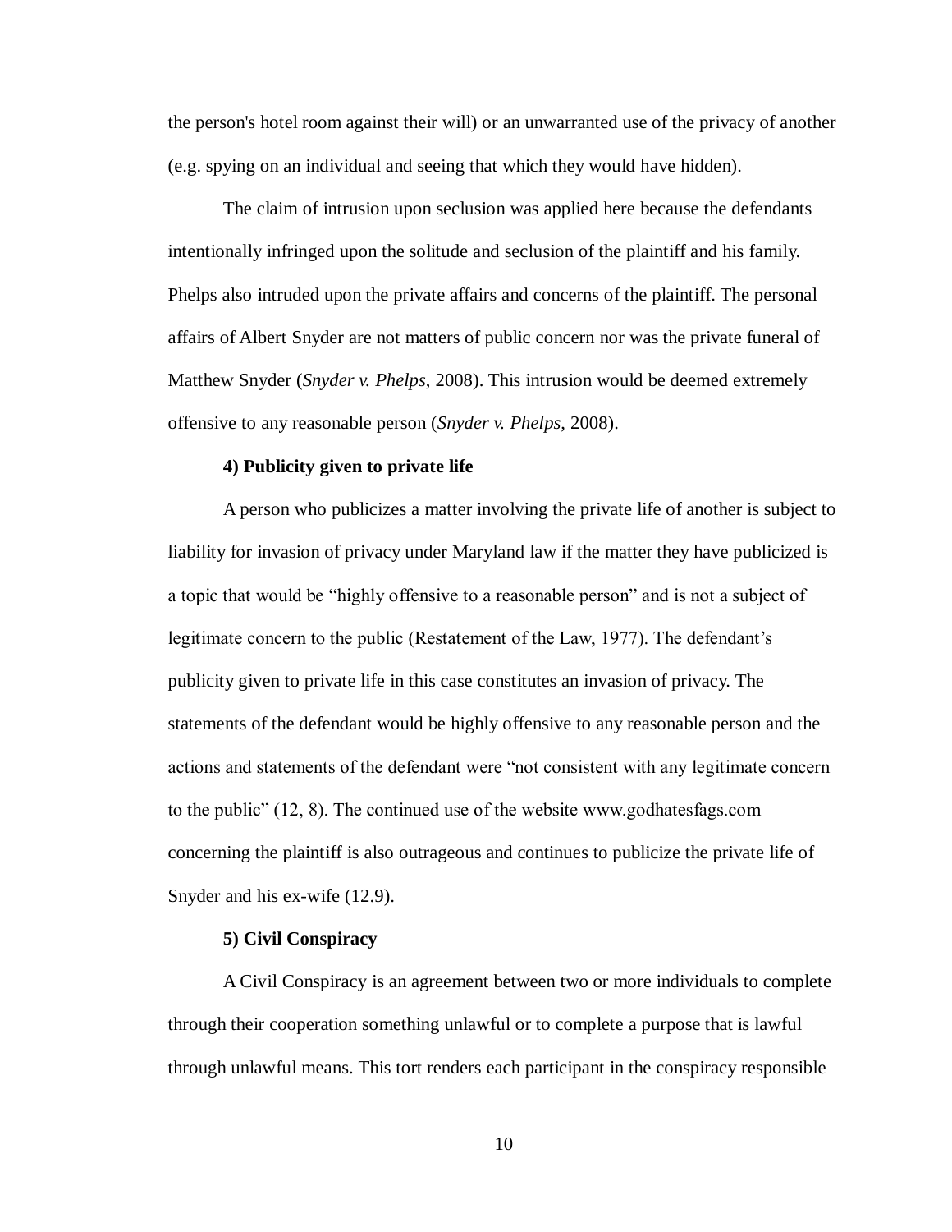the person's hotel room against their will) or an unwarranted use of the privacy of another (e.g. spying on an individual and seeing that which they would have hidden).

The claim of intrusion upon seclusion was applied here because the defendants intentionally infringed upon the solitude and seclusion of the plaintiff and his family. Phelps also intruded upon the private affairs and concerns of the plaintiff. The personal affairs of Albert Snyder are not matters of public concern nor was the private funeral of Matthew Snyder (*Snyder v. Phelps*, 2008). This intrusion would be deemed extremely offensive to any reasonable person (*Snyder v. Phelps*, 2008).

**4) Publicity given to private life**

A person who publicizes a matter involving the private life of another is subject to liability for invasion of privacy under Maryland law if the matter they have publicized is a topic that would be "highly offensive to a reasonable person" and is not a subject of legitimate concern to the public (Restatement of the Law, 1977). The defendant's publicity given to private life in this case constitutes an invasion of privacy. The statements of the defendant would be highly offensive to any reasonable person and the actions and statements of the defendant were "not consistent with any legitimate concern to the public" (12, 8). The continued use of the website www.godhatesfags.com concerning the plaintiff is also outrageous and continues to publicize the private life of Snyder and his ex-wife (12.9).

**5) Civil Conspiracy**

A Civil Conspiracy is an agreement between two or more individuals to complete through their cooperation something unlawful or to complete a purpose that is lawful through unlawful means. This tort renders each participant in the conspiracy responsible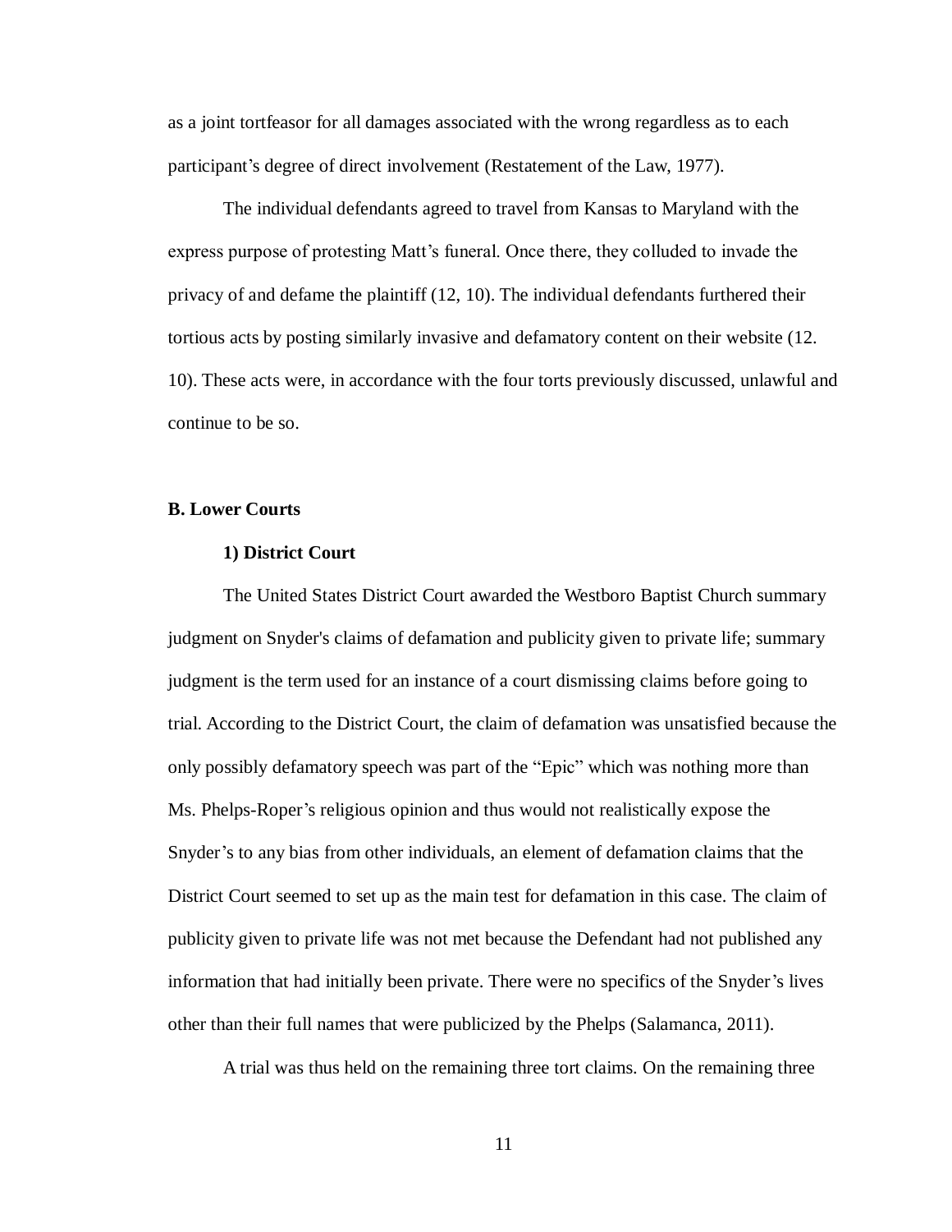as a joint tortfeasor for all damages associated with the wrong regardless as to each participant's degree of direct involvement (Restatement of the Law, 1977).

The individual defendants agreed to travel from Kansas to Maryland with the express purpose of protesting Matt's funeral. Once there, they colluded to invade the privacy of and defame the plaintiff (12, 10). The individual defendants furthered their tortious acts by posting similarly invasive and defamatory content on their website (12. 10). These acts were, in accordance with the four torts previously discussed, unlawful and continue to be so.

### B. Lower Courts

#### 1) District Court

The United States District Court awarded the Westboro Baptist Church summary judgment on Snyder's claims of defamation and publicity given to private life; summary judgment is the term used for an instance of a court dismissing claims before going to trial. According to the District Court, the claim of defamation was unsatisfied because the only possibly defamatory speech was part of the "Epic" which was nothing more than Ms. Phelps-Roper's religious opinion and thus would not realistically expose the Snyder's to any bias from other individuals, an element of defamation claims that the District Court seemed to set up as the main test for defamation in this case. The claim of publicity given to private life was not met because the Defendant had not published any information that had initially been private. There were no specifics of the Snyder's lives other than their full names that were publicized by the Phelps (Salamanca, 2011).

A trial was thus held on the remaining three tort claims. On the remaining three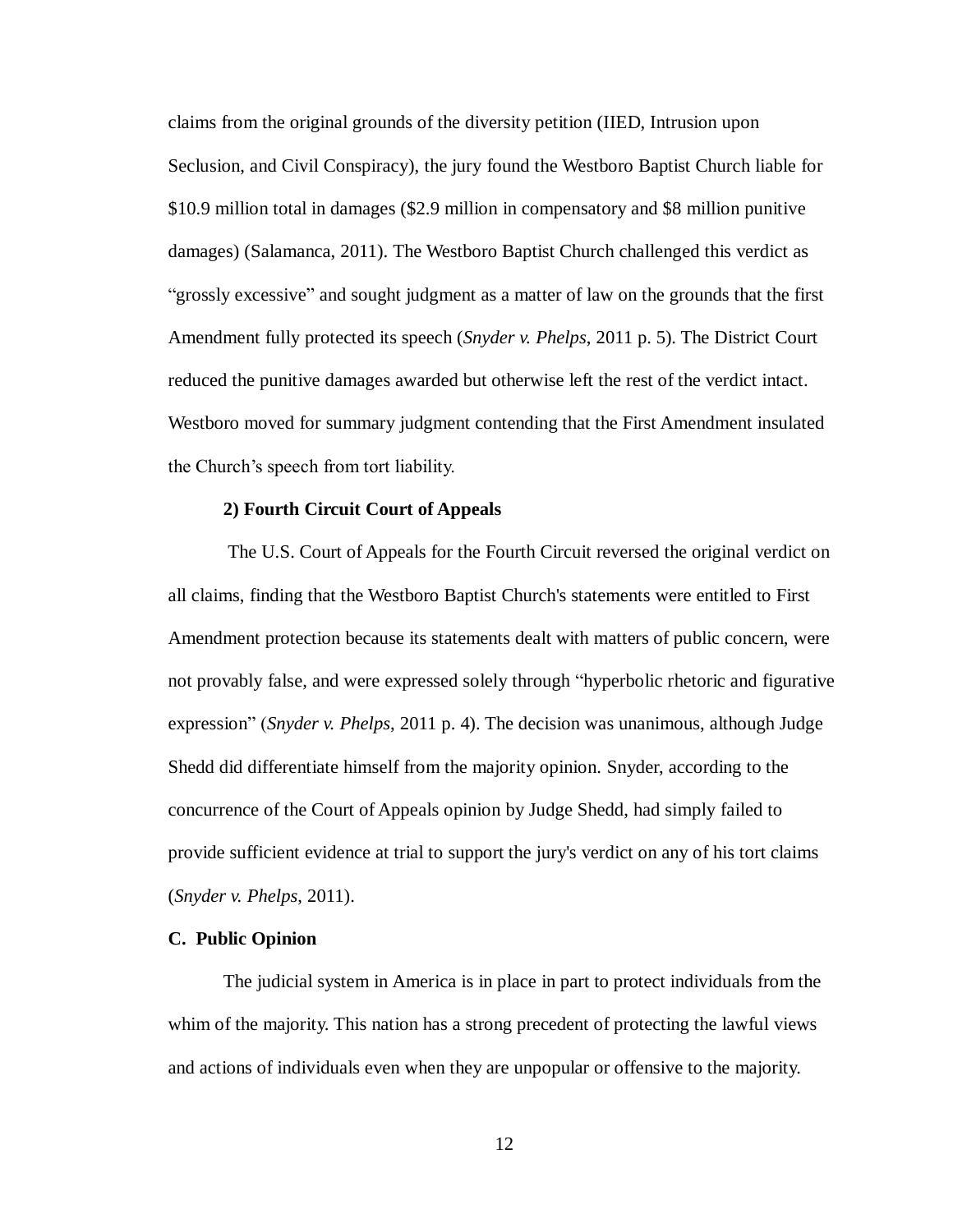claims from the original grounds of the diversity petition (IIED, Intrusion upon Seclusion, and Civil Conspiracy), the jury found the Westboro Baptist Church liable for $10.9 million total in damages ($2.9 million in compensatory and $8 million punitive damages) (Salamanca, 2011). The Westboro Baptist Church challenged this verdict as "grossly excessive" and sought judgment as a matter of law on the grounds that the first Amendment fully protected its speech (*Snyder v. Phelps*, 2011 p. 5). The District Court reduced the punitive damages awarded but otherwise left the rest of the verdict intact. Westboro moved for summary judgment contending that the First Amendment insulated the Church's speech from tort liability.

**2) Fourth Circuit Court of Appeals**

The U.S. Court of Appeals for the Fourth Circuit reversed the original verdict on all claims, finding that the Westboro Baptist Church's statements were entitled to First Amendment protection because its statements dealt with matters of public concern, were not provably false, and were expressed solely through "hyperbolic rhetoric and figurative expression" (*Snyder v. Phelps*, 2011 p. 4). The decision was unanimous, although Judge Shedd did differentiate himself from the majority opinion. Snyder, according to the concurrence of the Court of Appeals opinion by Judge Shedd, had simply failed to provide sufficient evidence at trial to support the jury's verdict on any of his tort claims (*Snyder v. Phelps*, 2011).

**C. Public Opinion**

The judicial system in America is in place in part to protect individuals from the whim of the majority. This nation has a strong precedent of protecting the lawful views and actions of individuals even when they are unpopular or offensive to the majority.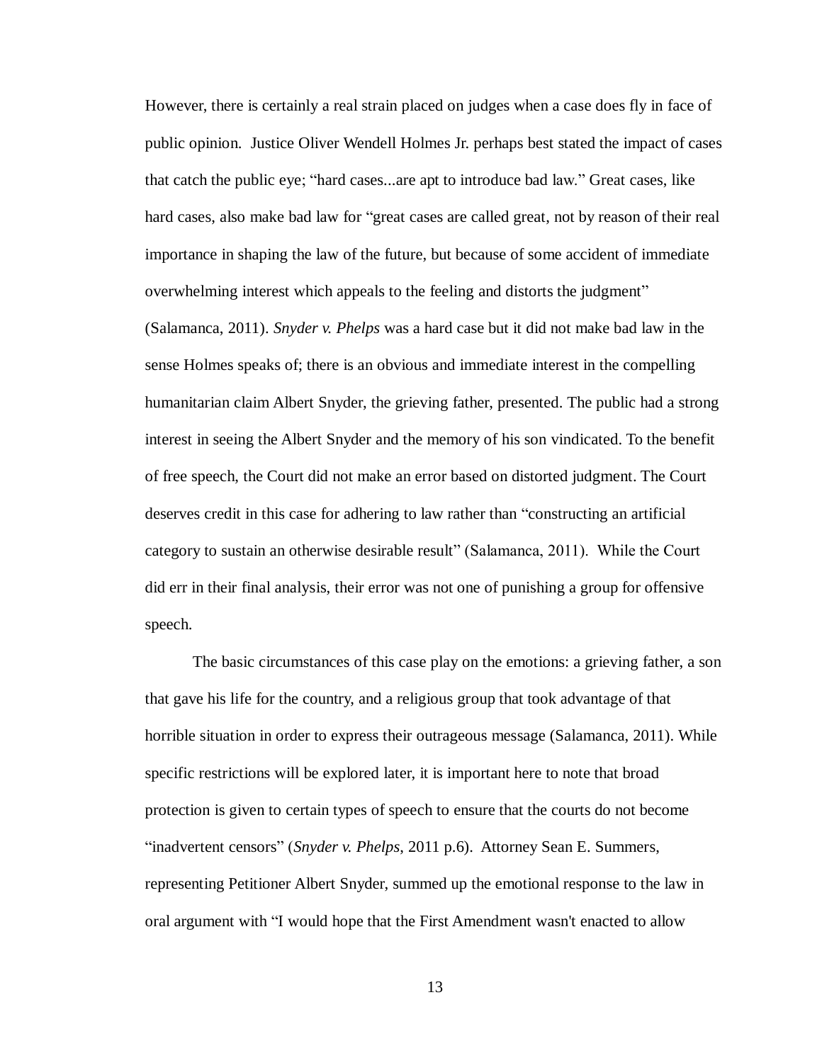However, there is certainly a real strain placed on judges when a case does fly in face of public opinion. Justice Oliver Wendell Holmes Jr. perhaps best stated the impact of cases that catch the public eye; “hard cases...are apt to introduce bad law.” Great cases, like hard cases, also make bad law for “great cases are called great, not by reason of their real importance in shaping the law of the future, but because of some accident of immediate overwhelming interest which appeals to the feeling and distorts the judgment” (Salamanca, 2011). *Snyder v. Phelps* was a hard case but it did not make bad law in the sense Holmes speaks of; there is an obvious and immediate interest in the compelling humanitarian claim Albert Snyder, the grieving father, presented. The public had a strong interest in seeing the Albert Snyder and the memory of his son vindicated. To the benefit of free speech, the Court did not make an error based on distorted judgment. The Court deserves credit in this case for adhering to law rather than “constructing an artificial category to sustain an otherwise desirable result” (Salamanca, 2011). While the Court did err in their final analysis, their error was not one of punishing a group for offensive speech.

The basic circumstances of this case play on the emotions: a grieving father, a son that gave his life for the country, and a religious group that took advantage of that horrible situation in order to express their outrageous message (Salamanca, 2011). While specific restrictions will be explored later, it is important here to note that broad protection is given to certain types of speech to ensure that the courts do not become “inadvertent censors” (*Snyder v. Phelps*, 2011 p.6). Attorney Sean E. Summers, representing Petitioner Albert Snyder, summed up the emotional response to the law in oral argument with “I would hope that the First Amendment wasn't enacted to allow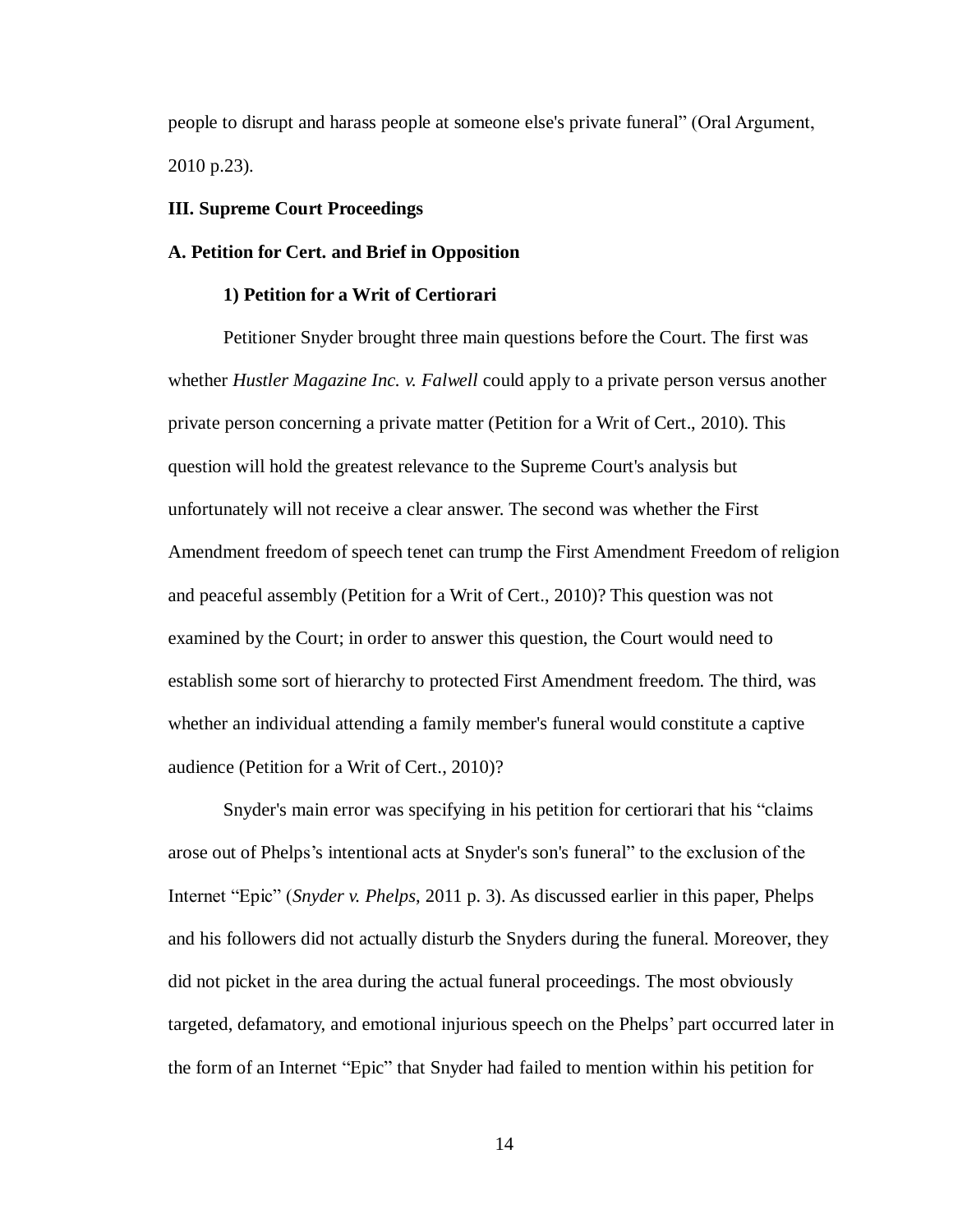people to disrupt and harass people at someone else's private funeral" (Oral Argument, 2010 p.23).

## III. Supreme Court Proceedings

### A. Petition for Cert. and Brief in Opposition

#### 1) Petition for a Writ of Certiorari

Petitioner Snyder brought three main questions before the Court. The first was whether *Hustler Magazine Inc. v. Falwell* could apply to a private person versus another private person concerning a private matter (Petition for a Writ of Cert., 2010). This question will hold the greatest relevance to the Supreme Court's analysis but unfortunately will not receive a clear answer. The second was whether the First Amendment freedom of speech tenet can trump the First Amendment Freedom of religion and peaceful assembly (Petition for a Writ of Cert., 2010)? This question was not examined by the Court; in order to answer this question, the Court would need to establish some sort of hierarchy to protected First Amendment freedom. The third, was whether an individual attending a family member's funeral would constitute a captive audience (Petition for a Writ of Cert., 2010)?

Snyder's main error was specifying in his petition for certiorari that his "claims arose out of Phelps's intentional acts at Snyder's son's funeral" to the exclusion of the Internet "Epic" (*Snyder v. Phelps*, 2011 p. 3). As discussed earlier in this paper, Phelps and his followers did not actually disturb the Snyders during the funeral. Moreover, they did not picket in the area during the actual funeral proceedings. The most obviously targeted, defamatory, and emotional injurious speech on the Phelps' part occurred later in the form of an Internet "Epic" that Snyder had failed to mention within his petition for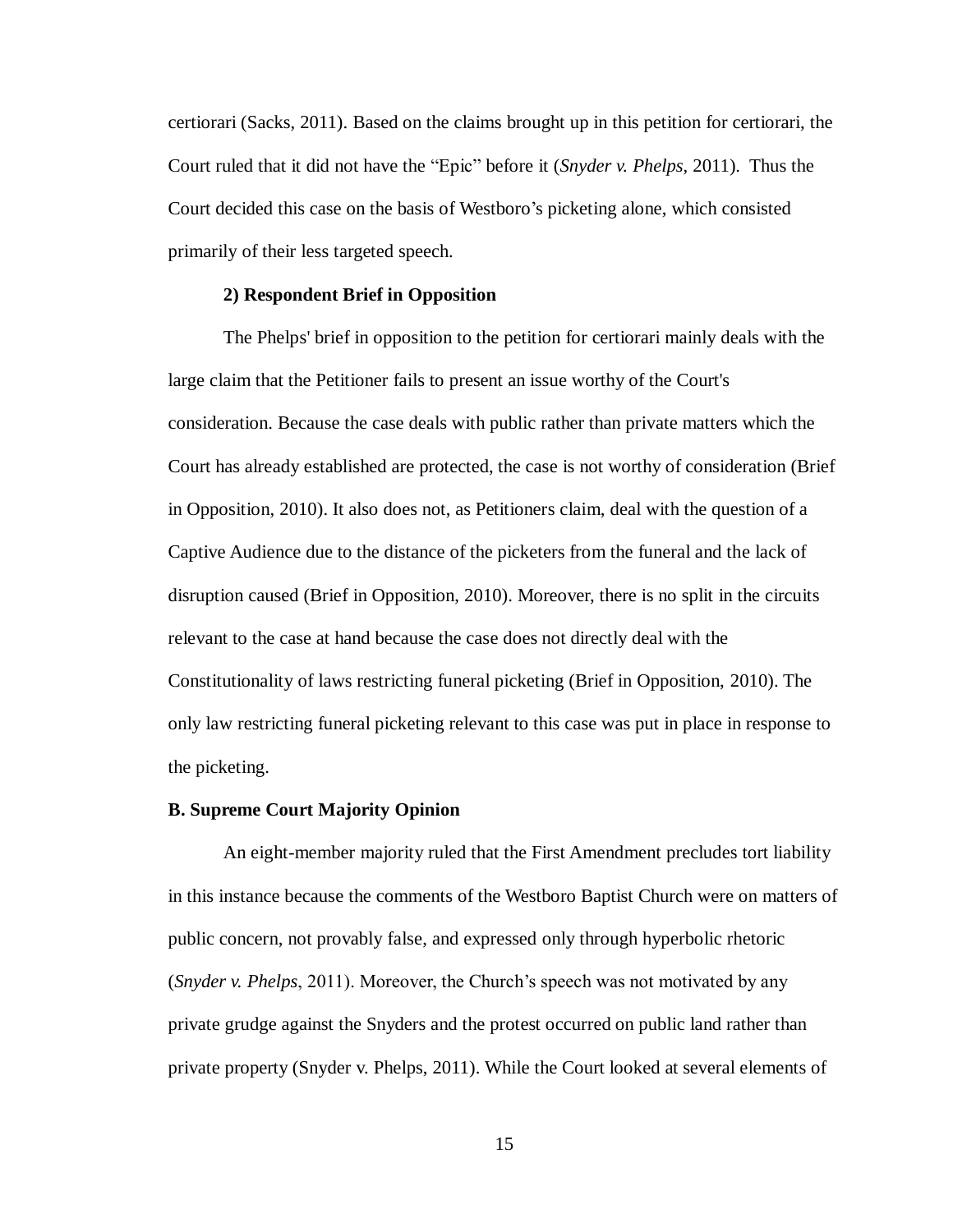certiorari (Sacks, 2011). Based on the claims brought up in this petition for certiorari, the Court ruled that it did not have the "Epic" before it (*Snyder v. Phelps*, 2011). Thus the Court decided this case on the basis of Westboro's picketing alone, which consisted primarily of their less targeted speech.

**2) Respondent Brief in Opposition**

The Phelps' brief in opposition to the petition for certiorari mainly deals with the large claim that the Petitioner fails to present an issue worthy of the Court's consideration. Because the case deals with public rather than private matters which the Court has already established are protected, the case is not worthy of consideration (Brief in Opposition, 2010). It also does not, as Petitioners claim, deal with the question of a Captive Audience due to the distance of the picketers from the funeral and the lack of disruption caused (Brief in Opposition, 2010). Moreover, there is no split in the circuits relevant to the case at hand because the case does not directly deal with the Constitutionality of laws restricting funeral picketing (Brief in Opposition, 2010). The only law restricting funeral picketing relevant to this case was put in place in response to the picketing.

**B. Supreme Court Majority Opinion**

An eight-member majority ruled that the First Amendment precludes tort liability in this instance because the comments of the Westboro Baptist Church were on matters of public concern, not provably false, and expressed only through hyperbolic rhetoric (*Snyder v. Phelps*, 2011). Moreover, the Church's speech was not motivated by any private grudge against the Snyders and the protest occurred on public land rather than private property (Snyder v. Phelps, 2011). While the Court looked at several elements of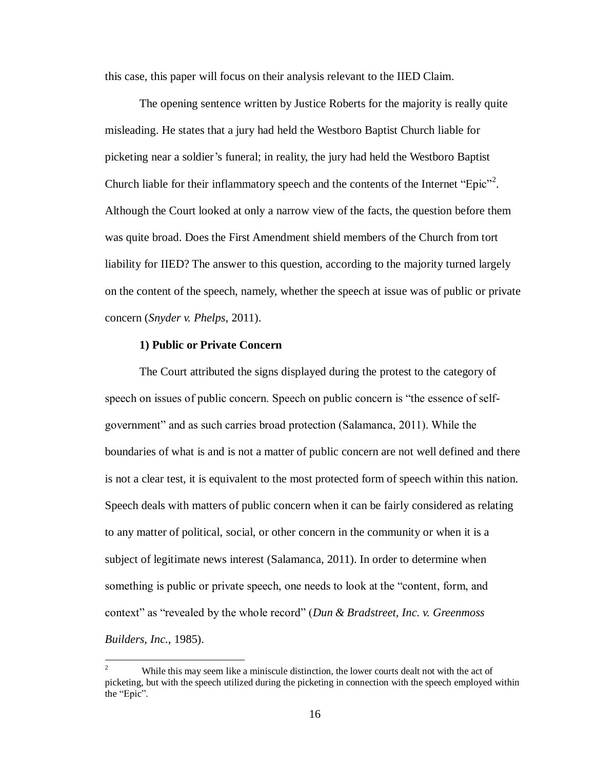this case, this paper will focus on their analysis relevant to the IIED Claim.

The opening sentence written by Justice Roberts for the majority is really quite misleading. He states that a jury had held the Westboro Baptist Church liable for picketing near a soldier's funeral; in reality, the jury had held the Westboro Baptist Church liable for their inflammatory speech and the contents of the Internet "Epic"[2]. Although the Court looked at only a narrow view of the facts, the question before them was quite broad. Does the First Amendment shield members of the Church from tort liability for IIED? The answer to this question, according to the majority turned largely on the content of the speech, namely, whether the speech at issue was of public or private concern (*Snyder v. Phelps*, 2011).

**1) Public or Private Concern**

The Court attributed the signs displayed during the protest to the category of speech on issues of public concern. Speech on public concern is "the essence of self-government" and as such carries broad protection (Salamanca, 2011). While the boundaries of what is and is not a matter of public concern are not well defined and there is not a clear test, it is equivalent to the most protected form of speech within this nation. Speech deals with matters of public concern when it can be fairly considered as relating to any matter of political, social, or other concern in the community or when it is a subject of legitimate news interest (Salamanca, 2011). In order to determine when something is public or private speech, one needs to look at the "content, form, and context" as "revealed by the whole record" (*Dun & Bradstreet, Inc. v. Greenmoss Builders, Inc.*, 1985).

[2] While this may seem like a miniscule distinction, the lower courts dealt not with the act of picketing, but with the speech utilized during the picketing in connection with the speech employed within the "Epic".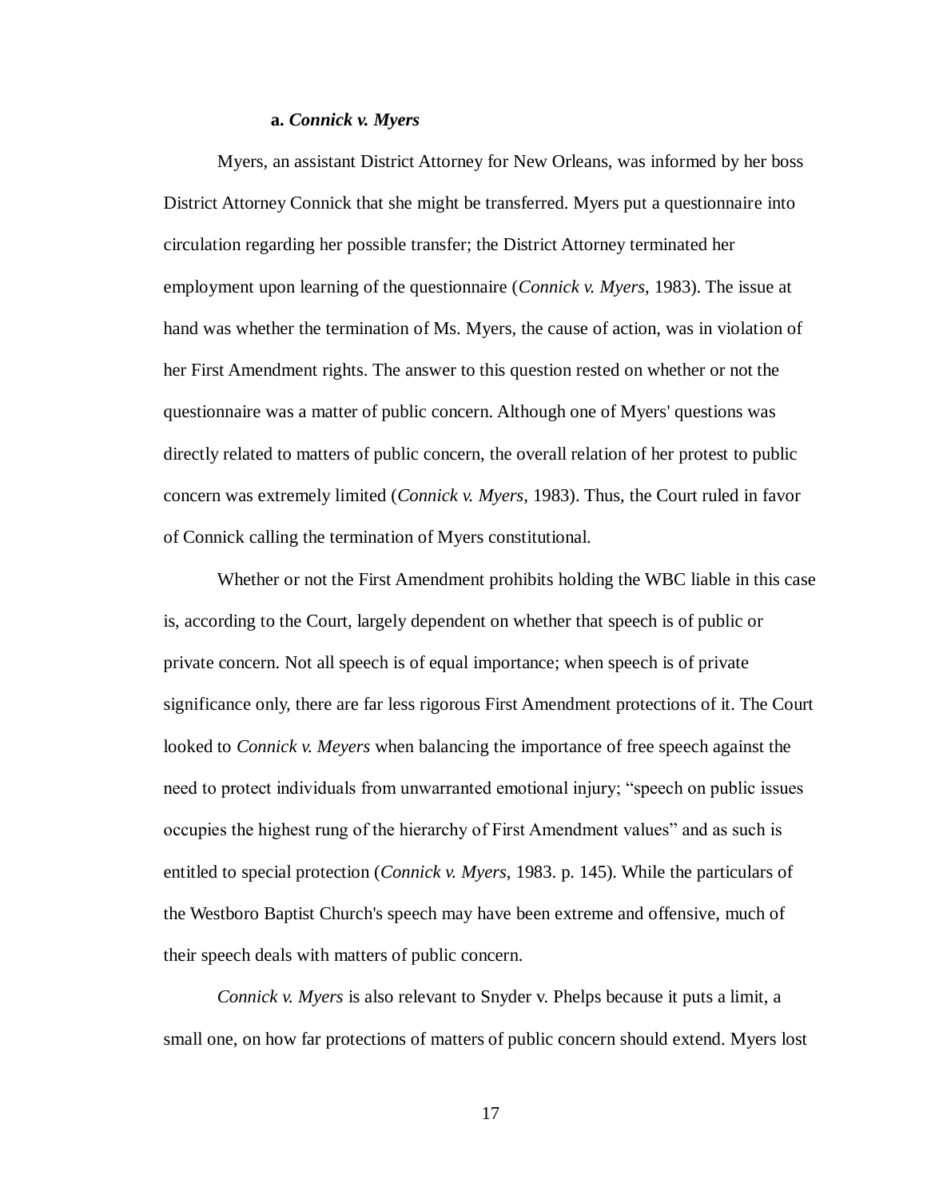#### a. *Connick v. Myers*

Myers, an assistant District Attorney for New Orleans, was informed by her boss District Attorney Connick that she might be transferred. Myers put a questionnaire into circulation regarding her possible transfer; the District Attorney terminated her employment upon learning of the questionnaire (*Connick v. Myers*, 1983). The issue at hand was whether the termination of Ms. Myers, the cause of action, was in violation of her First Amendment rights. The answer to this question rested on whether or not the questionnaire was a matter of public concern. Although one of Myers' questions was directly related to matters of public concern, the overall relation of her protest to public concern was extremely limited (*Connick v. Myers*, 1983). Thus, the Court ruled in favor of Connick calling the termination of Myers constitutional.

Whether or not the First Amendment prohibits holding the WBC liable in this case is, according to the Court, largely dependent on whether that speech is of public or private concern. Not all speech is of equal importance; when speech is of private significance only, there are far less rigorous First Amendment protections of it. The Court looked to *Connick v. Meyers* when balancing the importance of free speech against the need to protect individuals from unwarranted emotional injury; "speech on public issues occupies the highest rung of the hierarchy of First Amendment values" and as such is entitled to special protection (*Connick v. Myers*, 1983. p. 145). While the particulars of the Westboro Baptist Church's speech may have been extreme and offensive, much of their speech deals with matters of public concern.

*Connick v. Myers* is also relevant to Snyder v. Phelps because it puts a limit, a small one, on how far protections of matters of public concern should extend. Myers lost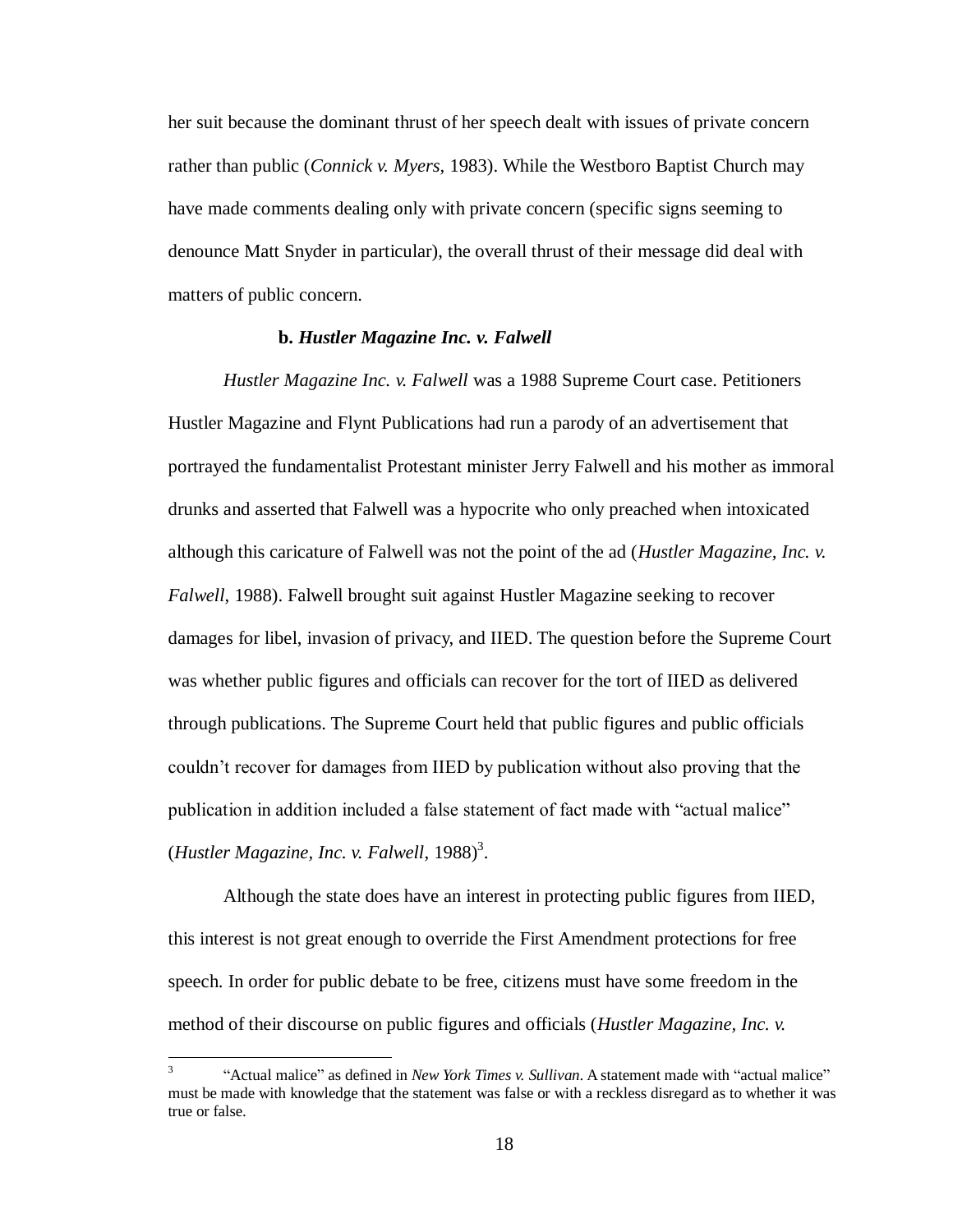her suit because the dominant thrust of her speech dealt with issues of private concern rather than public (*Connick v. Myers*, 1983). While the Westboro Baptist Church may have made comments dealing only with private concern (specific signs seeming to denounce Matt Snyder in particular), the overall thrust of their message did deal with matters of public concern.

### b. *Hustler Magazine Inc. v. Falwell*

*Hustler Magazine Inc. v. Falwell* was a 1988 Supreme Court case. Petitioners Hustler Magazine and Flynt Publications had run a parody of an advertisement that portrayed the fundamentalist Protestant minister Jerry Falwell and his mother as immoral drunks and asserted that Falwell was a hypocrite who only preached when intoxicated although this caricature of Falwell was not the point of the ad (*Hustler Magazine, Inc. v. Falwell*, 1988). Falwell brought suit against Hustler Magazine seeking to recover damages for libel, invasion of privacy, and IIED. The question before the Supreme Court was whether public figures and officials can recover for the tort of IIED as delivered through publications. The Supreme Court held that public figures and public officials couldn't recover for damages from IIED by publication without also proving that the publication in addition included a false statement of fact made with "actual malice" (*Hustler Magazine, Inc. v. Falwell*, 1988)[3].

Although the state does have an interest in protecting public figures from IIED, this interest is not great enough to override the First Amendment protections for free speech. In order for public debate to be free, citizens must have some freedom in the method of their discourse on public figures and officials (*Hustler Magazine, Inc. v.*

[3] "Actual malice" as defined in *New York Times v. Sullivan*. A statement made with "actual malice" must be made with knowledge that the statement was false or with a reckless disregard as to whether it was true or false.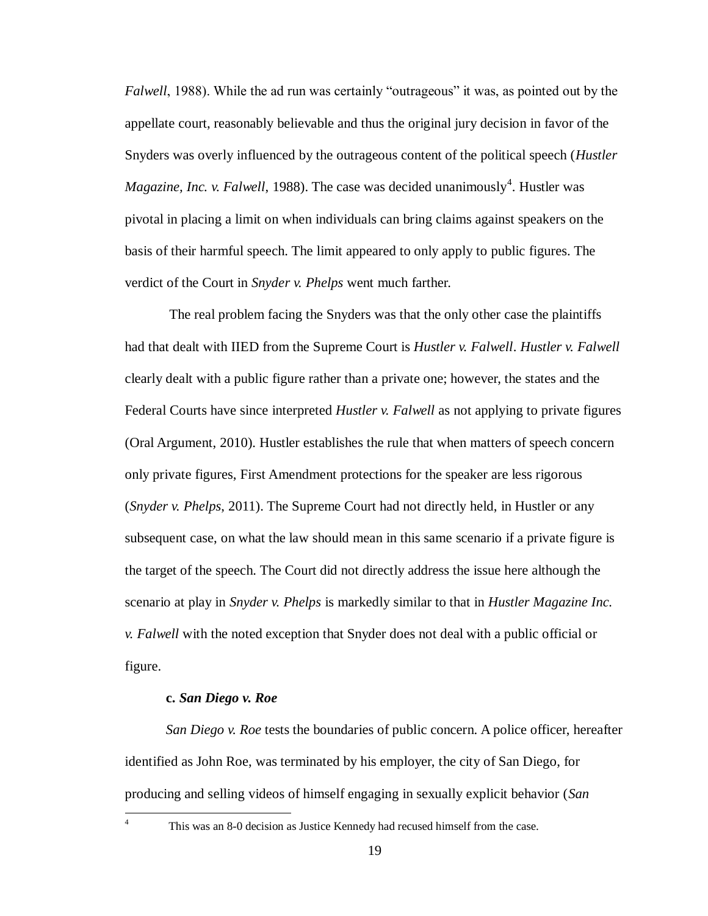*Falwell*, 1988). While the ad run was certainly "outrageous" it was, as pointed out by the appellate court, reasonably believable and thus the original jury decision in favor of the Snyders was overly influenced by the outrageous content of the political speech (*Hustler Magazine, Inc. v. Falwell*, 1988). The case was decided unanimously[4]. Hustler was pivotal in placing a limit on when individuals can bring claims against speakers on the basis of their harmful speech. The limit appeared to only apply to public figures. The verdict of the Court in *Snyder v. Phelps* went much farther.

The real problem facing the Snyders was that the only other case the plaintiffs had that dealt with IIED from the Supreme Court is *Hustler v. Falwell*. *Hustler v. Falwell* clearly dealt with a public figure rather than a private one; however, the states and the Federal Courts have since interpreted *Hustler v. Falwell* as not applying to private figures (Oral Argument, 2010). Hustler establishes the rule that when matters of speech concern only private figures, First Amendment protections for the speaker are less rigorous (*Snyder v. Phelps*, 2011). The Supreme Court had not directly held, in Hustler or any subsequent case, on what the law should mean in this same scenario if a private figure is the target of the speech. The Court did not directly address the issue here although the scenario at play in *Snyder v. Phelps* is markedly similar to that in *Hustler Magazine Inc. v. Falwell* with the noted exception that Snyder does not deal with a public official or figure.

**c. *San Diego v. Roe***

*San Diego v. Roe* tests the boundaries of public concern. A police officer, hereafter identified as John Roe, was terminated by his employer, the city of San Diego, for producing and selling videos of himself engaging in sexually explicit behavior (*San*

[4] This was an 8-0 decision as Justice Kennedy had recused himself from the case.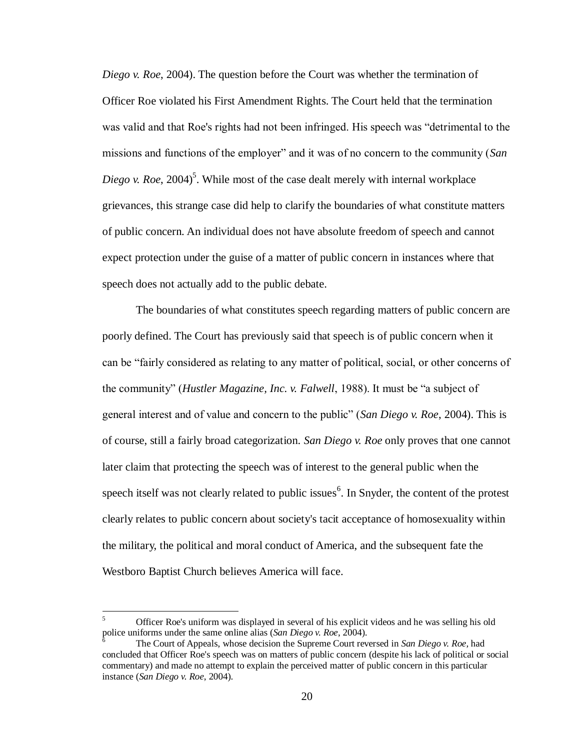*Diego v. Roe*, 2004). The question before the Court was whether the termination of Officer Roe violated his First Amendment Rights. The Court held that the termination was valid and that Roe's rights had not been infringed. His speech was "detrimental to the missions and functions of the employer" and it was of no concern to the community (*San Diego v. Roe*, 2004)[5]. While most of the case dealt merely with internal workplace grievances, this strange case did help to clarify the boundaries of what constitute matters of public concern. An individual does not have absolute freedom of speech and cannot expect protection under the guise of a matter of public concern in instances where that speech does not actually add to the public debate.

The boundaries of what constitutes speech regarding matters of public concern are poorly defined. The Court has previously said that speech is of public concern when it can be "fairly considered as relating to any matter of political, social, or other concerns of the community" (*Hustler Magazine, Inc. v. Falwell*, 1988). It must be "a subject of general interest and of value and concern to the public" (*San Diego v. Roe*, 2004). This is of course, still a fairly broad categorization. *San Diego v. Roe* only proves that one cannot later claim that protecting the speech was of interest to the general public when the speech itself was not clearly related to public issues[6]. In Snyder, the content of the protest clearly relates to public concern about society's tacit acceptance of homosexuality within the military, the political and moral conduct of America, and the subsequent fate the Westboro Baptist Church believes America will face.

---

[5] Officer Roe's uniform was displayed in several of his explicit videos and he was selling his old police uniforms under the same online alias (*San Diego v. Roe*, 2004).

[6] The Court of Appeals, whose decision the Supreme Court reversed in *San Diego v. Roe*, had concluded that Officer Roe's speech was on matters of public concern (despite his lack of political or social commentary) and made no attempt to explain the perceived matter of public concern in this particular instance (*San Diego v. Roe*, 2004).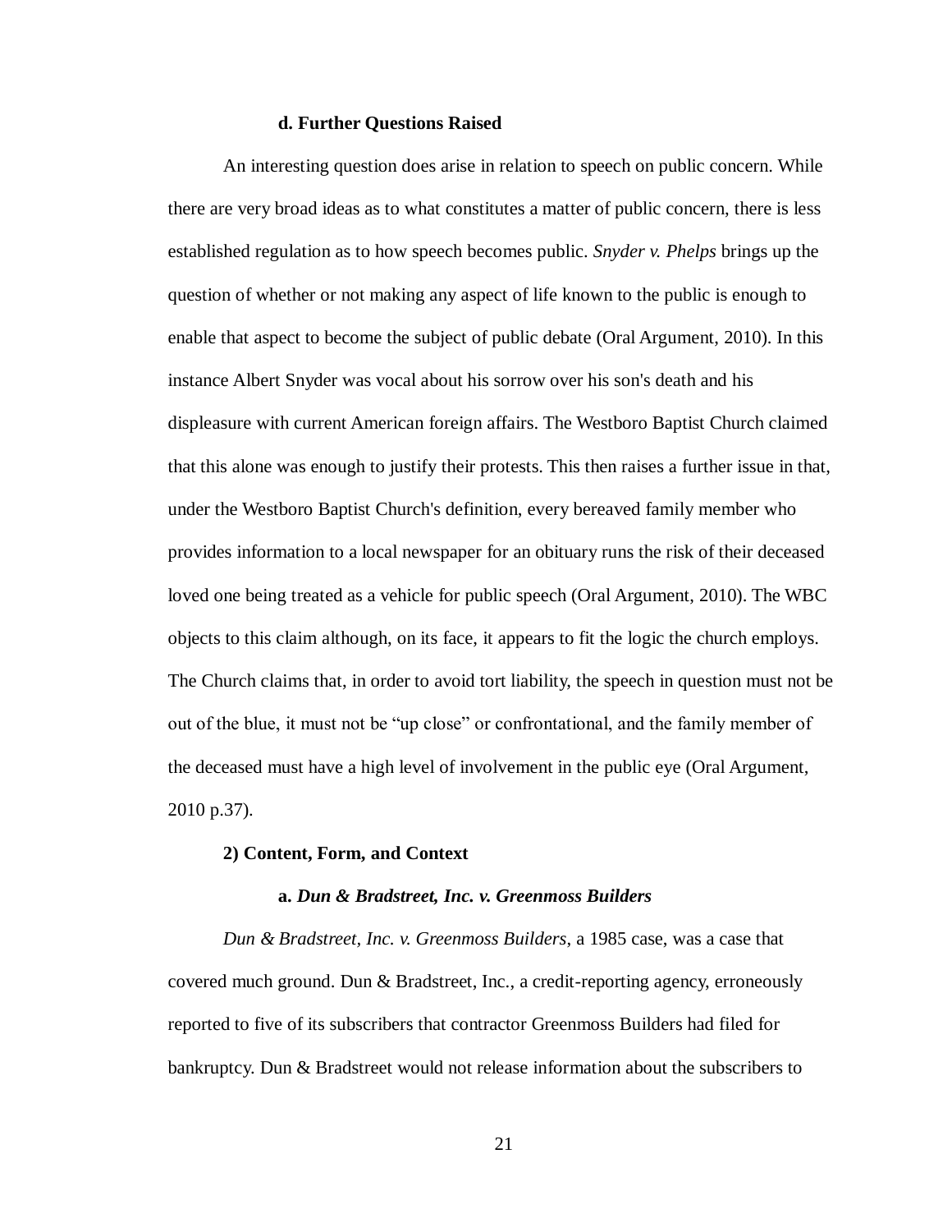#### d. Further Questions Raised

An interesting question does arise in relation to speech on public concern. While there are very broad ideas as to what constitutes a matter of public concern, there is less established regulation as to how speech becomes public. *Snyder v. Phelps* brings up the question of whether or not making any aspect of life known to the public is enough to enable that aspect to become the subject of public debate (Oral Argument, 2010). In this instance Albert Snyder was vocal about his sorrow over his son's death and his displeasure with current American foreign affairs. The Westboro Baptist Church claimed that this alone was enough to justify their protests. This then raises a further issue in that, under the Westboro Baptist Church's definition, every bereaved family member who provides information to a local newspaper for an obituary runs the risk of their deceased loved one being treated as a vehicle for public speech (Oral Argument, 2010). The WBC objects to this claim although, on its face, it appears to fit the logic the church employs. The Church claims that, in order to avoid tort liability, the speech in question must not be out of the blue, it must not be "up close" or confrontational, and the family member of the deceased must have a high level of involvement in the public eye (Oral Argument, 2010 p.37).

### 2) Content, Form, and Context

#### a. *Dun & Bradstreet, Inc. v. Greenmoss Builders*

*Dun & Bradstreet, Inc. v. Greenmoss Builders*, a 1985 case, was a case that covered much ground. Dun & Bradstreet, Inc., a credit-reporting agency, erroneously reported to five of its subscribers that contractor Greenmoss Builders had filed for bankruptcy. Dun & Bradstreet would not release information about the subscribers to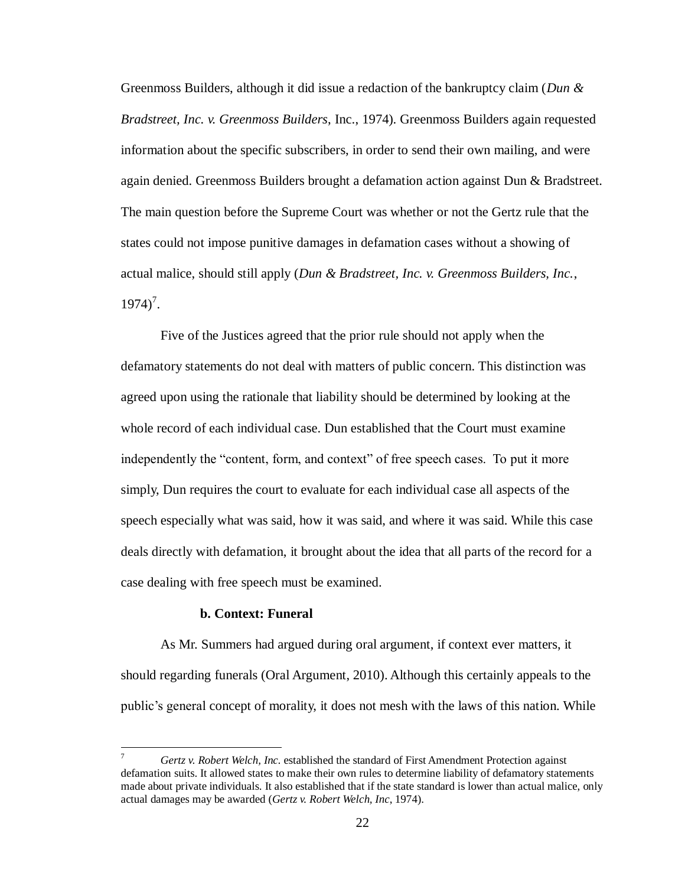Greenmoss Builders, although it did issue a redaction of the bankruptcy claim (*Dun & Bradstreet, Inc. v. Greenmoss Builders*, Inc., 1974). Greenmoss Builders again requested information about the specific subscribers, in order to send their own mailing, and were again denied. Greenmoss Builders brought a defamation action against Dun & Bradstreet. The main question before the Supreme Court was whether or not the Gertz rule that the states could not impose punitive damages in defamation cases without a showing of actual malice, should still apply (*Dun & Bradstreet, Inc. v. Greenmoss Builders, Inc.*, 1974)[7].

Five of the Justices agreed that the prior rule should not apply when the defamatory statements do not deal with matters of public concern. This distinction was agreed upon using the rationale that liability should be determined by looking at the whole record of each individual case. Dun established that the Court must examine independently the "content, form, and context" of free speech cases. To put it more simply, Dun requires the court to evaluate for each individual case all aspects of the speech especially what was said, how it was said, and where it was said. While this case deals directly with defamation, it brought about the idea that all parts of the record for a case dealing with free speech must be examined.

**b. Context: Funeral**

As Mr. Summers had argued during oral argument, if context ever matters, it should regarding funerals (Oral Argument, 2010). Although this certainly appeals to the public's general concept of morality, it does not mesh with the laws of this nation. While

---

[7] *Gertz v. Robert Welch, Inc.* established the standard of First Amendment Protection against defamation suits. It allowed states to make their own rules to determine liability of defamatory statements made about private individuals. It also established that if the state standard is lower than actual malice, only actual damages may be awarded (*Gertz v. Robert Welch, Inc*, 1974).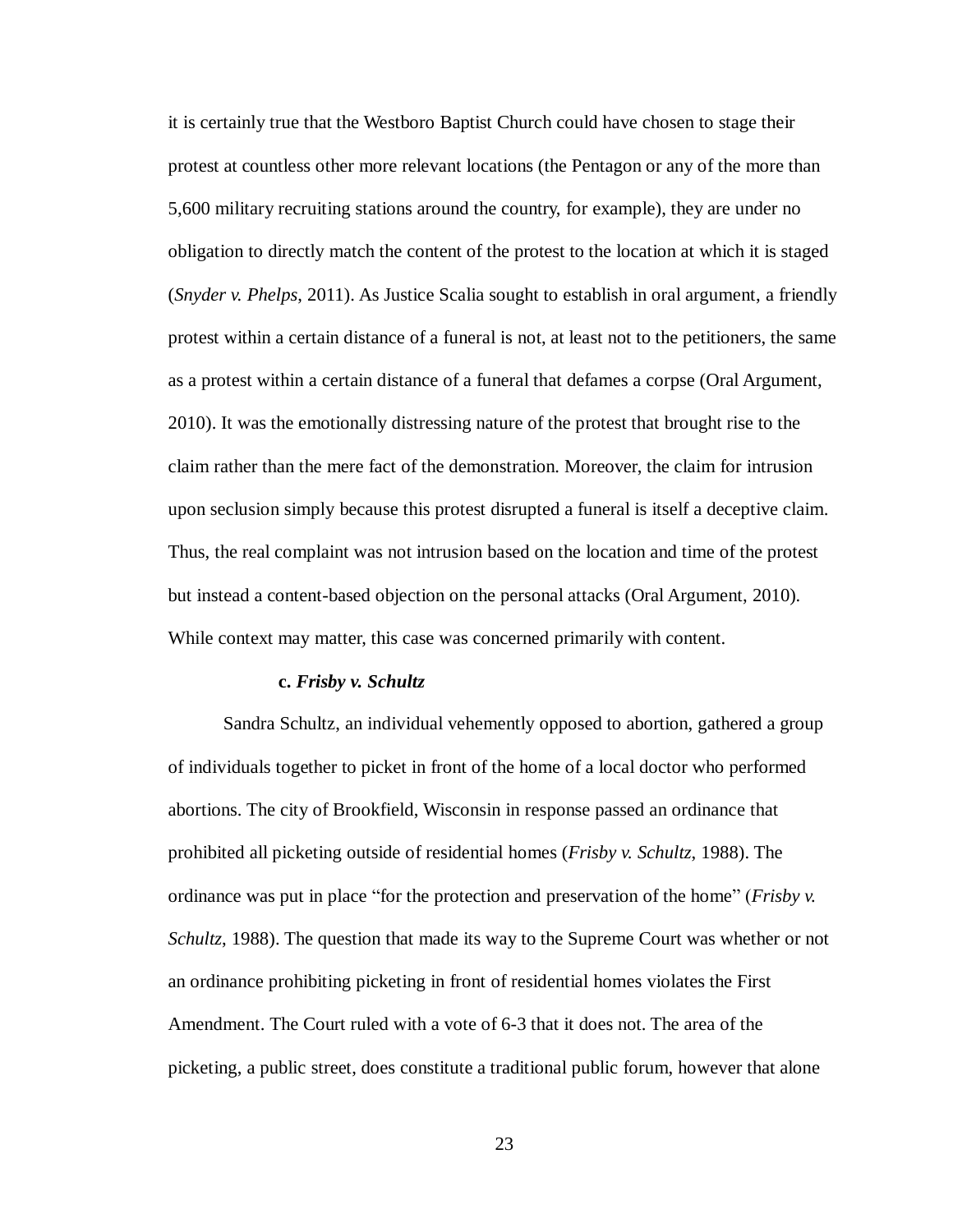it is certainly true that the Westboro Baptist Church could have chosen to stage their protest at countless other more relevant locations (the Pentagon or any of the more than 5,600 military recruiting stations around the country, for example), they are under no obligation to directly match the content of the protest to the location at which it is staged (*Snyder v. Phelps*, 2011). As Justice Scalia sought to establish in oral argument, a friendly protest within a certain distance of a funeral is not, at least not to the petitioners, the same as a protest within a certain distance of a funeral that defames a corpse (Oral Argument, 2010). It was the emotionally distressing nature of the protest that brought rise to the claim rather than the mere fact of the demonstration. Moreover, the claim for intrusion upon seclusion simply because this protest disrupted a funeral is itself a deceptive claim. Thus, the real complaint was not intrusion based on the location and time of the protest but instead a content-based objection on the personal attacks (Oral Argument, 2010). While context may matter, this case was concerned primarily with content.

**c. *Frisby v. Schultz***

Sandra Schultz, an individual vehemently opposed to abortion, gathered a group of individuals together to picket in front of the home of a local doctor who performed abortions. The city of Brookfield, Wisconsin in response passed an ordinance that prohibited all picketing outside of residential homes (*Frisby v. Schultz*, 1988). The ordinance was put in place "for the protection and preservation of the home" (*Frisby v. Schultz*, 1988). The question that made its way to the Supreme Court was whether or not an ordinance prohibiting picketing in front of residential homes violates the First Amendment. The Court ruled with a vote of 6-3 that it does not. The area of the picketing, a public street, does constitute a traditional public forum, however that alone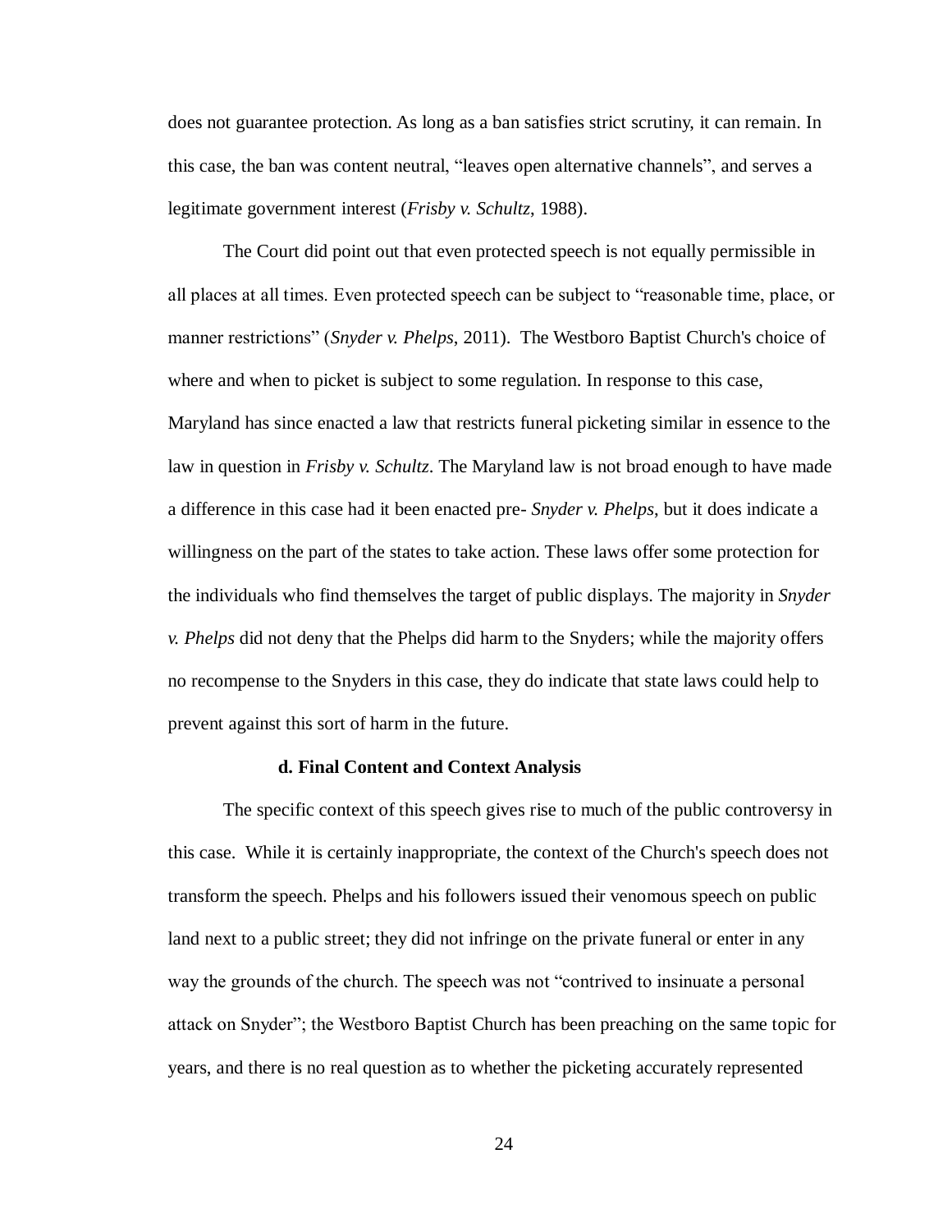does not guarantee protection. As long as a ban satisfies strict scrutiny, it can remain. In this case, the ban was content neutral, "leaves open alternative channels", and serves a legitimate government interest (*Frisby v. Schultz*, 1988).

The Court did point out that even protected speech is not equally permissible in all places at all times. Even protected speech can be subject to "reasonable time, place, or manner restrictions" (*Snyder v. Phelps*, 2011). The Westboro Baptist Church's choice of where and when to picket is subject to some regulation. In response to this case, Maryland has since enacted a law that restricts funeral picketing similar in essence to the law in question in *Frisby v. Schultz*. The Maryland law is not broad enough to have made a difference in this case had it been enacted pre- *Snyder v. Phelps*, but it does indicate a willingness on the part of the states to take action. These laws offer some protection for the individuals who find themselves the target of public displays. The majority in *Snyder v. Phelps* did not deny that the Phelps did harm to the Snyders; while the majority offers no recompense to the Snyders in this case, they do indicate that state laws could help to prevent against this sort of harm in the future.

### d. Final Content and Context Analysis

The specific context of this speech gives rise to much of the public controversy in this case. While it is certainly inappropriate, the context of the Church's speech does not transform the speech. Phelps and his followers issued their venomous speech on public land next to a public street; they did not infringe on the private funeral or enter in any way the grounds of the church. The speech was not "contrived to insinuate a personal attack on Snyder"; the Westboro Baptist Church has been preaching on the same topic for years, and there is no real question as to whether the picketing accurately represented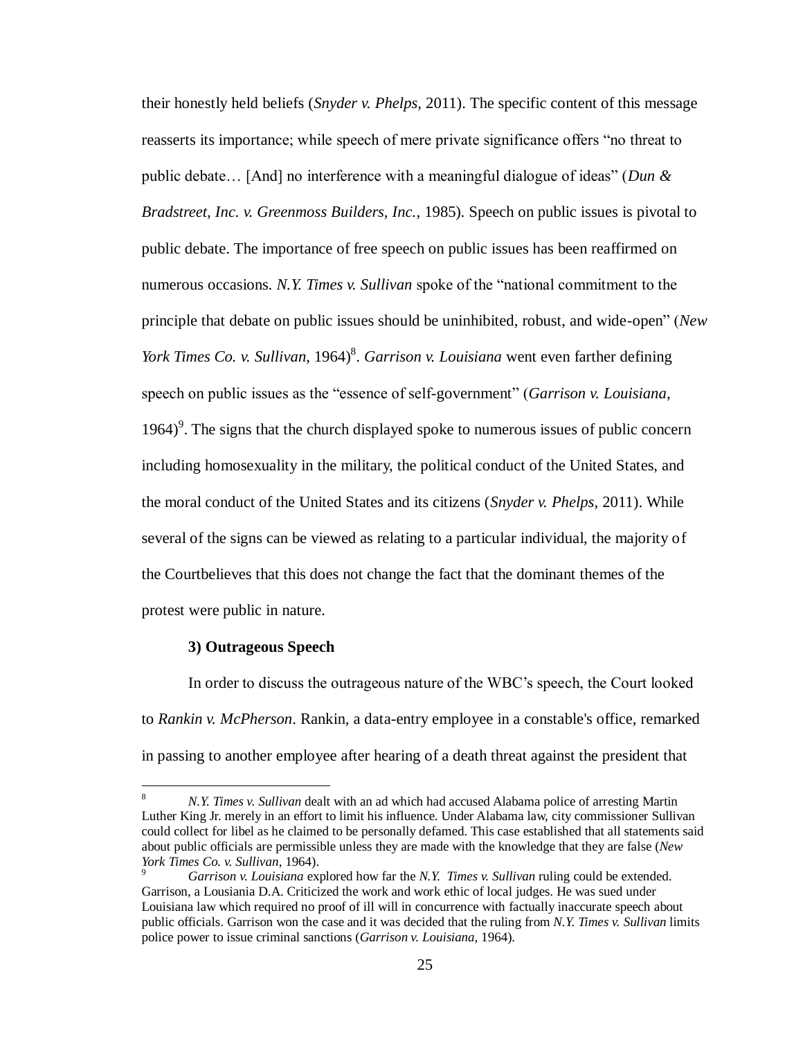their honestly held beliefs (*Snyder v. Phelps*, 2011). The specific content of this message reasserts its importance; while speech of mere private significance offers "no threat to public debate… [And] no interference with a meaningful dialogue of ideas" (*Dun & Bradstreet, Inc. v. Greenmoss Builders, Inc.*, 1985). Speech on public issues is pivotal to public debate. The importance of free speech on public issues has been reaffirmed on numerous occasions. *N.Y. Times v. Sullivan* spoke of the "national commitment to the principle that debate on public issues should be uninhibited, robust, and wide-open" (*New York Times Co. v. Sullivan*, 1964)[8]. *Garrison v. Louisiana* went even farther defining speech on public issues as the "essence of self-government" (*Garrison v. Louisiana*, 1964)[9]. The signs that the church displayed spoke to numerous issues of public concern including homosexuality in the military, the political conduct of the United States, and the moral conduct of the United States and its citizens (*Snyder v. Phelps*, 2011). While several of the signs can be viewed as relating to a particular individual, the majority of the Courtbelieves that this does not change the fact that the dominant themes of the protest were public in nature.

**3) Outrageous Speech**

In order to discuss the outrageous nature of the WBC's speech, the Court looked to *Rankin v. McPherson*. Rankin, a data-entry employee in a constable's office, remarked in passing to another employee after hearing of a death threat against the president that

---

[8] *N.Y. Times v. Sullivan* dealt with an ad which had accused Alabama police of arresting Martin Luther King Jr. merely in an effort to limit his influence. Under Alabama law, city commissioner Sullivan could collect for libel as he claimed to be personally defamed. This case established that all statements said about public officials are permissible unless they are made with the knowledge that they are false (*New York Times Co. v. Sullivan*, 1964).

[9] *Garrison v. Louisiana* explored how far the *N.Y. Times v. Sullivan* ruling could be extended. Garrison, a Lousiania D.A. Criticized the work and work ethic of local judges. He was sued under Louisiana law which required no proof of ill will in concurrence with factually inaccurate speech about public officials. Garrison won the case and it was decided that the ruling from *N.Y. Times v. Sullivan* limits police power to issue criminal sanctions (*Garrison v. Louisiana*, 1964).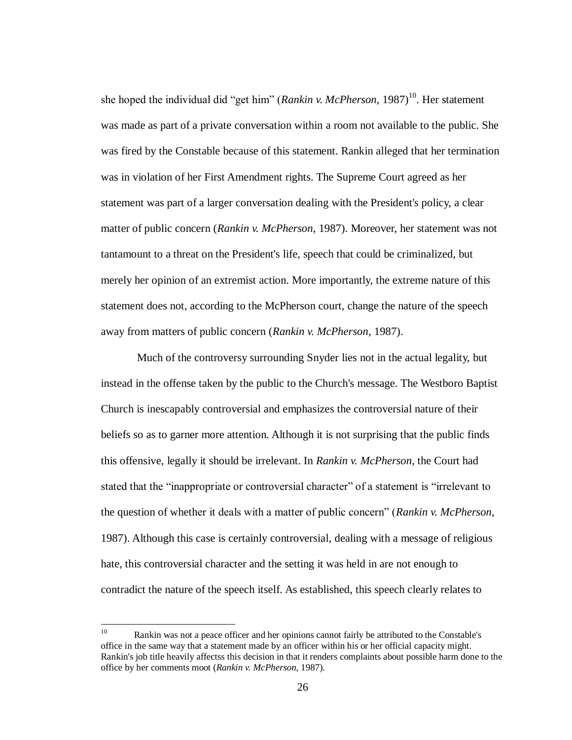she hoped the individual did "get him" (*Rankin v. McPherson*, 1987)[10]. Her statement was made as part of a private conversation within a room not available to the public. She was fired by the Constable because of this statement. Rankin alleged that her termination was in violation of her First Amendment rights. The Supreme Court agreed as her statement was part of a larger conversation dealing with the President's policy, a clear matter of public concern (*Rankin v. McPherson*, 1987). Moreover, her statement was not tantamount to a threat on the President's life, speech that could be criminalized, but merely her opinion of an extremist action. More importantly, the extreme nature of this statement does not, according to the McPherson court, change the nature of the speech away from matters of public concern (*Rankin v. McPherson*, 1987).

Much of the controversy surrounding Snyder lies not in the actual legality, but instead in the offense taken by the public to the Church's message. The Westboro Baptist Church is inescapably controversial and emphasizes the controversial nature of their beliefs so as to garner more attention. Although it is not surprising that the public finds this offensive, legally it should be irrelevant. In *Rankin v. McPherson*, the Court had stated that the "inappropriate or controversial character" of a statement is "irrelevant to the question of whether it deals with a matter of public concern" (*Rankin v. McPherson*, 1987). Although this case is certainly controversial, dealing with a message of religious hate, this controversial character and the setting it was held in are not enough to contradict the nature of the speech itself. As established, this speech clearly relates to

---

[10] Rankin was not a peace officer and her opinions cannot fairly be attributed to the Constable's office in the same way that a statement made by an officer within his or her official capacity might. Rankin's job title heavily affectss this decision in that it renders complaints about possible harm done to the office by her comments moot (*Rankin v. McPherson*, 1987).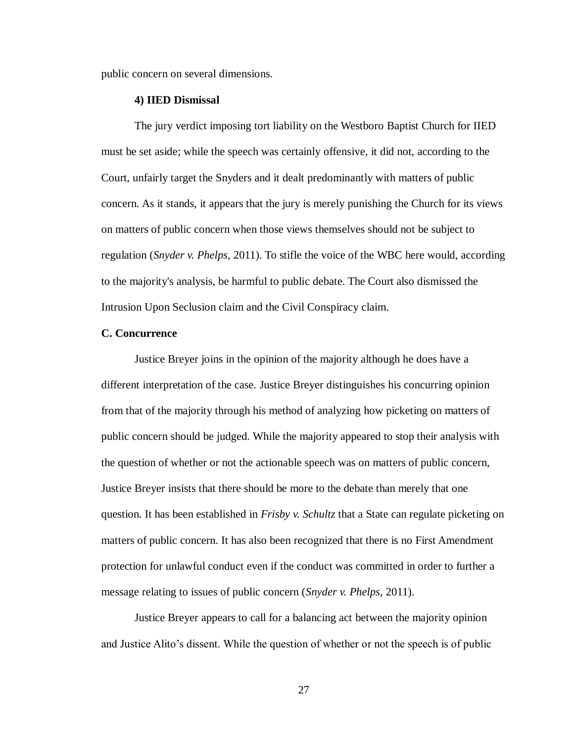public concern on several dimensions.

**4) IIED Dismissal**

The jury verdict imposing tort liability on the Westboro Baptist Church for IIED must be set aside; while the speech was certainly offensive, it did not, according to the Court, unfairly target the Snyders and it dealt predominantly with matters of public concern. As it stands, it appears that the jury is merely punishing the Church for its views on matters of public concern when those views themselves should not be subject to regulation (*Snyder v. Phelps*, 2011). To stifle the voice of the WBC here would, according to the majority's analysis, be harmful to public debate. The Court also dismissed the Intrusion Upon Seclusion claim and the Civil Conspiracy claim.

**C. Concurrence**

Justice Breyer joins in the opinion of the majority although he does have a different interpretation of the case. Justice Breyer distinguishes his concurring opinion from that of the majority through his method of analyzing how picketing on matters of public concern should be judged. While the majority appeared to stop their analysis with the question of whether or not the actionable speech was on matters of public concern, Justice Breyer insists that there should be more to the debate than merely that one question. It has been established in *Frisby v. Schultz* that a State can regulate picketing on matters of public concern. It has also been recognized that there is no First Amendment protection for unlawful conduct even if the conduct was committed in order to further a message relating to issues of public concern (*Snyder v. Phelps*, 2011).

Justice Breyer appears to call for a balancing act between the majority opinion and Justice Alito's dissent. While the question of whether or not the speech is of public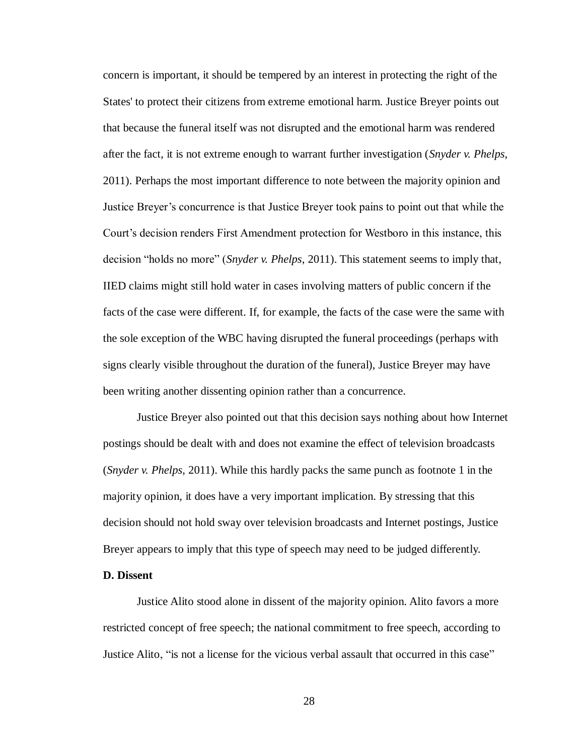concern is important, it should be tempered by an interest in protecting the right of the States' to protect their citizens from extreme emotional harm. Justice Breyer points out that because the funeral itself was not disrupted and the emotional harm was rendered after the fact, it is not extreme enough to warrant further investigation (*Snyder v. Phelps*, 2011). Perhaps the most important difference to note between the majority opinion and Justice Breyer's concurrence is that Justice Breyer took pains to point out that while the Court's decision renders First Amendment protection for Westboro in this instance, this decision "holds no more" (*Snyder v. Phelps*, 2011). This statement seems to imply that, IIED claims might still hold water in cases involving matters of public concern if the facts of the case were different. If, for example, the facts of the case were the same with the sole exception of the WBC having disrupted the funeral proceedings (perhaps with signs clearly visible throughout the duration of the funeral), Justice Breyer may have been writing another dissenting opinion rather than a concurrence.

Justice Breyer also pointed out that this decision says nothing about how Internet postings should be dealt with and does not examine the effect of television broadcasts (*Snyder v. Phelps*, 2011). While this hardly packs the same punch as footnote 1 in the majority opinion, it does have a very important implication. By stressing that this decision should not hold sway over television broadcasts and Internet postings, Justice Breyer appears to imply that this type of speech may need to be judged differently.

**D. Dissent**

Justice Alito stood alone in dissent of the majority opinion. Alito favors a more restricted concept of free speech; the national commitment to free speech, according to Justice Alito, "is not a license for the vicious verbal assault that occurred in this case"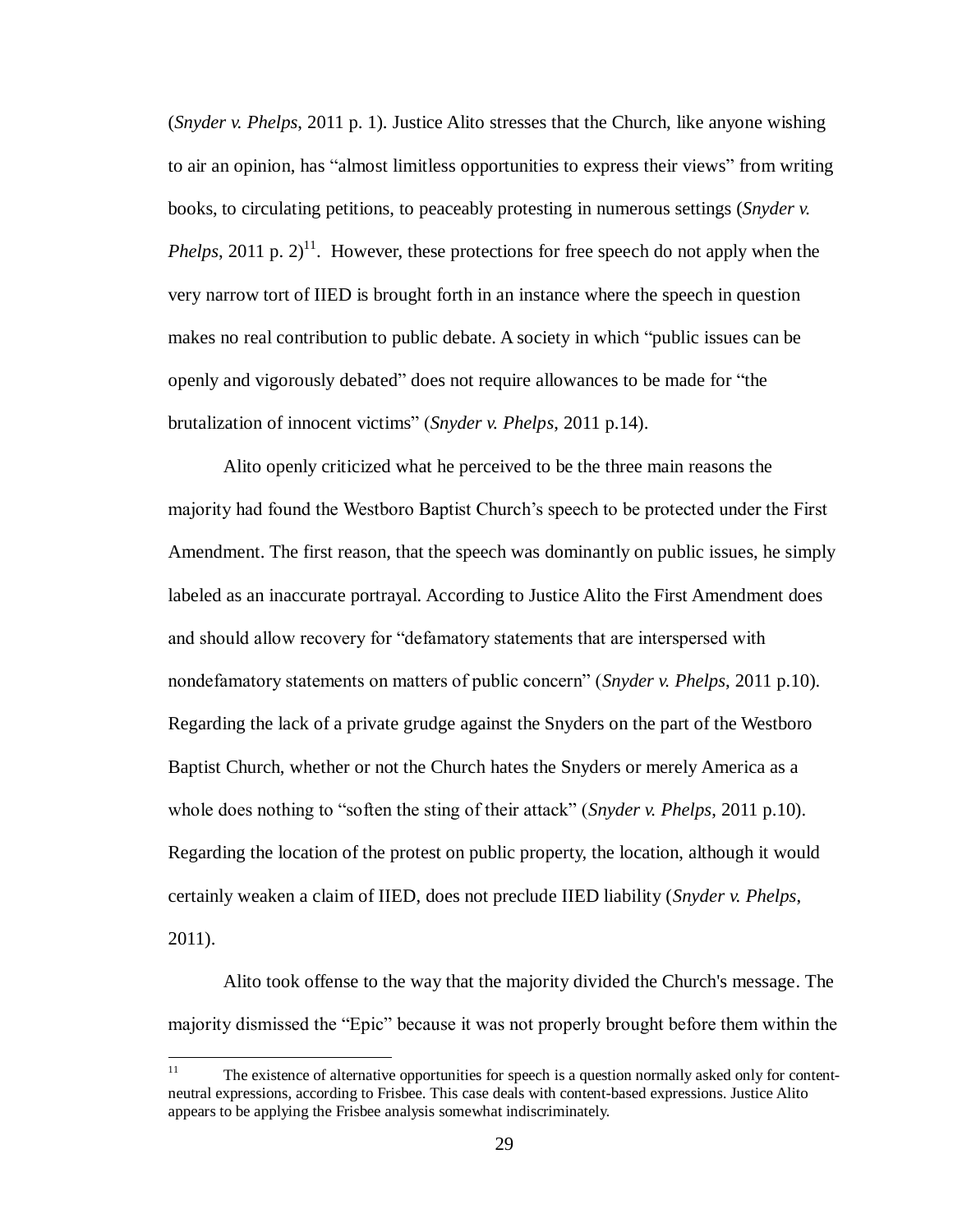(*Snyder v. Phelps*, 2011 p. 1). Justice Alito stresses that the Church, like anyone wishing to air an opinion, has "almost limitless opportunities to express their views" from writing books, to circulating petitions, to peaceably protesting in numerous settings (*Snyder v. Phelps*, 2011 p. 2)[11]. However, these protections for free speech do not apply when the very narrow tort of IIED is brought forth in an instance where the speech in question makes no real contribution to public debate. A society in which "public issues can be openly and vigorously debated" does not require allowances to be made for "the brutalization of innocent victims" (*Snyder v. Phelps*, 2011 p.14).

Alito openly criticized what he perceived to be the three main reasons the majority had found the Westboro Baptist Church's speech to be protected under the First Amendment. The first reason, that the speech was dominantly on public issues, he simply labeled as an inaccurate portrayal. According to Justice Alito the First Amendment does and should allow recovery for "defamatory statements that are interspersed with nondefamatory statements on matters of public concern" (*Snyder v. Phelps*, 2011 p.10). Regarding the lack of a private grudge against the Snyders on the part of the Westboro Baptist Church, whether or not the Church hates the Snyders or merely America as a whole does nothing to "soften the sting of their attack" (*Snyder v. Phelps*, 2011 p.10). Regarding the location of the protest on public property, the location, although it would certainly weaken a claim of IIED, does not preclude IIED liability (*Snyder v. Phelps*, 2011).

Alito took offense to the way that the majority divided the Church's message. The majority dismissed the "Epic" because it was not properly brought before them within the

[11] The existence of alternative opportunities for speech is a question normally asked only for content-neutral expressions, according to Frisbee. This case deals with content-based expressions. Justice Alito appears to be applying the Frisbee analysis somewhat indiscriminately.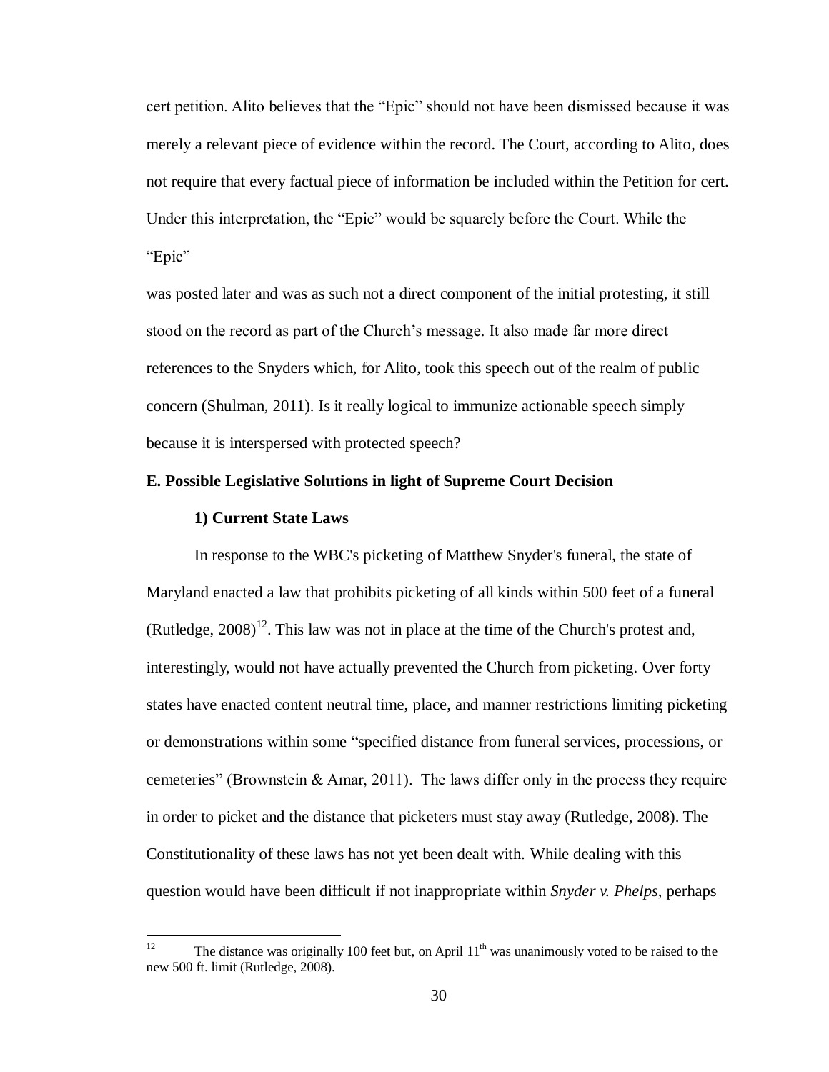cert petition. Alito believes that the "Epic" should not have been dismissed because it was merely a relevant piece of evidence within the record. The Court, according to Alito, does not require that every factual piece of information be included within the Petition for cert. Under this interpretation, the "Epic" would be squarely before the Court. While the "Epic"

was posted later and was as such not a direct component of the initial protesting, it still stood on the record as part of the Church's message. It also made far more direct references to the Snyders which, for Alito, took this speech out of the realm of public concern (Shulman, 2011). Is it really logical to immunize actionable speech simply because it is interspersed with protected speech?

**E. Possible Legislative Solutions in light of Supreme Court Decision**

**1) Current State Laws**

In response to the WBC's picketing of Matthew Snyder's funeral, the state of Maryland enacted a law that prohibits picketing of all kinds within 500 feet of a funeral (Rutledge, 2008)[12]. This law was not in place at the time of the Church's protest and, interestingly, would not have actually prevented the Church from picketing. Over forty states have enacted content neutral time, place, and manner restrictions limiting picketing or demonstrations within some "specified distance from funeral services, processions, or cemeteries" (Brownstein & Amar, 2011). The laws differ only in the process they require in order to picket and the distance that picketers must stay away (Rutledge, 2008). The Constitutionality of these laws has not yet been dealt with. While dealing with this question would have been difficult if not inappropriate within *Snyder v. Phelps*, perhaps

[12] The distance was originally 100 feet but, on April 11th was unanimously voted to be raised to the new 500 ft. limit (Rutledge, 2008).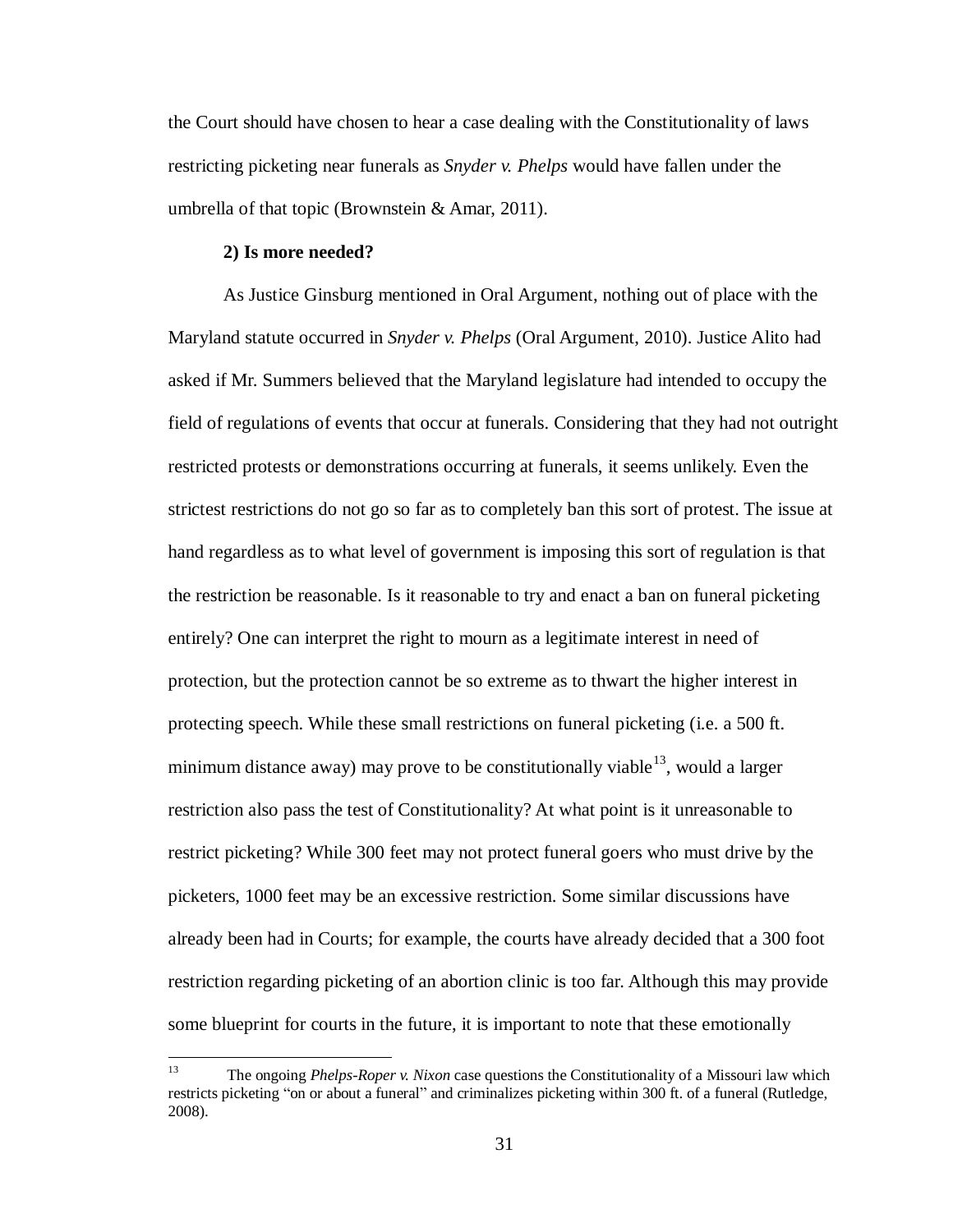the Court should have chosen to hear a case dealing with the Constitutionality of laws restricting picketing near funerals as *Snyder v. Phelps* would have fallen under the umbrella of that topic (Brownstein & Amar, 2011).

**2) Is more needed?**

As Justice Ginsburg mentioned in Oral Argument, nothing out of place with the Maryland statute occurred in *Snyder v. Phelps* (Oral Argument, 2010). Justice Alito had asked if Mr. Summers believed that the Maryland legislature had intended to occupy the field of regulations of events that occur at funerals. Considering that they had not outright restricted protests or demonstrations occurring at funerals, it seems unlikely. Even the strictest restrictions do not go so far as to completely ban this sort of protest. The issue at hand regardless as to what level of government is imposing this sort of regulation is that the restriction be reasonable. Is it reasonable to try and enact a ban on funeral picketing entirely? One can interpret the right to mourn as a legitimate interest in need of protection, but the protection cannot be so extreme as to thwart the higher interest in protecting speech. While these small restrictions on funeral picketing (i.e. a 500 ft. minimum distance away) may prove to be constitutionally viable[13], would a larger restriction also pass the test of Constitutionality? At what point is it unreasonable to restrict picketing? While 300 feet may not protect funeral goers who must drive by the picketers, 1000 feet may be an excessive restriction. Some similar discussions have already been had in Courts; for example, the courts have already decided that a 300 foot restriction regarding picketing of an abortion clinic is too far. Although this may provide some blueprint for courts in the future, it is important to note that these emotionally

---

[13] The ongoing *Phelps-Roper v. Nixon* case questions the Constitutionality of a Missouri law which restricts picketing "on or about a funeral" and criminalizes picketing within 300 ft. of a funeral (Rutledge, 2008).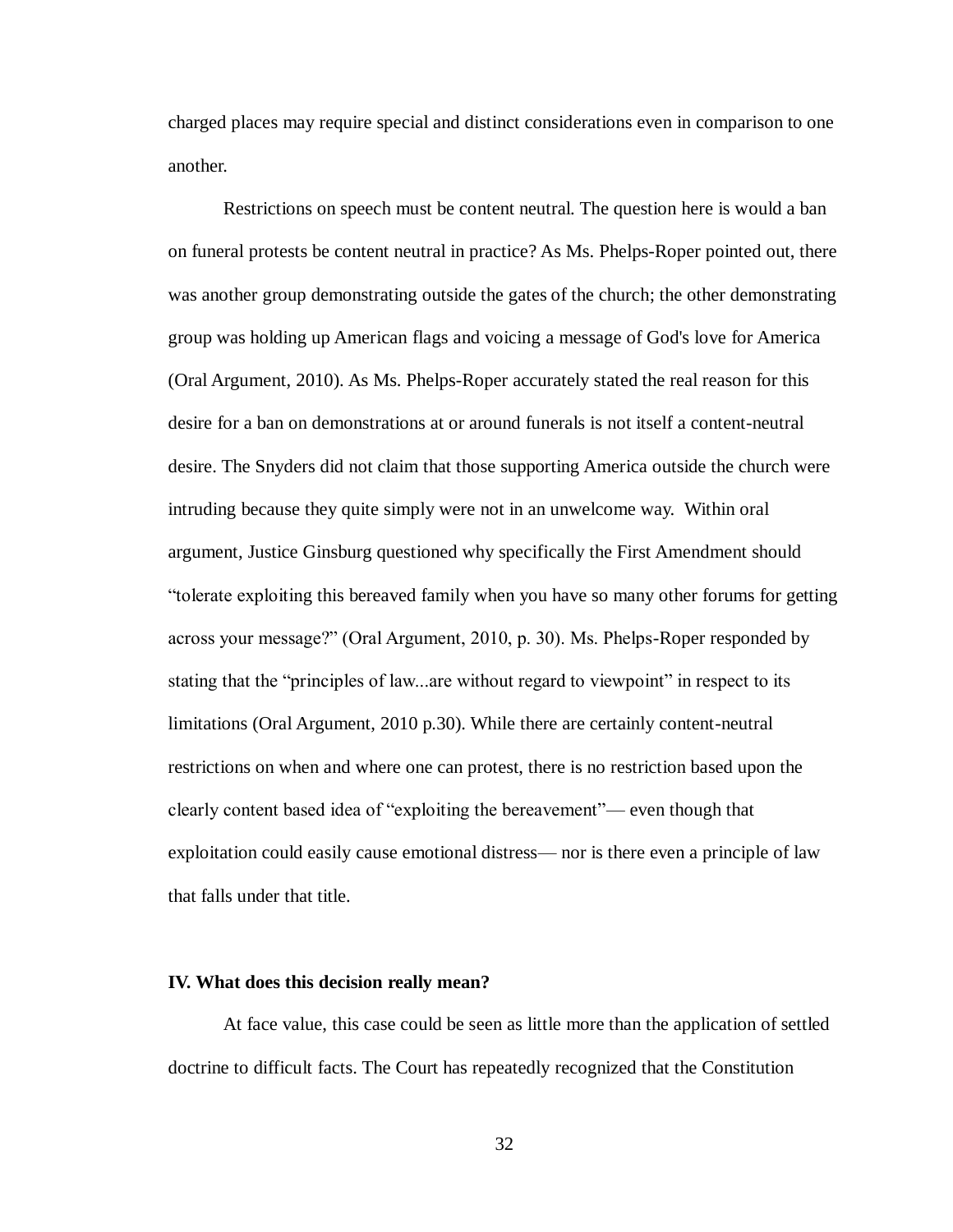charged places may require special and distinct considerations even in comparison to one another.

Restrictions on speech must be content neutral. The question here is would a ban on funeral protests be content neutral in practice? As Ms. Phelps-Roper pointed out, there was another group demonstrating outside the gates of the church; the other demonstrating group was holding up American flags and voicing a message of God's love for America (Oral Argument, 2010). As Ms. Phelps-Roper accurately stated the real reason for this desire for a ban on demonstrations at or around funerals is not itself a content-neutral desire. The Snyders did not claim that those supporting America outside the church were intruding because they quite simply were not in an unwelcome way. Within oral argument, Justice Ginsburg questioned why specifically the First Amendment should "tolerate exploiting this bereaved family when you have so many other forums for getting across your message?" (Oral Argument, 2010, p. 30). Ms. Phelps-Roper responded by stating that the "principles of law...are without regard to viewpoint" in respect to its limitations (Oral Argument, 2010 p.30). While there are certainly content-neutral restrictions on when and where one can protest, there is no restriction based upon the clearly content based idea of "exploiting the bereavement"— even though that exploitation could easily cause emotional distress— nor is there even a principle of law that falls under that title.

## IV. What does this decision really mean?

At face value, this case could be seen as little more than the application of settled doctrine to difficult facts. The Court has repeatedly recognized that the Constitution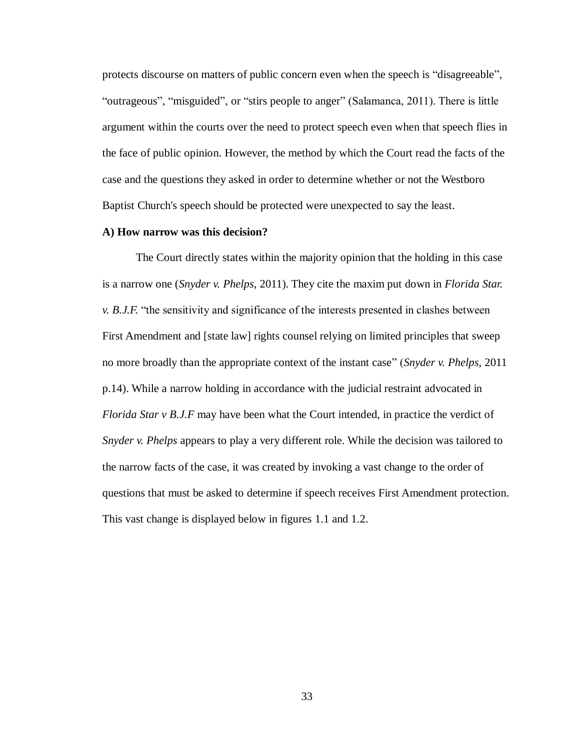protects discourse on matters of public concern even when the speech is "disagreeable", "outrageous", "misguided", or "stirs people to anger" (Salamanca, 2011). There is little argument within the courts over the need to protect speech even when that speech flies in the face of public opinion. However, the method by which the Court read the facts of the case and the questions they asked in order to determine whether or not the Westboro Baptist Church's speech should be protected were unexpected to say the least.

**A) How narrow was this decision?**

The Court directly states within the majority opinion that the holding in this case is a narrow one (*Snyder v. Phelps*, 2011). They cite the maxim put down in *Florida Star. v. B.J.F.* "the sensitivity and significance of the interests presented in clashes between First Amendment and [state law] rights counsel relying on limited principles that sweep no more broadly than the appropriate context of the instant case" (*Snyder v. Phelps*, 2011 p.14). While a narrow holding in accordance with the judicial restraint advocated in *Florida Star v B.J.F* may have been what the Court intended, in practice the verdict of *Snyder v. Phelps* appears to play a very different role. While the decision was tailored to the narrow facts of the case, it was created by invoking a vast change to the order of questions that must be asked to determine if speech receives First Amendment protection. This vast change is displayed below in figures 1.1 and 1.2.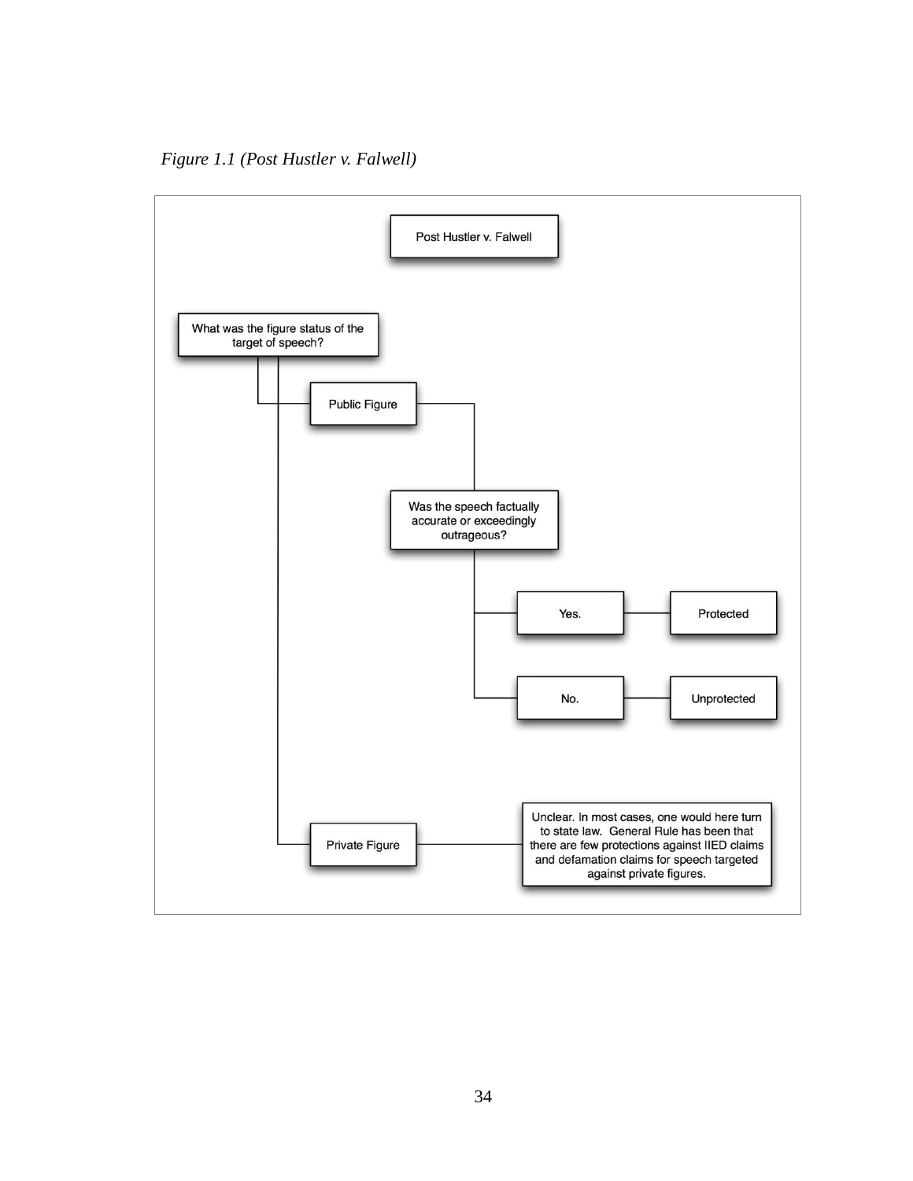*Figure 1.1 (Post Hustler v. Falwell)*

Post Hustler v. Falwell

What was the figure status of the target of speech?

- Public Figure
  - Was the speech factually accurate or exceedingly outrageous?
    - Yes. → Protected
    - No. → Unprotected
- Private Figure
  - Unclear. In most cases, one would here turn to state law. General Rule has been that there are few protections against IIED claims and defamation claims for speech targeted against private figures.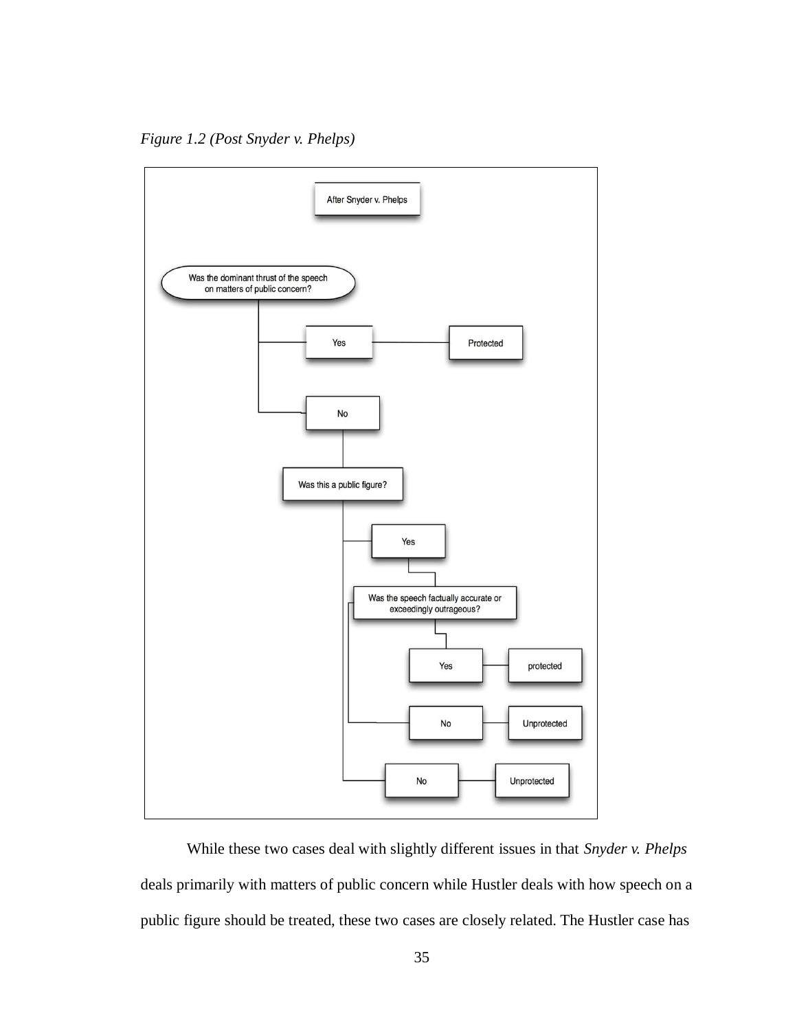*Figure 1.2 (Post Snyder v. Phelps)*

After Snyder v. Phelps

- Was the dominant thrust of the speech on matters of public concern?
  - Yes → Protected
  - No
    - Was this a public figure?
      - Yes
        - Was the speech factually accurate or exceedingly outrageous?
          - Yes → protected
          - No → Unprotected
      - No → Unprotected

While these two cases deal with slightly different issues in that *Snyder v. Phelps* deals primarily with matters of public concern while Hustler deals with how speech on a public figure should be treated, these two cases are closely related. The Hustler case has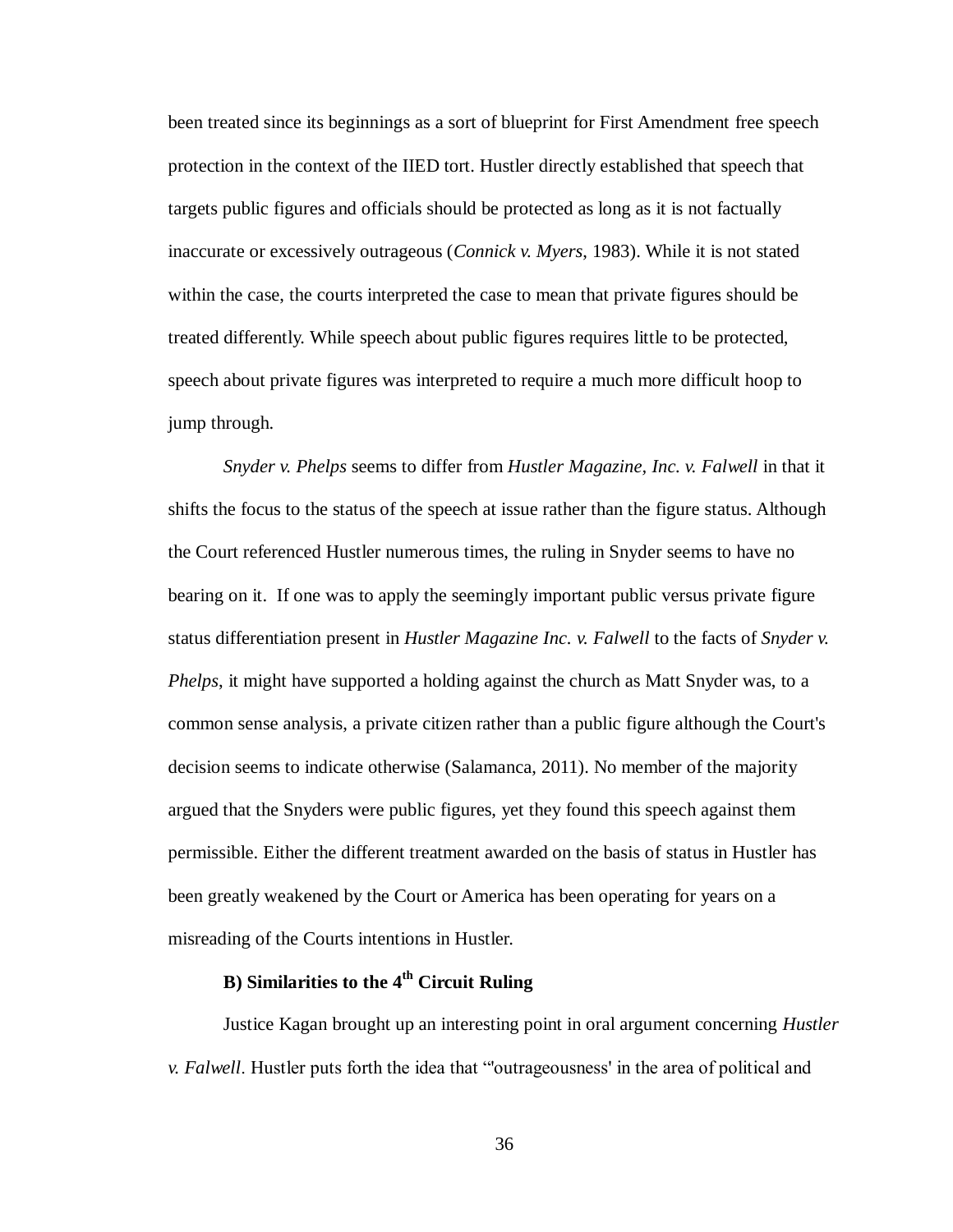been treated since its beginnings as a sort of blueprint for First Amendment free speech protection in the context of the IIED tort. Hustler directly established that speech that targets public figures and officials should be protected as long as it is not factually inaccurate or excessively outrageous (*Connick v. Myers*, 1983). While it is not stated within the case, the courts interpreted the case to mean that private figures should be treated differently. While speech about public figures requires little to be protected, speech about private figures was interpreted to require a much more difficult hoop to jump through.

*Snyder v. Phelps* seems to differ from *Hustler Magazine, Inc. v. Falwell* in that it shifts the focus to the status of the speech at issue rather than the figure status. Although the Court referenced Hustler numerous times, the ruling in Snyder seems to have no bearing on it. If one was to apply the seemingly important public versus private figure status differentiation present in *Hustler Magazine Inc. v. Falwell* to the facts of *Snyder v. Phelps*, it might have supported a holding against the church as Matt Snyder was, to a common sense analysis, a private citizen rather than a public figure although the Court's decision seems to indicate otherwise (Salamanca, 2011). No member of the majority argued that the Snyders were public figures, yet they found this speech against them permissible. Either the different treatment awarded on the basis of status in Hustler has been greatly weakened by the Court or America has been operating for years on a misreading of the Courts intentions in Hustler.

### B) Similarities to the 4th Circuit Ruling

Justice Kagan brought up an interesting point in oral argument concerning *Hustler v. Falwell*. Hustler puts forth the idea that "'outrageousness' in the area of political and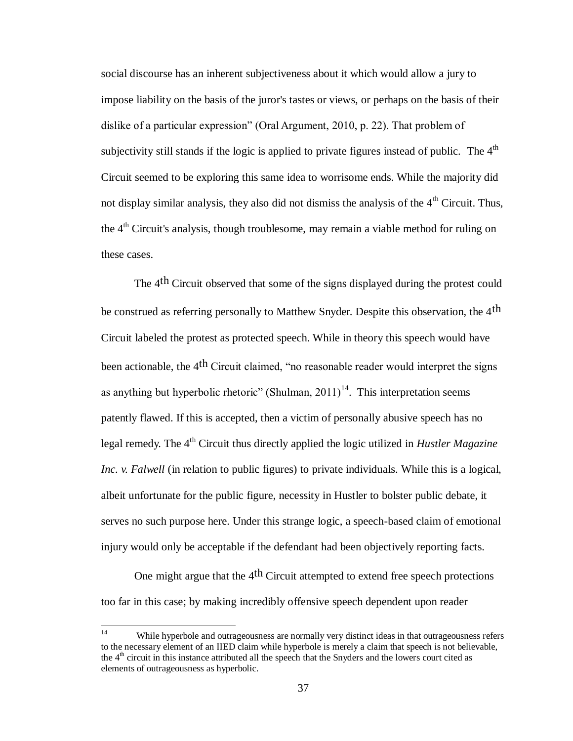social discourse has an inherent subjectiveness about it which would allow a jury to impose liability on the basis of the juror's tastes or views, or perhaps on the basis of their dislike of a particular expression" (Oral Argument, 2010, p. 22). That problem of subjectivity still stands if the logic is applied to private figures instead of public. The 4th Circuit seemed to be exploring this same idea to worrisome ends. While the majority did not display similar analysis, they also did not dismiss the analysis of the 4th Circuit. Thus, the 4th Circuit's analysis, though troublesome, may remain a viable method for ruling on these cases.

The 4th Circuit observed that some of the signs displayed during the protest could be construed as referring personally to Matthew Snyder. Despite this observation, the 4th Circuit labeled the protest as protected speech. While in theory this speech would have been actionable, the 4th Circuit claimed, "no reasonable reader would interpret the signs as anything but hyperbolic rhetoric" (Shulman, 2011)[14]. This interpretation seems patently flawed. If this is accepted, then a victim of personally abusive speech has no legal remedy. The 4th Circuit thus directly applied the logic utilized in *Hustler Magazine Inc. v. Falwell* (in relation to public figures) to private individuals. While this is a logical, albeit unfortunate for the public figure, necessity in Hustler to bolster public debate, it serves no such purpose here. Under this strange logic, a speech-based claim of emotional injury would only be acceptable if the defendant had been objectively reporting facts.

One might argue that the 4th Circuit attempted to extend free speech protections too far in this case; by making incredibly offensive speech dependent upon reader

---

[14] While hyperbole and outrageousness are normally very distinct ideas in that outrageousness refers to the necessary element of an IIED claim while hyperbole is merely a claim that speech is not believable, the 4th circuit in this instance attributed all the speech that the Snyders and the lowers court cited as elements of outrageousness as hyperbolic.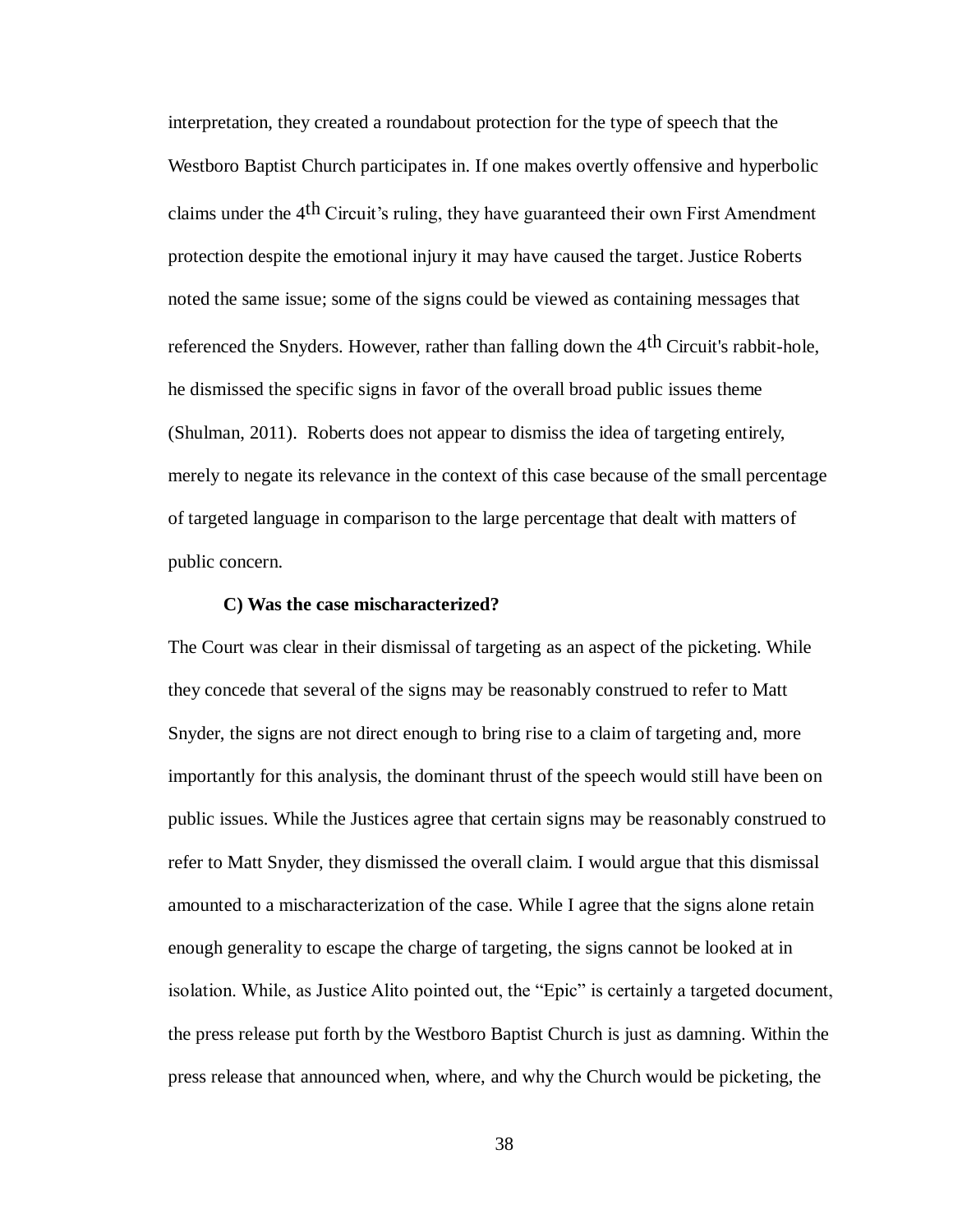interpretation, they created a roundabout protection for the type of speech that the Westboro Baptist Church participates in. If one makes overtly offensive and hyperbolic claims under the 4th Circuit's ruling, they have guaranteed their own First Amendment protection despite the emotional injury it may have caused the target. Justice Roberts noted the same issue; some of the signs could be viewed as containing messages that referenced the Snyders. However, rather than falling down the 4th Circuit's rabbit-hole, he dismissed the specific signs in favor of the overall broad public issues theme (Shulman, 2011). Roberts does not appear to dismiss the idea of targeting entirely, merely to negate its relevance in the context of this case because of the small percentage of targeted language in comparison to the large percentage that dealt with matters of public concern.

**C) Was the case mischaracterized?**

The Court was clear in their dismissal of targeting as an aspect of the picketing. While they concede that several of the signs may be reasonably construed to refer to Matt Snyder, the signs are not direct enough to bring rise to a claim of targeting and, more importantly for this analysis, the dominant thrust of the speech would still have been on public issues. While the Justices agree that certain signs may be reasonably construed to refer to Matt Snyder, they dismissed the overall claim. I would argue that this dismissal amounted to a mischaracterization of the case. While I agree that the signs alone retain enough generality to escape the charge of targeting, the signs cannot be looked at in isolation. While, as Justice Alito pointed out, the "Epic" is certainly a targeted document, the press release put forth by the Westboro Baptist Church is just as damning. Within the press release that announced when, where, and why the Church would be picketing, the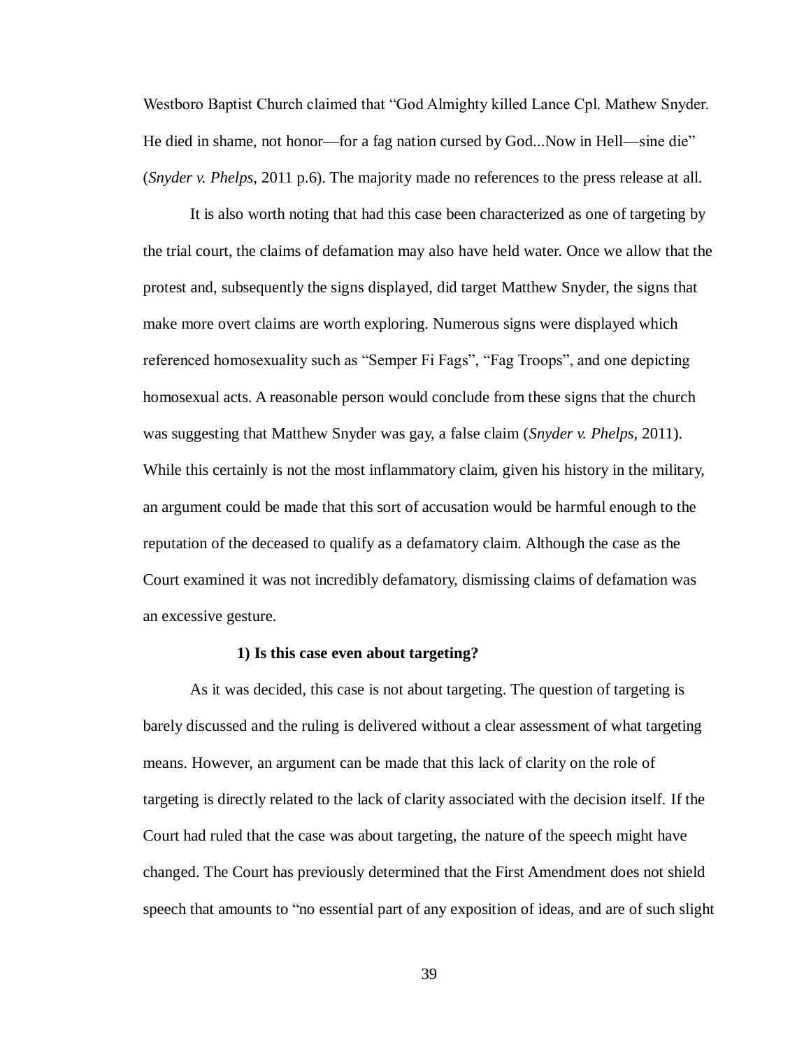Westboro Baptist Church claimed that "God Almighty killed Lance Cpl. Mathew Snyder. He died in shame, not honor—for a fag nation cursed by God...Now in Hell—sine die" (*Snyder v. Phelps*, 2011 p.6). The majority made no references to the press release at all.

It is also worth noting that had this case been characterized as one of targeting by the trial court, the claims of defamation may also have held water. Once we allow that the protest and, subsequently the signs displayed, did target Matthew Snyder, the signs that make more overt claims are worth exploring. Numerous signs were displayed which referenced homosexuality such as "Semper Fi Fags", "Fag Troops", and one depicting homosexual acts. A reasonable person would conclude from these signs that the church was suggesting that Matthew Snyder was gay, a false claim (*Snyder v. Phelps*, 2011). While this certainly is not the most inflammatory claim, given his history in the military, an argument could be made that this sort of accusation would be harmful enough to the reputation of the deceased to qualify as a defamatory claim. Although the case as the Court examined it was not incredibly defamatory, dismissing claims of defamation was an excessive gesture.

**1) Is this case even about targeting?**

As it was decided, this case is not about targeting. The question of targeting is barely discussed and the ruling is delivered without a clear assessment of what targeting means. However, an argument can be made that this lack of clarity on the role of targeting is directly related to the lack of clarity associated with the decision itself. If the Court had ruled that the case was about targeting, the nature of the speech might have changed. The Court has previously determined that the First Amendment does not shield speech that amounts to "no essential part of any exposition of ideas, and are of such slight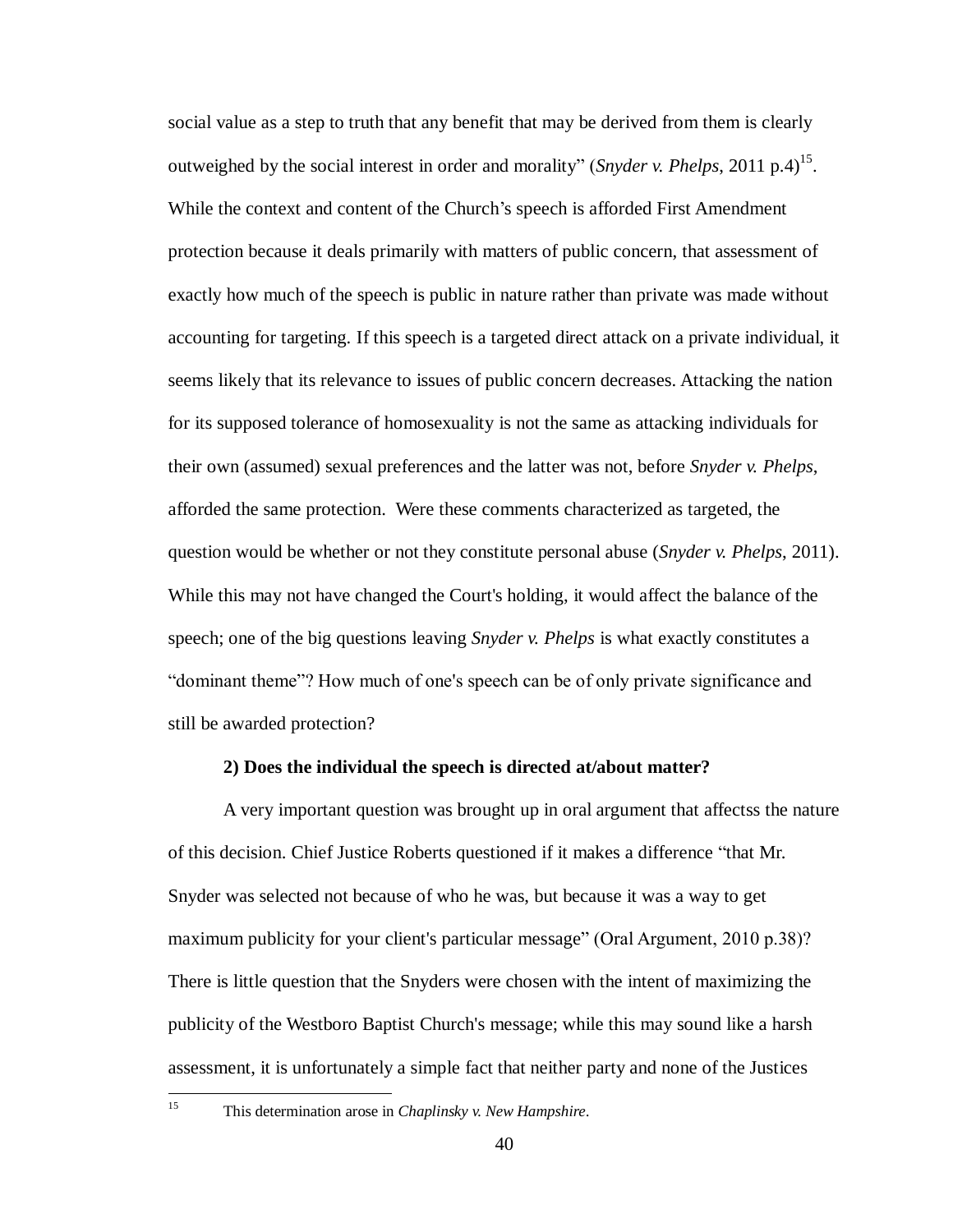social value as a step to truth that any benefit that may be derived from them is clearly outweighed by the social interest in order and morality" (*Snyder v. Phelps*, 2011 p.4)[15]. While the context and content of the Church's speech is afforded First Amendment protection because it deals primarily with matters of public concern, that assessment of exactly how much of the speech is public in nature rather than private was made without accounting for targeting. If this speech is a targeted direct attack on a private individual, it seems likely that its relevance to issues of public concern decreases. Attacking the nation for its supposed tolerance of homosexuality is not the same as attacking individuals for their own (assumed) sexual preferences and the latter was not, before *Snyder v. Phelps*, afforded the same protection. Were these comments characterized as targeted, the question would be whether or not they constitute personal abuse (*Snyder v. Phelps*, 2011). While this may not have changed the Court's holding, it would affect the balance of the speech; one of the big questions leaving *Snyder v. Phelps* is what exactly constitutes a "dominant theme"? How much of one's speech can be of only private significance and still be awarded protection?

**2) Does the individual the speech is directed at/about matter?**

A very important question was brought up in oral argument that affectss the nature of this decision. Chief Justice Roberts questioned if it makes a difference "that Mr. Snyder was selected not because of who he was, but because it was a way to get maximum publicity for your client's particular message" (Oral Argument, 2010 p.38)? There is little question that the Snyders were chosen with the intent of maximizing the publicity of the Westboro Baptist Church's message; while this may sound like a harsh assessment, it is unfortunately a simple fact that neither party and none of the Justices

[15] This determination arose in *Chaplinsky v. New Hampshire*.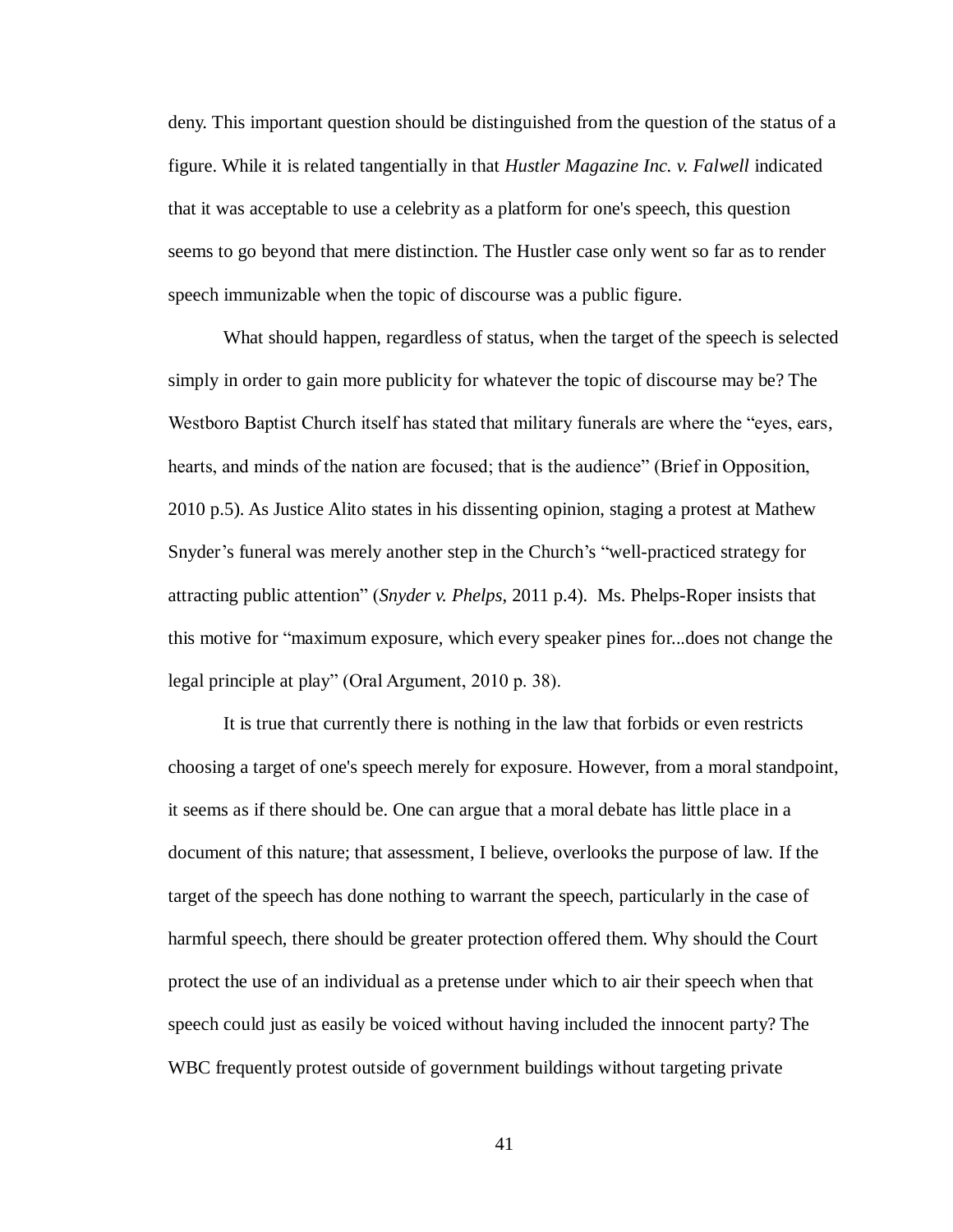deny. This important question should be distinguished from the question of the status of a figure. While it is related tangentially in that *Hustler Magazine Inc. v. Falwell* indicated that it was acceptable to use a celebrity as a platform for one's speech, this question seems to go beyond that mere distinction. The Hustler case only went so far as to render speech immunizable when the topic of discourse was a public figure.

What should happen, regardless of status, when the target of the speech is selected simply in order to gain more publicity for whatever the topic of discourse may be? The Westboro Baptist Church itself has stated that military funerals are where the "eyes, ears, hearts, and minds of the nation are focused; that is the audience" (Brief in Opposition, 2010 p.5). As Justice Alito states in his dissenting opinion, staging a protest at Mathew Snyder's funeral was merely another step in the Church's "well-practiced strategy for attracting public attention" (*Snyder v. Phelps*, 2011 p.4). Ms. Phelps-Roper insists that this motive for "maximum exposure, which every speaker pines for...does not change the legal principle at play" (Oral Argument, 2010 p. 38).

It is true that currently there is nothing in the law that forbids or even restricts choosing a target of one's speech merely for exposure. However, from a moral standpoint, it seems as if there should be. One can argue that a moral debate has little place in a document of this nature; that assessment, I believe, overlooks the purpose of law. If the target of the speech has done nothing to warrant the speech, particularly in the case of harmful speech, there should be greater protection offered them. Why should the Court protect the use of an individual as a pretense under which to air their speech when that speech could just as easily be voiced without having included the innocent party? The WBC frequently protest outside of government buildings without targeting private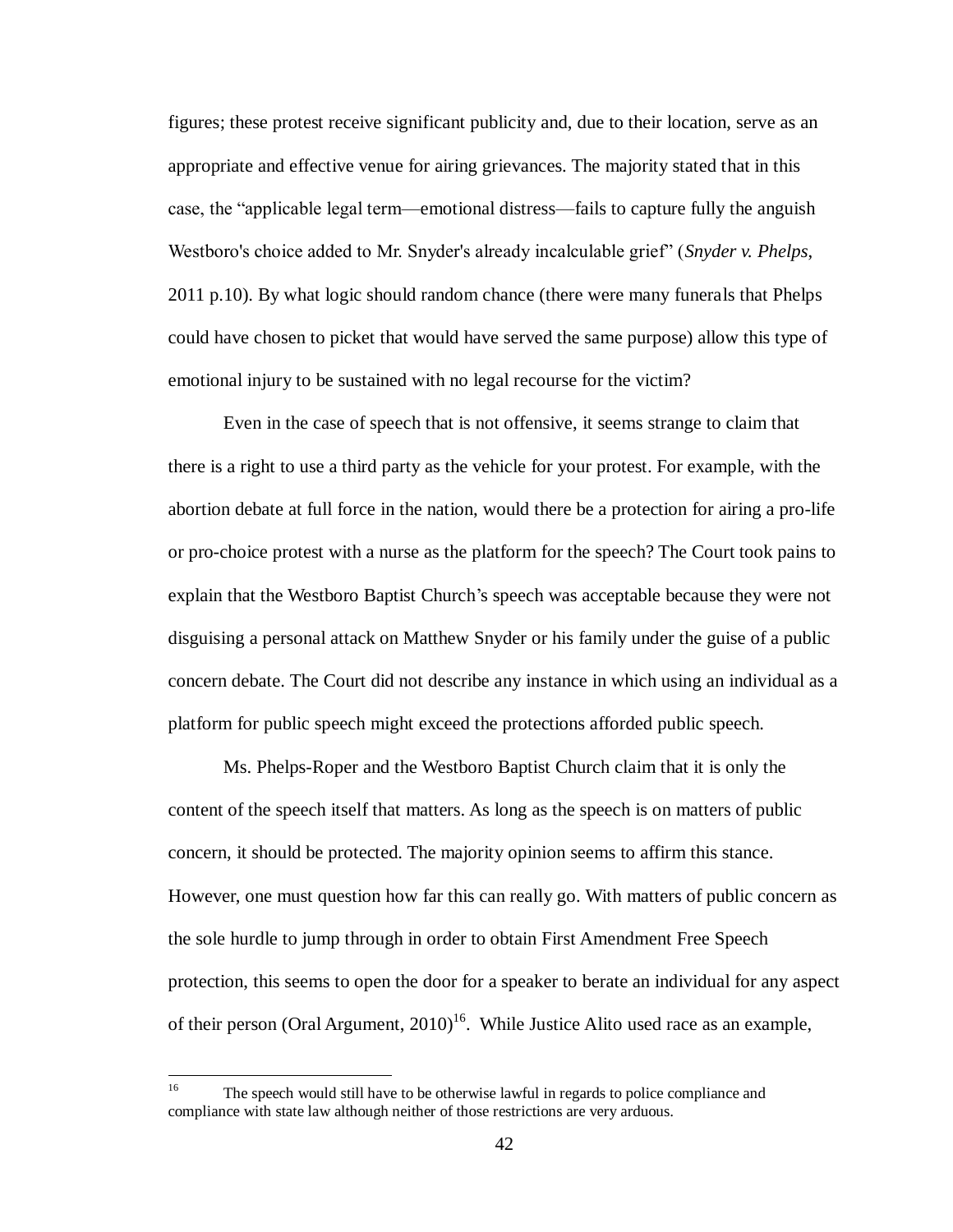figures; these protest receive significant publicity and, due to their location, serve as an appropriate and effective venue for airing grievances. The majority stated that in this case, the "applicable legal term—emotional distress—fails to capture fully the anguish Westboro's choice added to Mr. Snyder's already incalculable grief" (*Snyder v. Phelps*, 2011 p.10). By what logic should random chance (there were many funerals that Phelps could have chosen to picket that would have served the same purpose) allow this type of emotional injury to be sustained with no legal recourse for the victim?

Even in the case of speech that is not offensive, it seems strange to claim that there is a right to use a third party as the vehicle for your protest. For example, with the abortion debate at full force in the nation, would there be a protection for airing a pro-life or pro-choice protest with a nurse as the platform for the speech? The Court took pains to explain that the Westboro Baptist Church's speech was acceptable because they were not disguising a personal attack on Matthew Snyder or his family under the guise of a public concern debate. The Court did not describe any instance in which using an individual as a platform for public speech might exceed the protections afforded public speech.

Ms. Phelps-Roper and the Westboro Baptist Church claim that it is only the content of the speech itself that matters. As long as the speech is on matters of public concern, it should be protected. The majority opinion seems to affirm this stance. However, one must question how far this can really go. With matters of public concern as the sole hurdle to jump through in order to obtain First Amendment Free Speech protection, this seems to open the door for a speaker to berate an individual for any aspect of their person (Oral Argument, 2010)[16]. While Justice Alito used race as an example,

---

[16] The speech would still have to be otherwise lawful in regards to police compliance and compliance with state law although neither of those restrictions are very arduous.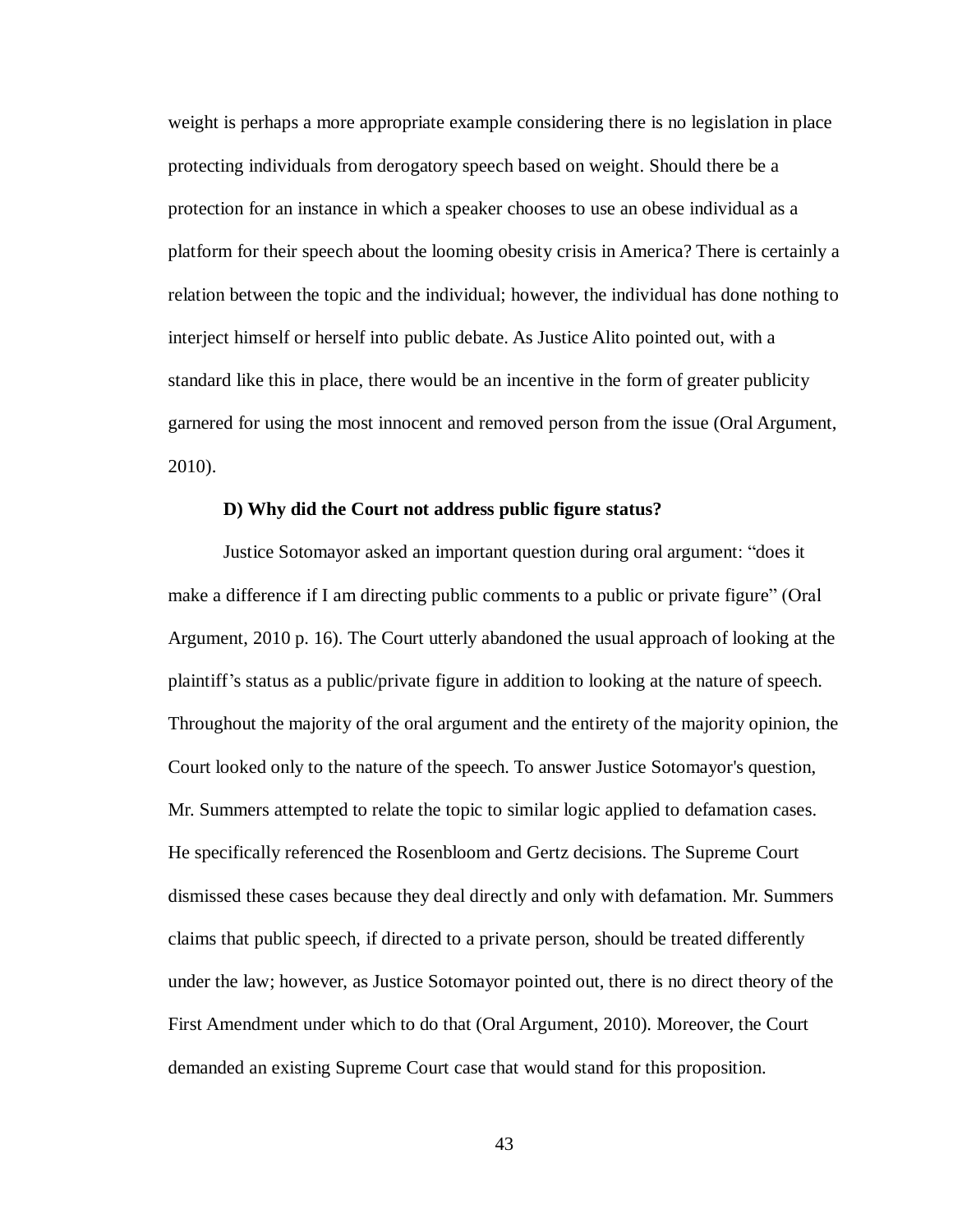weight is perhaps a more appropriate example considering there is no legislation in place protecting individuals from derogatory speech based on weight. Should there be a protection for an instance in which a speaker chooses to use an obese individual as a platform for their speech about the looming obesity crisis in America? There is certainly a relation between the topic and the individual; however, the individual has done nothing to interject himself or herself into public debate. As Justice Alito pointed out, with a standard like this in place, there would be an incentive in the form of greater publicity garnered for using the most innocent and removed person from the issue (Oral Argument, 2010).

**D) Why did the Court not address public figure status?**

Justice Sotomayor asked an important question during oral argument: "does it make a difference if I am directing public comments to a public or private figure" (Oral Argument, 2010 p. 16). The Court utterly abandoned the usual approach of looking at the plaintiff's status as a public/private figure in addition to looking at the nature of speech. Throughout the majority of the oral argument and the entirety of the majority opinion, the Court looked only to the nature of the speech. To answer Justice Sotomayor's question, Mr. Summers attempted to relate the topic to similar logic applied to defamation cases. He specifically referenced the Rosenbloom and Gertz decisions. The Supreme Court dismissed these cases because they deal directly and only with defamation. Mr. Summers claims that public speech, if directed to a private person, should be treated differently under the law; however, as Justice Sotomayor pointed out, there is no direct theory of the First Amendment under which to do that (Oral Argument, 2010). Moreover, the Court demanded an existing Supreme Court case that would stand for this proposition.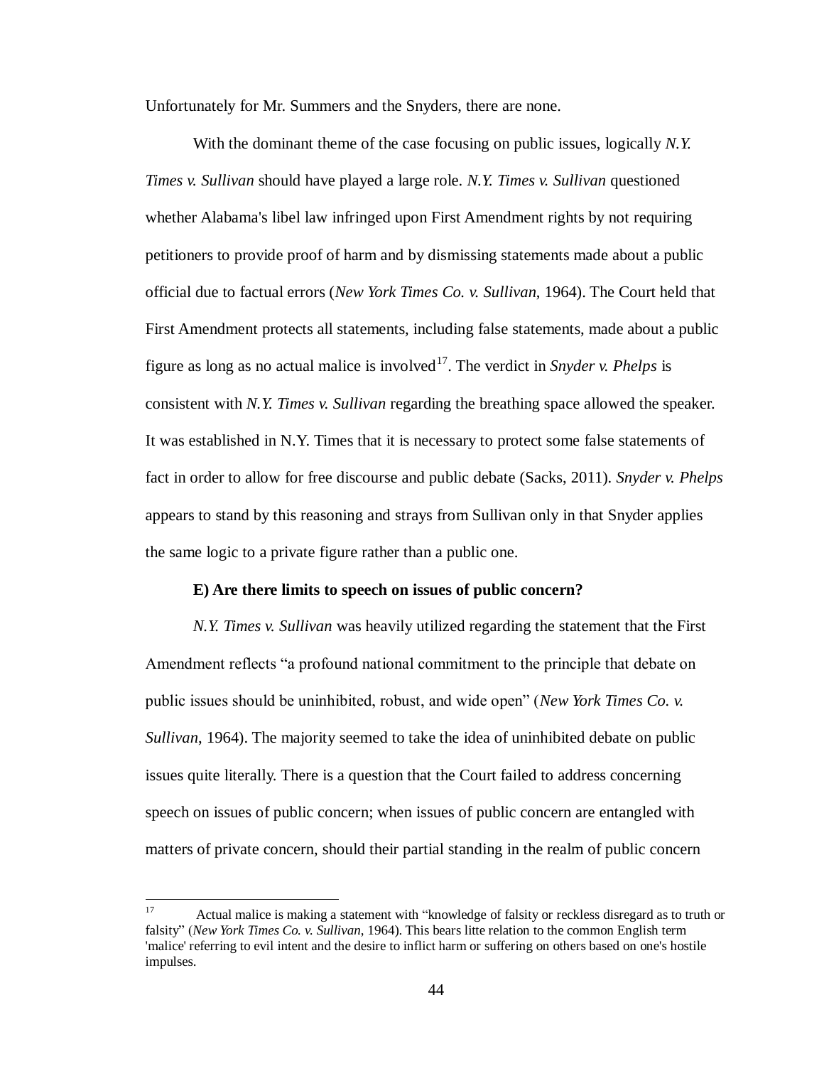Unfortunately for Mr. Summers and the Snyders, there are none.

With the dominant theme of the case focusing on public issues, logically *N.Y. Times v. Sullivan* should have played a large role. *N.Y. Times v. Sullivan* questioned whether Alabama's libel law infringed upon First Amendment rights by not requiring petitioners to provide proof of harm and by dismissing statements made about a public official due to factual errors (*New York Times Co. v. Sullivan*, 1964). The Court held that First Amendment protects all statements, including false statements, made about a public figure as long as no actual malice is involved[17]. The verdict in *Snyder v. Phelps* is consistent with *N.Y. Times v. Sullivan* regarding the breathing space allowed the speaker. It was established in N.Y. Times that it is necessary to protect some false statements of fact in order to allow for free discourse and public debate (Sacks, 2011). *Snyder v. Phelps* appears to stand by this reasoning and strays from Sullivan only in that Snyder applies the same logic to a private figure rather than a public one.

**E) Are there limits to speech on issues of public concern?**

*N.Y. Times v. Sullivan* was heavily utilized regarding the statement that the First Amendment reflects "a profound national commitment to the principle that debate on public issues should be uninhibited, robust, and wide open" (*New York Times Co. v. Sullivan*, 1964). The majority seemed to take the idea of uninhibited debate on public issues quite literally. There is a question that the Court failed to address concerning speech on issues of public concern; when issues of public concern are entangled with matters of private concern, should their partial standing in the realm of public concern

---

[17] Actual malice is making a statement with "knowledge of falsity or reckless disregard as to truth or falsity" (*New York Times Co. v. Sullivan*, 1964). This bears litte relation to the common English term 'malice' referring to evil intent and the desire to inflict harm or suffering on others based on one's hostile impulses.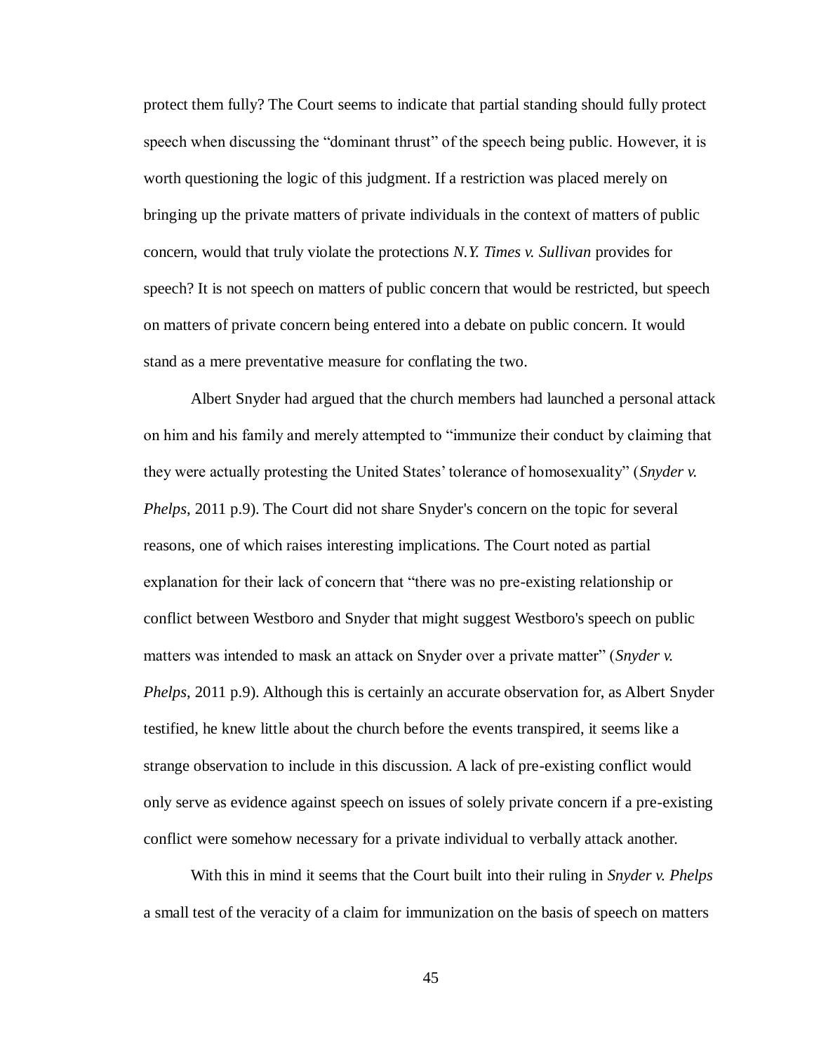protect them fully? The Court seems to indicate that partial standing should fully protect speech when discussing the “dominant thrust” of the speech being public. However, it is worth questioning the logic of this judgment. If a restriction was placed merely on bringing up the private matters of private individuals in the context of matters of public concern, would that truly violate the protections *N.Y. Times v. Sullivan* provides for speech? It is not speech on matters of public concern that would be restricted, but speech on matters of private concern being entered into a debate on public concern. It would stand as a mere preventative measure for conflating the two.

Albert Snyder had argued that the church members had launched a personal attack on him and his family and merely attempted to “immunize their conduct by claiming that they were actually protesting the United States’ tolerance of homosexuality” (*Snyder v. Phelps*, 2011 p.9). The Court did not share Snyder's concern on the topic for several reasons, one of which raises interesting implications. The Court noted as partial explanation for their lack of concern that “there was no pre-existing relationship or conflict between Westboro and Snyder that might suggest Westboro's speech on public matters was intended to mask an attack on Snyder over a private matter” (*Snyder v. Phelps*, 2011 p.9). Although this is certainly an accurate observation for, as Albert Snyder testified, he knew little about the church before the events transpired, it seems like a strange observation to include in this discussion. A lack of pre-existing conflict would only serve as evidence against speech on issues of solely private concern if a pre-existing conflict were somehow necessary for a private individual to verbally attack another.

With this in mind it seems that the Court built into their ruling in *Snyder v. Phelps* a small test of the veracity of a claim for immunization on the basis of speech on matters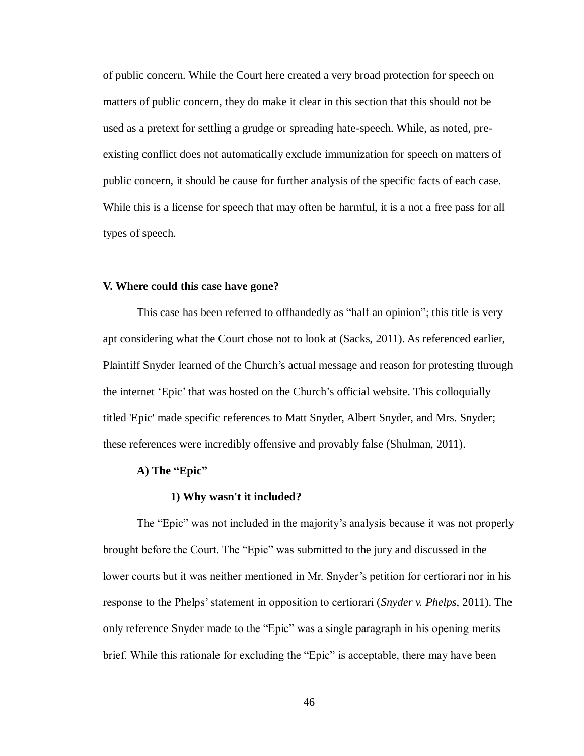of public concern. While the Court here created a very broad protection for speech on matters of public concern, they do make it clear in this section that this should not be used as a pretext for settling a grudge or spreading hate-speech. While, as noted, pre-existing conflict does not automatically exclude immunization for speech on matters of public concern, it should be cause for further analysis of the specific facts of each case. While this is a license for speech that may often be harmful, it is a not a free pass for all types of speech.

## V. Where could this case have gone?

This case has been referred to offhandedly as "half an opinion"; this title is very apt considering what the Court chose not to look at (Sacks, 2011). As referenced earlier, Plaintiff Snyder learned of the Church's actual message and reason for protesting through the internet 'Epic' that was hosted on the Church's official website. This colloquially titled 'Epic' made specific references to Matt Snyder, Albert Snyder, and Mrs. Snyder; these references were incredibly offensive and provably false (Shulman, 2011).

### A) The "Epic"

#### 1) Why wasn't it included?

The "Epic" was not included in the majority's analysis because it was not properly brought before the Court. The "Epic" was submitted to the jury and discussed in the lower courts but it was neither mentioned in Mr. Snyder's petition for certiorari nor in his response to the Phelps' statement in opposition to certiorari (*Snyder v. Phelps*, 2011). The only reference Snyder made to the "Epic" was a single paragraph in his opening merits brief. While this rationale for excluding the "Epic" is acceptable, there may have been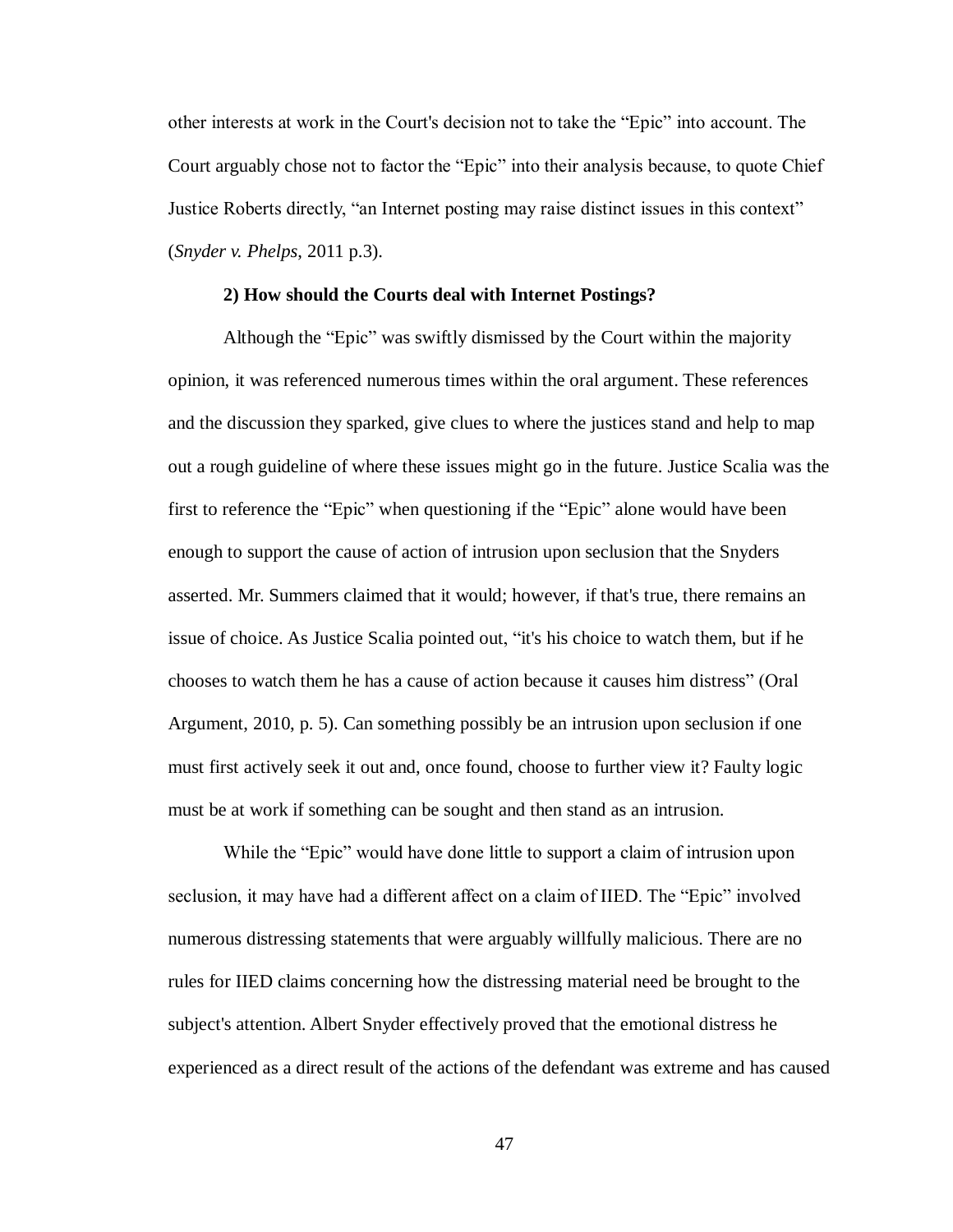other interests at work in the Court's decision not to take the “Epic” into account. The Court arguably chose not to factor the “Epic” into their analysis because, to quote Chief Justice Roberts directly, “an Internet posting may raise distinct issues in this context” (*Snyder v. Phelps*, 2011 p.3).

**2) How should the Courts deal with Internet Postings?**

Although the “Epic” was swiftly dismissed by the Court within the majority opinion, it was referenced numerous times within the oral argument. These references and the discussion they sparked, give clues to where the justices stand and help to map out a rough guideline of where these issues might go in the future. Justice Scalia was the first to reference the “Epic” when questioning if the “Epic” alone would have been enough to support the cause of action of intrusion upon seclusion that the Snyders asserted. Mr. Summers claimed that it would; however, if that's true, there remains an issue of choice. As Justice Scalia pointed out, “it's his choice to watch them, but if he chooses to watch them he has a cause of action because it causes him distress” (Oral Argument, 2010, p. 5). Can something possibly be an intrusion upon seclusion if one must first actively seek it out and, once found, choose to further view it? Faulty logic must be at work if something can be sought and then stand as an intrusion.

While the “Epic” would have done little to support a claim of intrusion upon seclusion, it may have had a different affect on a claim of IIED. The “Epic” involved numerous distressing statements that were arguably willfully malicious. There are no rules for IIED claims concerning how the distressing material need be brought to the subject's attention. Albert Snyder effectively proved that the emotional distress he experienced as a direct result of the actions of the defendant was extreme and has caused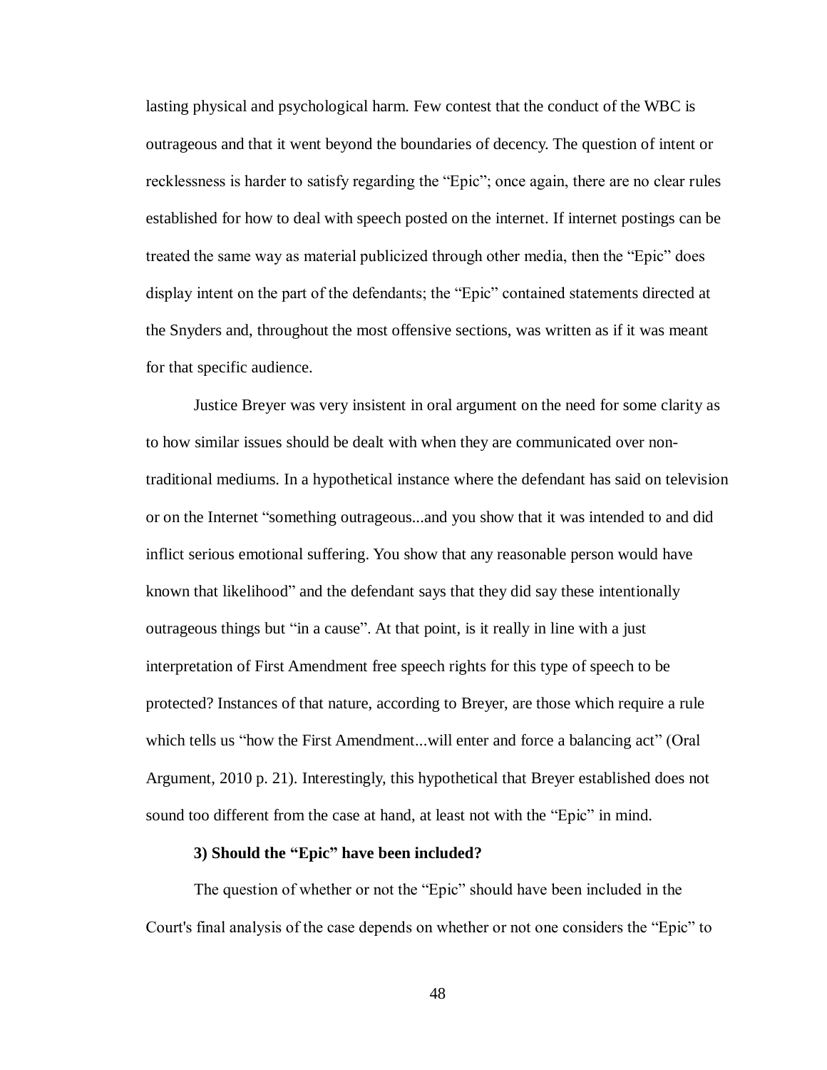lasting physical and psychological harm. Few contest that the conduct of the WBC is outrageous and that it went beyond the boundaries of decency. The question of intent or recklessness is harder to satisfy regarding the "Epic"; once again, there are no clear rules established for how to deal with speech posted on the internet. If internet postings can be treated the same way as material publicized through other media, then the "Epic" does display intent on the part of the defendants; the "Epic" contained statements directed at the Snyders and, throughout the most offensive sections, was written as if it was meant for that specific audience.

Justice Breyer was very insistent in oral argument on the need for some clarity as to how similar issues should be dealt with when they are communicated over non-traditional mediums. In a hypothetical instance where the defendant has said on television or on the Internet "something outrageous...and you show that it was intended to and did inflict serious emotional suffering. You show that any reasonable person would have known that likelihood" and the defendant says that they did say these intentionally outrageous things but "in a cause". At that point, is it really in line with a just interpretation of First Amendment free speech rights for this type of speech to be protected? Instances of that nature, according to Breyer, are those which require a rule which tells us "how the First Amendment...will enter and force a balancing act" (Oral Argument, 2010 p. 21). Interestingly, this hypothetical that Breyer established does not sound too different from the case at hand, at least not with the "Epic" in mind.

**3) Should the "Epic" have been included?**

The question of whether or not the "Epic" should have been included in the Court's final analysis of the case depends on whether or not one considers the "Epic" to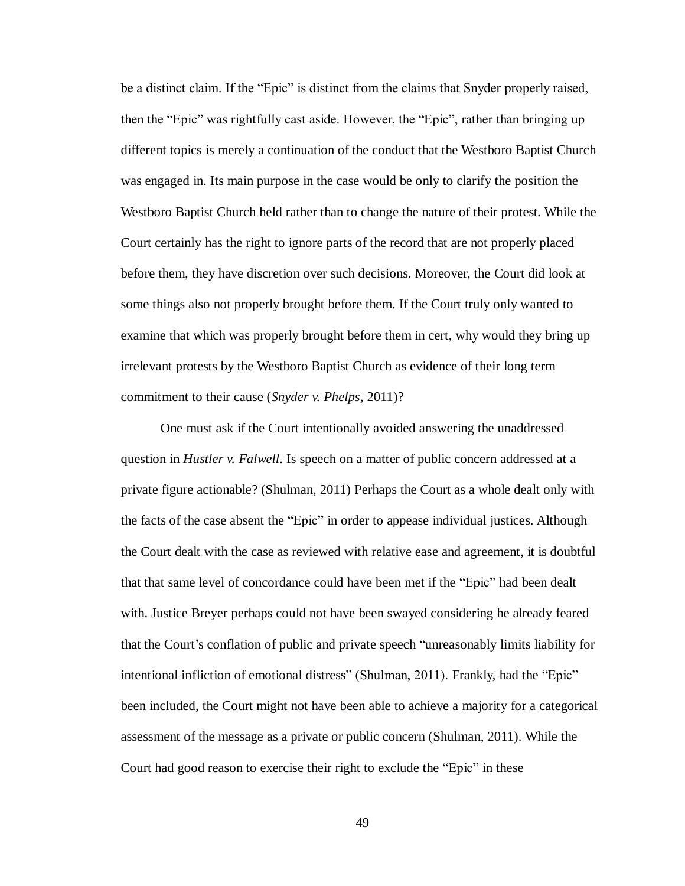be a distinct claim. If the “Epic” is distinct from the claims that Snyder properly raised, then the “Epic” was rightfully cast aside. However, the “Epic”, rather than bringing up different topics is merely a continuation of the conduct that the Westboro Baptist Church was engaged in. Its main purpose in the case would be only to clarify the position the Westboro Baptist Church held rather than to change the nature of their protest. While the Court certainly has the right to ignore parts of the record that are not properly placed before them, they have discretion over such decisions. Moreover, the Court did look at some things also not properly brought before them. If the Court truly only wanted to examine that which was properly brought before them in cert, why would they bring up irrelevant protests by the Westboro Baptist Church as evidence of their long term commitment to their cause (*Snyder v. Phelps*, 2011)?

One must ask if the Court intentionally avoided answering the unaddressed question in *Hustler v. Falwell*. Is speech on a matter of public concern addressed at a private figure actionable? (Shulman, 2011) Perhaps the Court as a whole dealt only with the facts of the case absent the “Epic” in order to appease individual justices. Although the Court dealt with the case as reviewed with relative ease and agreement, it is doubtful that that same level of concordance could have been met if the “Epic” had been dealt with. Justice Breyer perhaps could not have been swayed considering he already feared that the Court’s conflation of public and private speech “unreasonably limits liability for intentional infliction of emotional distress” (Shulman, 2011). Frankly, had the “Epic” been included, the Court might not have been able to achieve a majority for a categorical assessment of the message as a private or public concern (Shulman, 2011). While the Court had good reason to exercise their right to exclude the “Epic” in these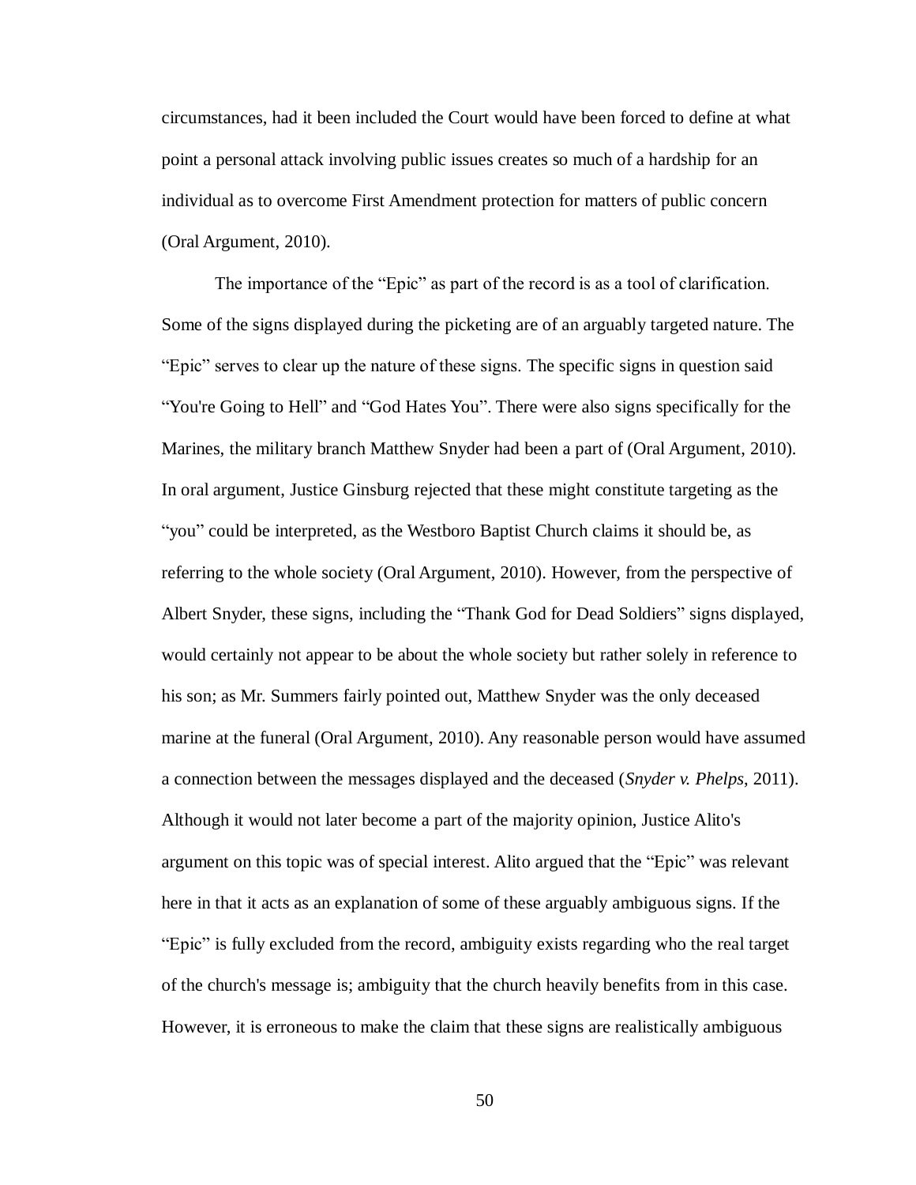circumstances, had it been included the Court would have been forced to define at what point a personal attack involving public issues creates so much of a hardship for an individual as to overcome First Amendment protection for matters of public concern (Oral Argument, 2010).

The importance of the "Epic" as part of the record is as a tool of clarification. Some of the signs displayed during the picketing are of an arguably targeted nature. The "Epic" serves to clear up the nature of these signs. The specific signs in question said "You're Going to Hell" and "God Hates You". There were also signs specifically for the Marines, the military branch Matthew Snyder had been a part of (Oral Argument, 2010). In oral argument, Justice Ginsburg rejected that these might constitute targeting as the "you" could be interpreted, as the Westboro Baptist Church claims it should be, as referring to the whole society (Oral Argument, 2010). However, from the perspective of Albert Snyder, these signs, including the "Thank God for Dead Soldiers" signs displayed, would certainly not appear to be about the whole society but rather solely in reference to his son; as Mr. Summers fairly pointed out, Matthew Snyder was the only deceased marine at the funeral (Oral Argument, 2010). Any reasonable person would have assumed a connection between the messages displayed and the deceased (*Snyder v. Phelps*, 2011). Although it would not later become a part of the majority opinion, Justice Alito's argument on this topic was of special interest. Alito argued that the "Epic" was relevant here in that it acts as an explanation of some of these arguably ambiguous signs. If the "Epic" is fully excluded from the record, ambiguity exists regarding who the real target of the church's message is; ambiguity that the church heavily benefits from in this case. However, it is erroneous to make the claim that these signs are realistically ambiguous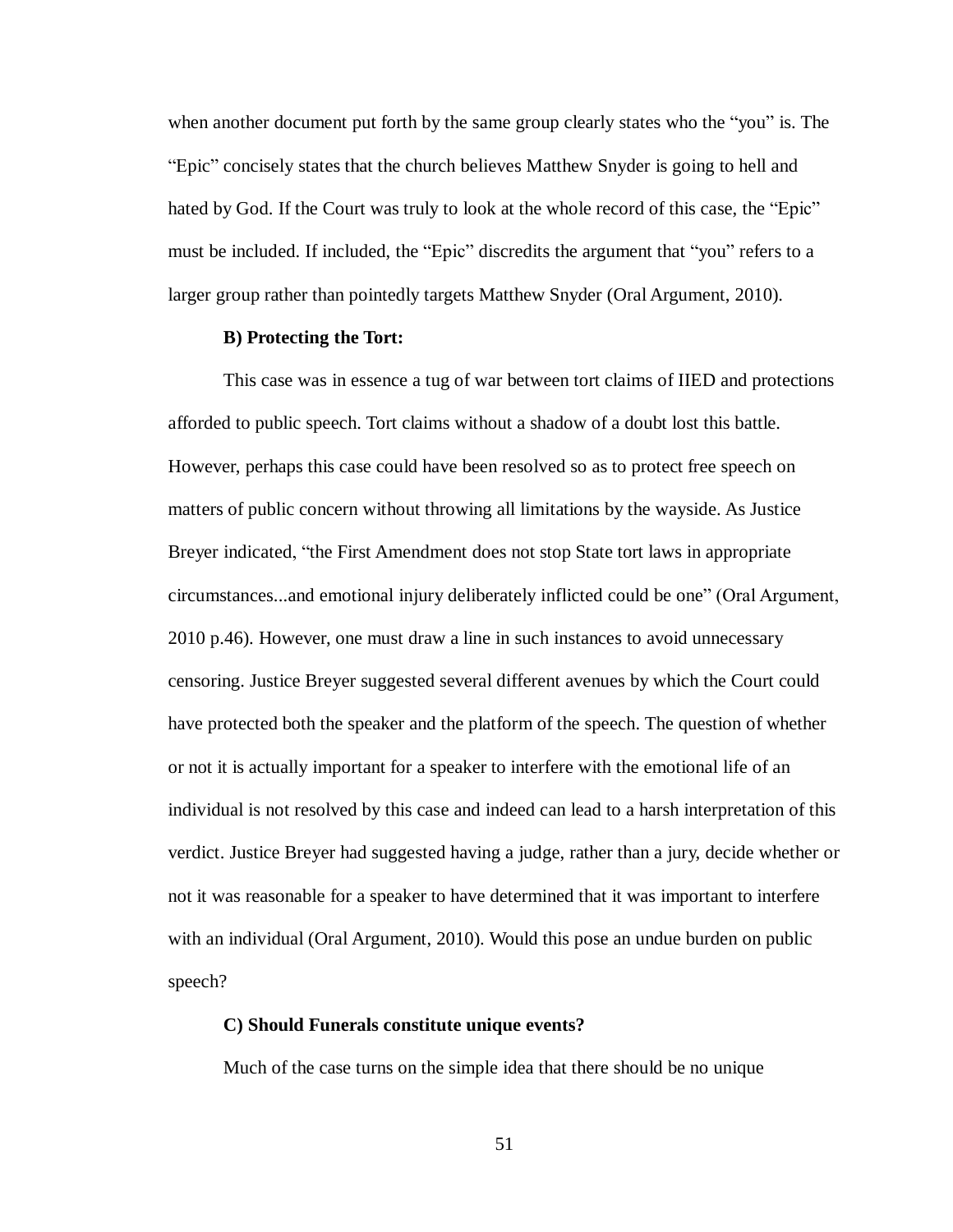when another document put forth by the same group clearly states who the "you" is. The "Epic" concisely states that the church believes Matthew Snyder is going to hell and hated by God. If the Court was truly to look at the whole record of this case, the "Epic" must be included. If included, the "Epic" discredits the argument that "you" refers to a larger group rather than pointedly targets Matthew Snyder (Oral Argument, 2010).

**B) Protecting the Tort:**

This case was in essence a tug of war between tort claims of IIED and protections afforded to public speech. Tort claims without a shadow of a doubt lost this battle. However, perhaps this case could have been resolved so as to protect free speech on matters of public concern without throwing all limitations by the wayside. As Justice Breyer indicated, "the First Amendment does not stop State tort laws in appropriate circumstances...and emotional injury deliberately inflicted could be one" (Oral Argument, 2010 p.46). However, one must draw a line in such instances to avoid unnecessary censoring. Justice Breyer suggested several different avenues by which the Court could have protected both the speaker and the platform of the speech. The question of whether or not it is actually important for a speaker to interfere with the emotional life of an individual is not resolved by this case and indeed can lead to a harsh interpretation of this verdict. Justice Breyer had suggested having a judge, rather than a jury, decide whether or not it was reasonable for a speaker to have determined that it was important to interfere with an individual (Oral Argument, 2010). Would this pose an undue burden on public speech?

**C) Should Funerals constitute unique events?**

Much of the case turns on the simple idea that there should be no unique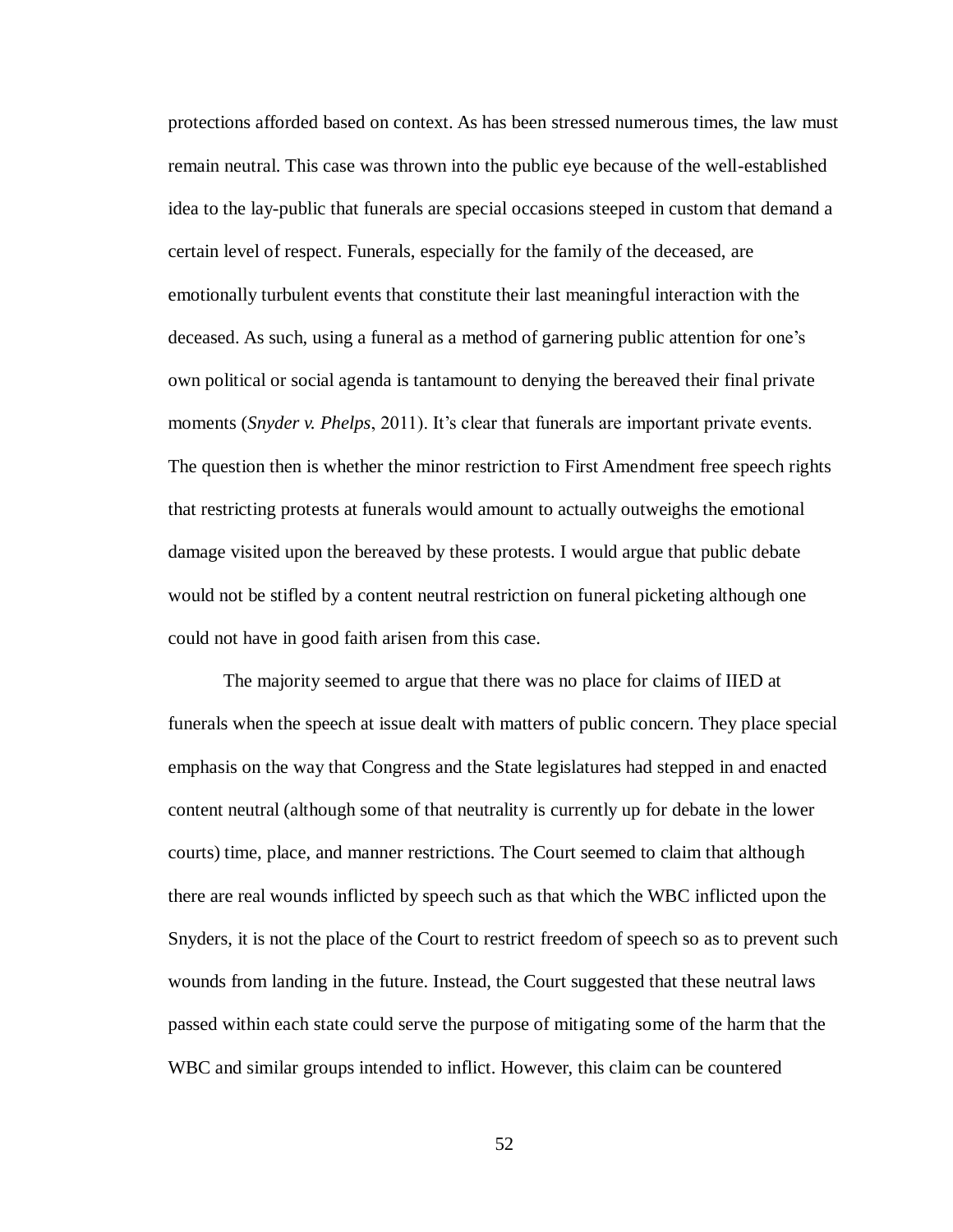protections afforded based on context. As has been stressed numerous times, the law must remain neutral. This case was thrown into the public eye because of the well-established idea to the lay-public that funerals are special occasions steeped in custom that demand a certain level of respect. Funerals, especially for the family of the deceased, are emotionally turbulent events that constitute their last meaningful interaction with the deceased. As such, using a funeral as a method of garnering public attention for one's own political or social agenda is tantamount to denying the bereaved their final private moments (*Snyder v. Phelps*, 2011). It's clear that funerals are important private events. The question then is whether the minor restriction to First Amendment free speech rights that restricting protests at funerals would amount to actually outweighs the emotional damage visited upon the bereaved by these protests. I would argue that public debate would not be stifled by a content neutral restriction on funeral picketing although one could not have in good faith arisen from this case.

The majority seemed to argue that there was no place for claims of IIED at funerals when the speech at issue dealt with matters of public concern. They place special emphasis on the way that Congress and the State legislatures had stepped in and enacted content neutral (although some of that neutrality is currently up for debate in the lower courts) time, place, and manner restrictions. The Court seemed to claim that although there are real wounds inflicted by speech such as that which the WBC inflicted upon the Snyders, it is not the place of the Court to restrict freedom of speech so as to prevent such wounds from landing in the future. Instead, the Court suggested that these neutral laws passed within each state could serve the purpose of mitigating some of the harm that the WBC and similar groups intended to inflict. However, this claim can be countered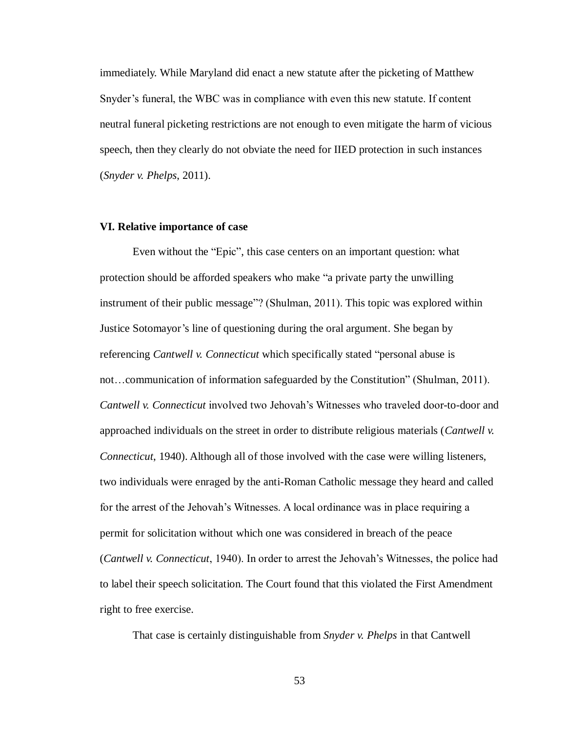immediately. While Maryland did enact a new statute after the picketing of Matthew Snyder's funeral, the WBC was in compliance with even this new statute. If content neutral funeral picketing restrictions are not enough to even mitigate the harm of vicious speech, then they clearly do not obviate the need for IIED protection in such instances (*Snyder v. Phelps*, 2011).

### VI. Relative importance of case

Even without the "Epic", this case centers on an important question: what protection should be afforded speakers who make "a private party the unwilling instrument of their public message"? (Shulman, 2011). This topic was explored within Justice Sotomayor's line of questioning during the oral argument. She began by referencing *Cantwell v. Connecticut* which specifically stated "personal abuse is not…communication of information safeguarded by the Constitution" (Shulman, 2011). *Cantwell v. Connecticut* involved two Jehovah's Witnesses who traveled door-to-door and approached individuals on the street in order to distribute religious materials (*Cantwell v. Connecticut*, 1940). Although all of those involved with the case were willing listeners, two individuals were enraged by the anti-Roman Catholic message they heard and called for the arrest of the Jehovah's Witnesses. A local ordinance was in place requiring a permit for solicitation without which one was considered in breach of the peace (*Cantwell v. Connecticut*, 1940). In order to arrest the Jehovah's Witnesses, the police had to label their speech solicitation. The Court found that this violated the First Amendment right to free exercise.

That case is certainly distinguishable from *Snyder v. Phelps* in that Cantwell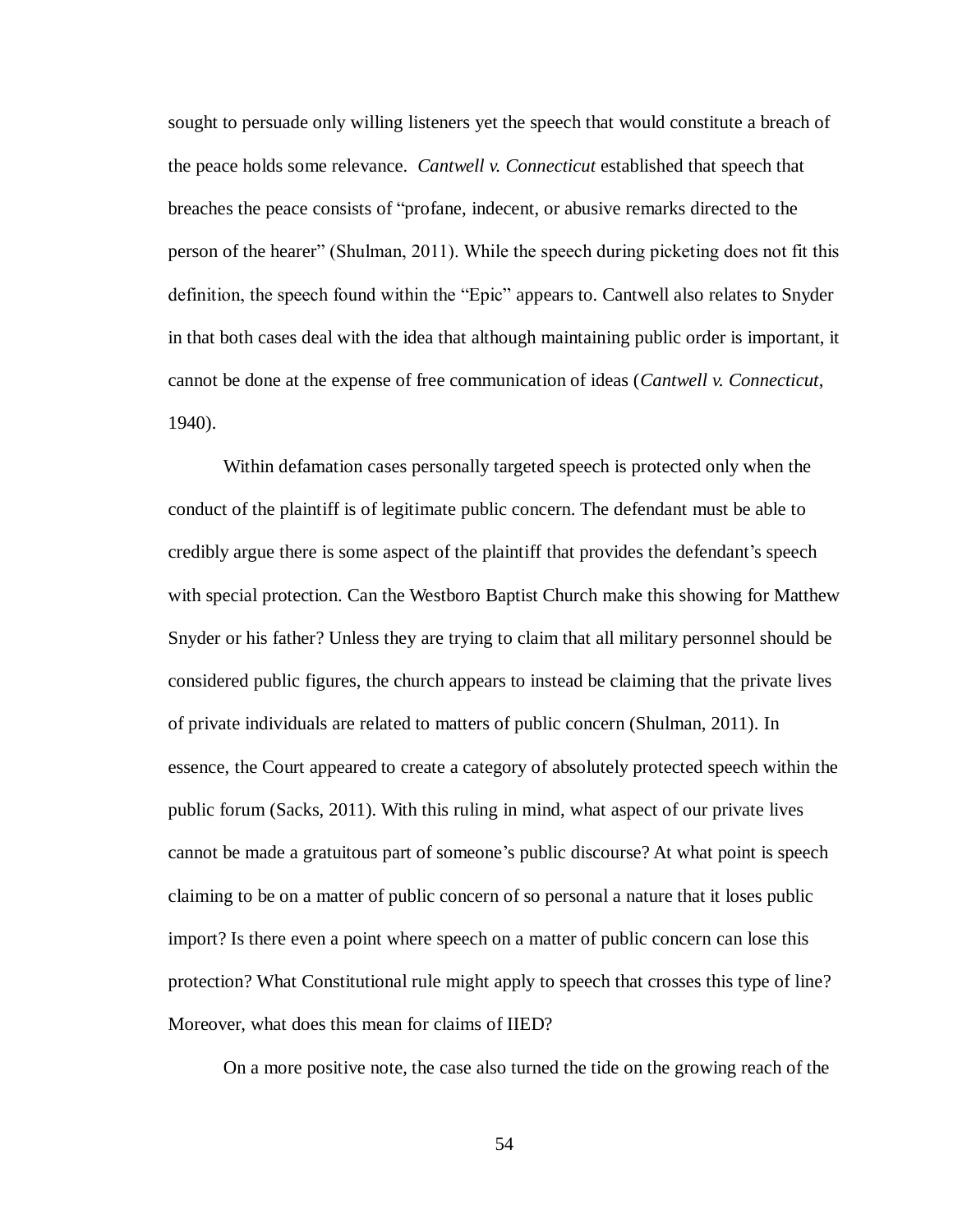sought to persuade only willing listeners yet the speech that would constitute a breach of the peace holds some relevance. *Cantwell v. Connecticut* established that speech that breaches the peace consists of "profane, indecent, or abusive remarks directed to the person of the hearer" (Shulman, 2011). While the speech during picketing does not fit this definition, the speech found within the "Epic" appears to. Cantwell also relates to Snyder in that both cases deal with the idea that although maintaining public order is important, it cannot be done at the expense of free communication of ideas (*Cantwell v. Connecticut*, 1940).

Within defamation cases personally targeted speech is protected only when the conduct of the plaintiff is of legitimate public concern. The defendant must be able to credibly argue there is some aspect of the plaintiff that provides the defendant's speech with special protection. Can the Westboro Baptist Church make this showing for Matthew Snyder or his father? Unless they are trying to claim that all military personnel should be considered public figures, the church appears to instead be claiming that the private lives of private individuals are related to matters of public concern (Shulman, 2011). In essence, the Court appeared to create a category of absolutely protected speech within the public forum (Sacks, 2011). With this ruling in mind, what aspect of our private lives cannot be made a gratuitous part of someone's public discourse? At what point is speech claiming to be on a matter of public concern of so personal a nature that it loses public import? Is there even a point where speech on a matter of public concern can lose this protection? What Constitutional rule might apply to speech that crosses this type of line? Moreover, what does this mean for claims of IIED?

On a more positive note, the case also turned the tide on the growing reach of the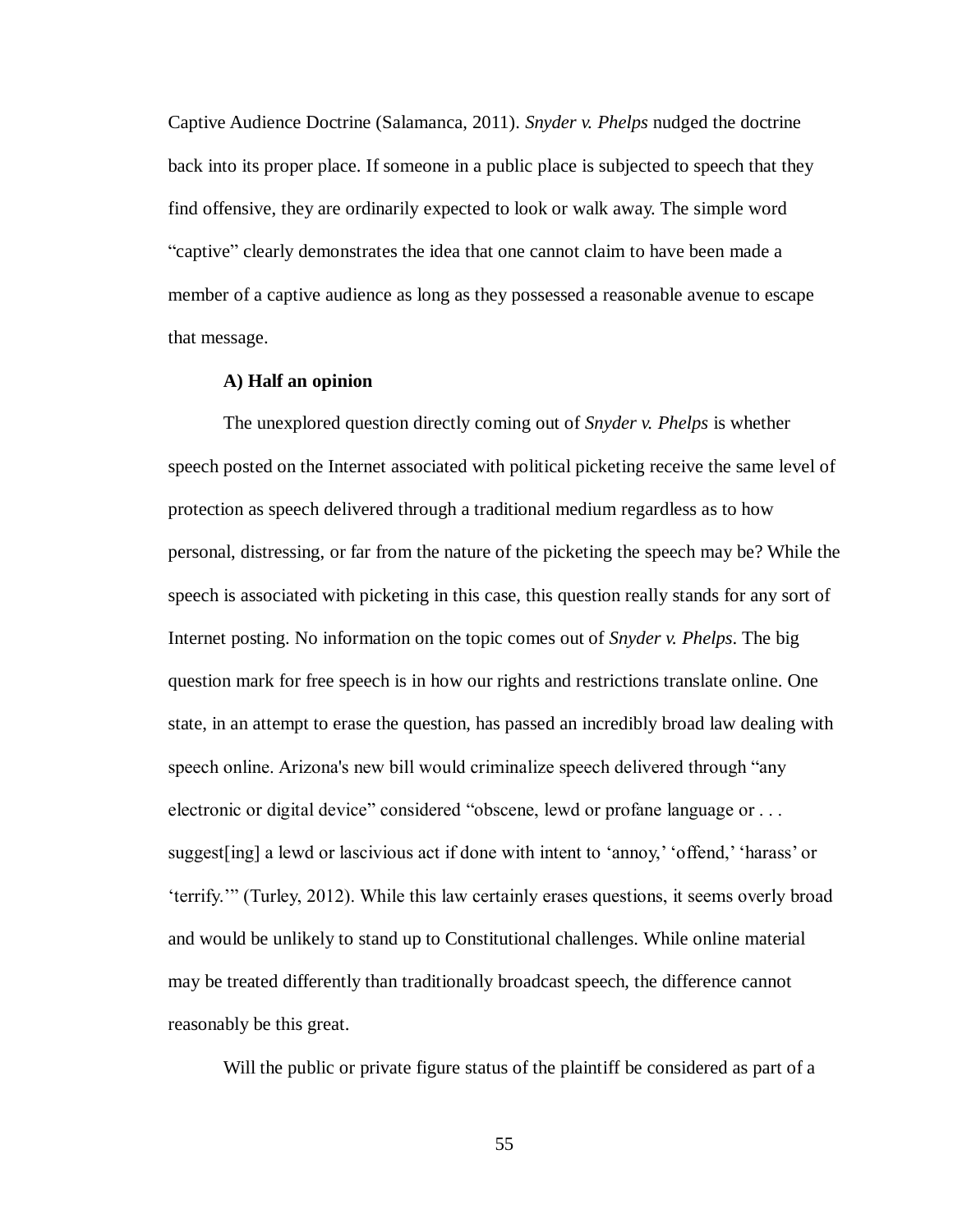Captive Audience Doctrine (Salamanca, 2011). *Snyder v. Phelps* nudged the doctrine back into its proper place. If someone in a public place is subjected to speech that they find offensive, they are ordinarily expected to look or walk away. The simple word "captive" clearly demonstrates the idea that one cannot claim to have been made a member of a captive audience as long as they possessed a reasonable avenue to escape that message.

**A) Half an opinion**

The unexplored question directly coming out of *Snyder v. Phelps* is whether speech posted on the Internet associated with political picketing receive the same level of protection as speech delivered through a traditional medium regardless as to how personal, distressing, or far from the nature of the picketing the speech may be? While the speech is associated with picketing in this case, this question really stands for any sort of Internet posting. No information on the topic comes out of *Snyder v. Phelps*. The big question mark for free speech is in how our rights and restrictions translate online. One state, in an attempt to erase the question, has passed an incredibly broad law dealing with speech online. Arizona's new bill would criminalize speech delivered through "any electronic or digital device" considered "obscene, lewd or profane language or . . . suggest[ing] a lewd or lascivious act if done with intent to 'annoy,' 'offend,' 'harass' or 'terrify.'" (Turley, 2012). While this law certainly erases questions, it seems overly broad and would be unlikely to stand up to Constitutional challenges. While online material may be treated differently than traditionally broadcast speech, the difference cannot reasonably be this great.

Will the public or private figure status of the plaintiff be considered as part of a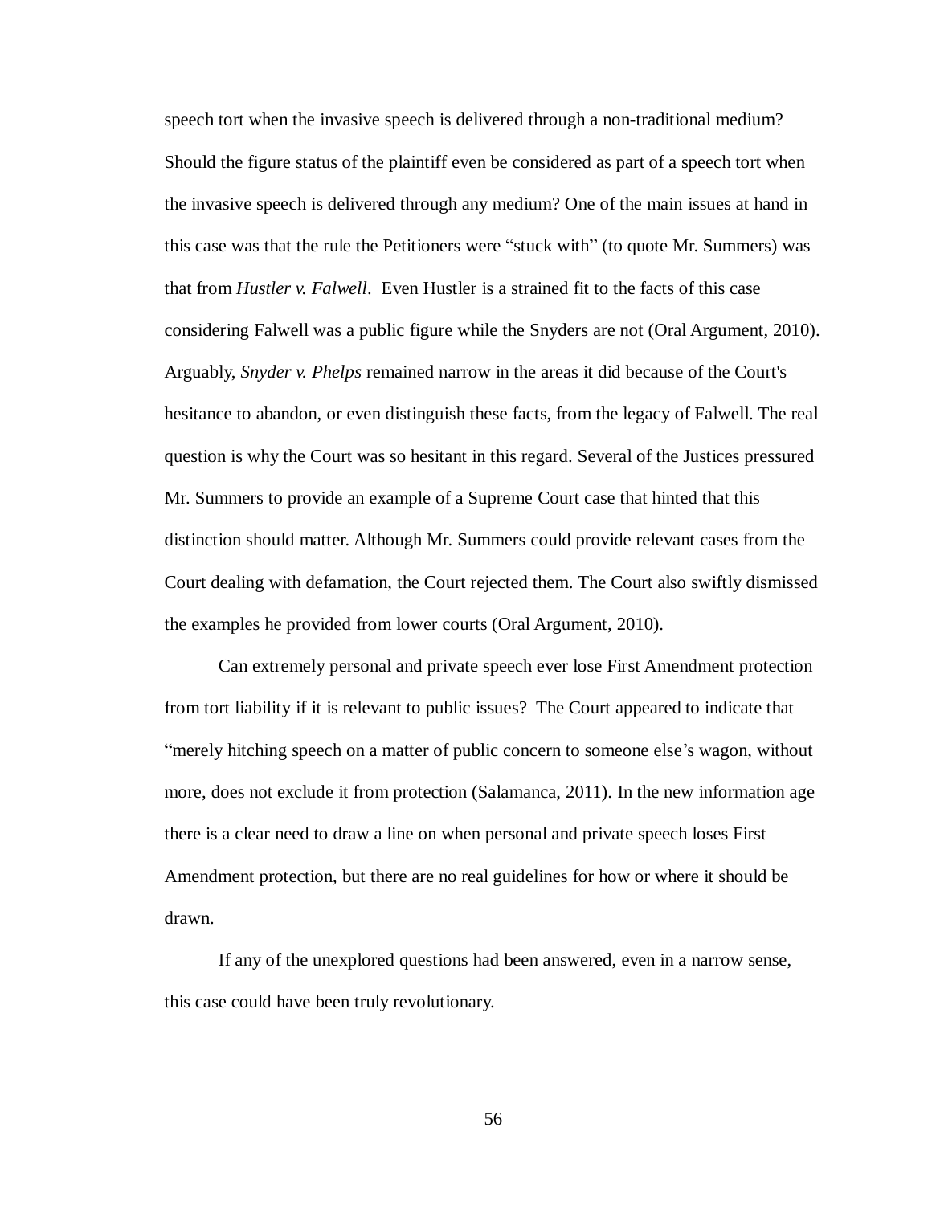speech tort when the invasive speech is delivered through a non-traditional medium? Should the figure status of the plaintiff even be considered as part of a speech tort when the invasive speech is delivered through any medium? One of the main issues at hand in this case was that the rule the Petitioners were "stuck with" (to quote Mr. Summers) was that from *Hustler v. Falwell*. Even Hustler is a strained fit to the facts of this case considering Falwell was a public figure while the Snyders are not (Oral Argument, 2010). Arguably, *Snyder v. Phelps* remained narrow in the areas it did because of the Court's hesitance to abandon, or even distinguish these facts, from the legacy of Falwell. The real question is why the Court was so hesitant in this regard. Several of the Justices pressured Mr. Summers to provide an example of a Supreme Court case that hinted that this distinction should matter. Although Mr. Summers could provide relevant cases from the Court dealing with defamation, the Court rejected them. The Court also swiftly dismissed the examples he provided from lower courts (Oral Argument, 2010).

Can extremely personal and private speech ever lose First Amendment protection from tort liability if it is relevant to public issues? The Court appeared to indicate that "merely hitching speech on a matter of public concern to someone else's wagon, without more, does not exclude it from protection (Salamanca, 2011). In the new information age there is a clear need to draw a line on when personal and private speech loses First Amendment protection, but there are no real guidelines for how or where it should be drawn.

If any of the unexplored questions had been answered, even in a narrow sense, this case could have been truly revolutionary.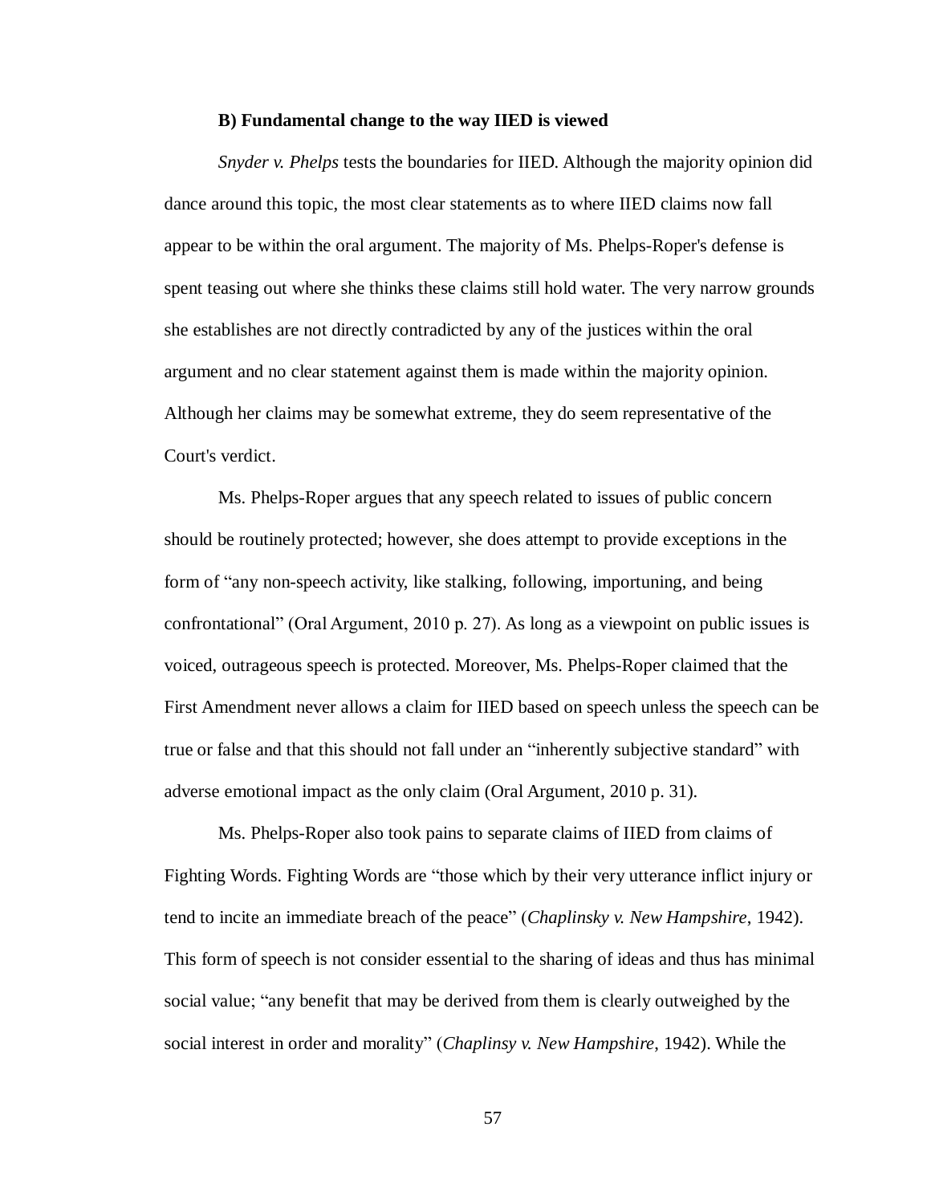**B) Fundamental change to the way IIED is viewed**

*Snyder v. Phelps* tests the boundaries for IIED. Although the majority opinion did dance around this topic, the most clear statements as to where IIED claims now fall appear to be within the oral argument. The majority of Ms. Phelps-Roper's defense is spent teasing out where she thinks these claims still hold water. The very narrow grounds she establishes are not directly contradicted by any of the justices within the oral argument and no clear statement against them is made within the majority opinion. Although her claims may be somewhat extreme, they do seem representative of the Court's verdict.

Ms. Phelps-Roper argues that any speech related to issues of public concern should be routinely protected; however, she does attempt to provide exceptions in the form of "any non-speech activity, like stalking, following, importuning, and being confrontational" (Oral Argument, 2010 p. 27). As long as a viewpoint on public issues is voiced, outrageous speech is protected. Moreover, Ms. Phelps-Roper claimed that the First Amendment never allows a claim for IIED based on speech unless the speech can be true or false and that this should not fall under an "inherently subjective standard" with adverse emotional impact as the only claim (Oral Argument, 2010 p. 31).

Ms. Phelps-Roper also took pains to separate claims of IIED from claims of Fighting Words. Fighting Words are "those which by their very utterance inflict injury or tend to incite an immediate breach of the peace" (*Chaplinsky v. New Hampshire*, 1942). This form of speech is not consider essential to the sharing of ideas and thus has minimal social value; "any benefit that may be derived from them is clearly outweighed by the social interest in order and morality" (*Chaplinsy v. New Hampshire*, 1942). While the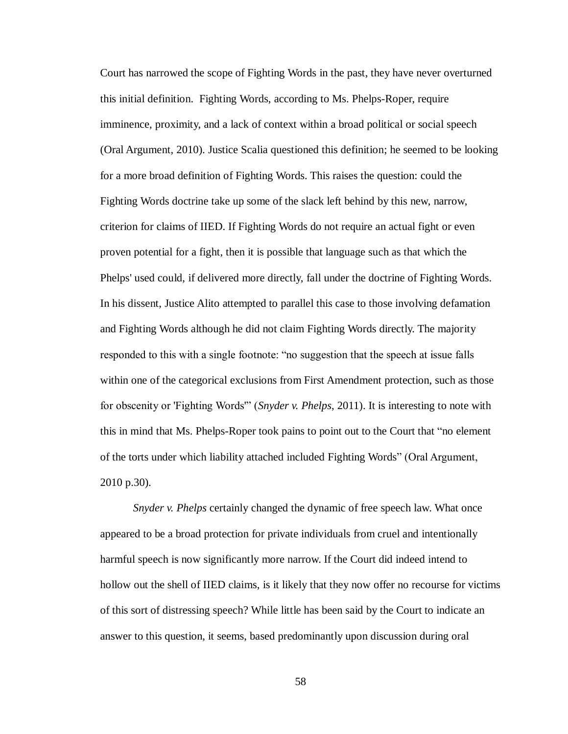Court has narrowed the scope of Fighting Words in the past, they have never overturned this initial definition. Fighting Words, according to Ms. Phelps-Roper, require imminence, proximity, and a lack of context within a broad political or social speech (Oral Argument, 2010). Justice Scalia questioned this definition; he seemed to be looking for a more broad definition of Fighting Words. This raises the question: could the Fighting Words doctrine take up some of the slack left behind by this new, narrow, criterion for claims of IIED. If Fighting Words do not require an actual fight or even proven potential for a fight, then it is possible that language such as that which the Phelps' used could, if delivered more directly, fall under the doctrine of Fighting Words. In his dissent, Justice Alito attempted to parallel this case to those involving defamation and Fighting Words although he did not claim Fighting Words directly. The majority responded to this with a single footnote: "no suggestion that the speech at issue falls within one of the categorical exclusions from First Amendment protection, such as those for obscenity or 'Fighting Words'" (*Snyder v. Phelps*, 2011). It is interesting to note with this in mind that Ms. Phelps-Roper took pains to point out to the Court that "no element of the torts under which liability attached included Fighting Words" (Oral Argument, 2010 p.30).

*Snyder v. Phelps* certainly changed the dynamic of free speech law. What once appeared to be a broad protection for private individuals from cruel and intentionally harmful speech is now significantly more narrow. If the Court did indeed intend to hollow out the shell of IIED claims, is it likely that they now offer no recourse for victims of this sort of distressing speech? While little has been said by the Court to indicate an answer to this question, it seems, based predominantly upon discussion during oral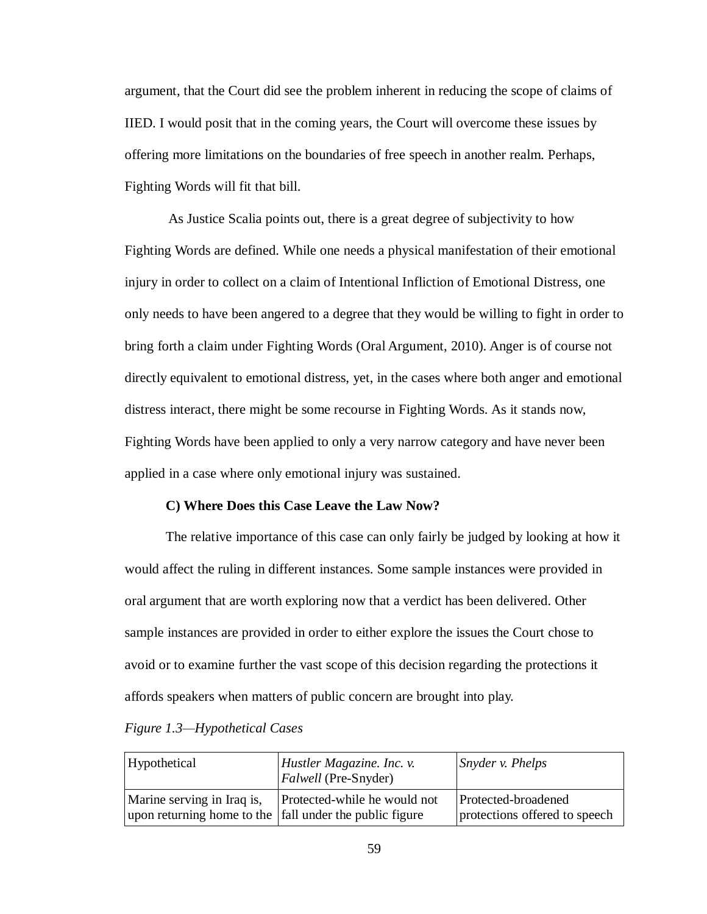argument, that the Court did see the problem inherent in reducing the scope of claims of IIED. I would posit that in the coming years, the Court will overcome these issues by offering more limitations on the boundaries of free speech in another realm. Perhaps, Fighting Words will fit that bill.

As Justice Scalia points out, there is a great degree of subjectivity to how Fighting Words are defined. While one needs a physical manifestation of their emotional injury in order to collect on a claim of Intentional Infliction of Emotional Distress, one only needs to have been angered to a degree that they would be willing to fight in order to bring forth a claim under Fighting Words (Oral Argument, 2010). Anger is of course not directly equivalent to emotional distress, yet, in the cases where both anger and emotional distress interact, there might be some recourse in Fighting Words. As it stands now, Fighting Words have been applied to only a very narrow category and have never been applied in a case where only emotional injury was sustained.

**C) Where Does this Case Leave the Law Now?**

The relative importance of this case can only fairly be judged by looking at how it would affect the ruling in different instances. Some sample instances were provided in oral argument that are worth exploring now that a verdict has been delivered. Other sample instances are provided in order to either explore the issues the Court chose to avoid or to examine further the vast scope of this decision regarding the protections it affords speakers when matters of public concern are brought into play.

*Figure 1.3—Hypothetical Cases*

| Hypothetical | *Hustler Magazine. Inc. v. Falwell* (Pre-Snyder) | *Snyder v. Phelps* |
|---|---|---|
| Marine serving in Iraq is, upon returning home to the | Protected-while he would not fall under the public figure | Protected-broadened protections offered to speech |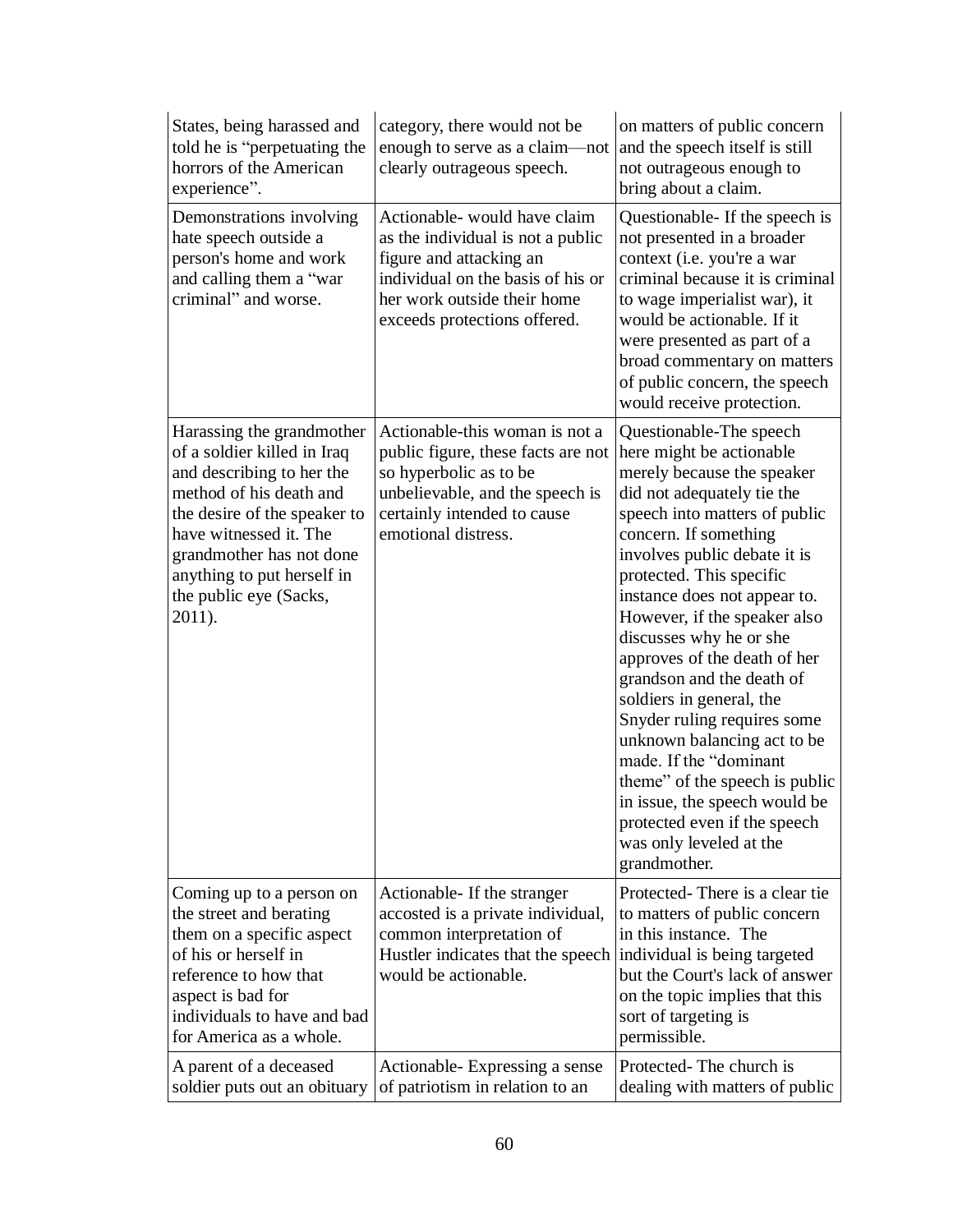| | | |
|---|---|---|
| States, being harassed and told he is "perpetuating the horrors of the American experience". | category, there would not be enough to serve as a claim—not clearly outrageous speech. | on matters of public concern and the speech itself is still not outrageous enough to bring about a claim. |
| Demonstrations involving hate speech outside a person's home and work and calling them a "war criminal" and worse. | Actionable- would have claim as the individual is not a public figure and attacking an individual on the basis of his or her work outside their home exceeds protections offered. | Questionable- If the speech is not presented in a broader context (i.e. you're a war criminal because it is criminal to wage imperialist war), it would be actionable. If it were presented as part of a broad commentary on matters of public concern, the speech would receive protection. |
| Harassing the grandmother of a soldier killed in Iraq and describing to her the method of his death and the desire of the speaker to have witnessed it. The grandmother has not done anything to put herself in the public eye (Sacks, 2011). | Actionable-this woman is not a public figure, these facts are not so hyperbolic as to be unbelievable, and the speech is certainly intended to cause emotional distress. | Questionable-The speech here might be actionable merely because the speaker did not adequately tie the speech into matters of public concern. If something involves public debate it is protected. This specific instance does not appear to. However, if the speaker also discusses why he or she approves of the death of her grandson and the death of soldiers in general, the Snyder ruling requires some unknown balancing act to be made. If the "dominant theme" of the speech is public in issue, the speech would be protected even if the speech was only leveled at the grandmother. |
| Coming up to a person on the street and berating them on a specific aspect of his or herself in reference to how that aspect is bad for individuals to have and bad for America as a whole. | Actionable- If the stranger accosted is a private individual, common interpretation of Hustler indicates that the speech would be actionable. | Protected- There is a clear tie to matters of public concern in this instance. The individual is being targeted but the Court's lack of answer on the topic implies that this sort of targeting is permissible. |
| A parent of a deceased soldier puts out an obituary | Actionable- Expressing a sense of patriotism in relation to an | Protected- The church is dealing with matters of public |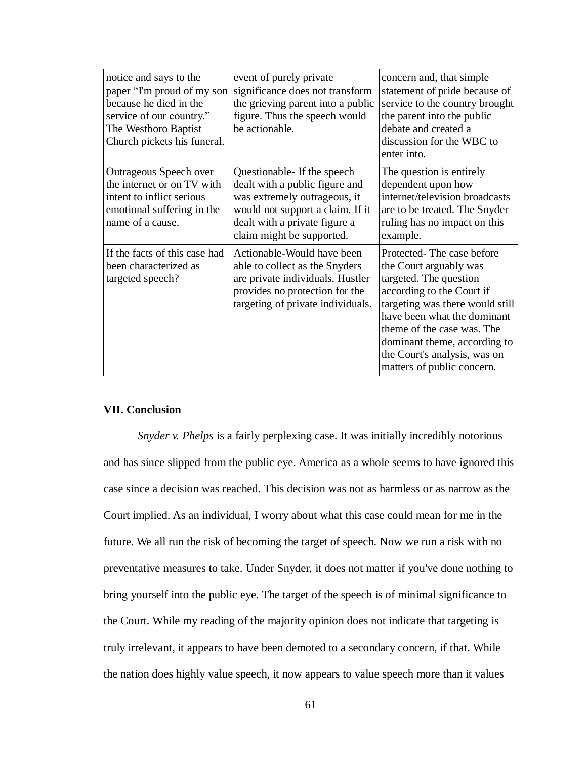| | | |
|---|---|---|
| notice and says to the paper "I'm proud of my son because he died in the service of our country." The Westboro Baptist Church pickets his funeral. | event of purely private significance does not transform the grieving parent into a public figure. Thus the speech would be actionable. | concern and, that simple statement of pride because of service to the country brought the parent into the public debate and created a discussion for the WBC to enter into. |
| Outrageous Speech over the internet or on TV with intent to inflict serious emotional suffering in the name of a cause. | Questionable- If the speech dealt with a public figure and was extremely outrageous, it would not support a claim. If it dealt with a private figure a claim might be supported. | The question is entirely dependent upon how internet/television broadcasts are to be treated. The Snyder ruling has no impact on this example. |
| If the facts of this case had been characterized as targeted speech? | Actionable-Would have been able to collect as the Snyders are private individuals. Hustler provides no protection for the targeting of private individuals. | Protected- The case before the Court arguably was targeted. The question according to the Court if targeting was there would still have been what the dominant theme of the case was. The dominant theme, according to the Court's analysis, was on matters of public concern. |

### VII. Conclusion

*Snyder v. Phelps* is a fairly perplexing case. It was initially incredibly notorious and has since slipped from the public eye. America as a whole seems to have ignored this case since a decision was reached. This decision was not as harmless or as narrow as the Court implied. As an individual, I worry about what this case could mean for me in the future. We all run the risk of becoming the target of speech. Now we run a risk with no preventative measures to take. Under Snyder, it does not matter if you've done nothing to bring yourself into the public eye. The target of the speech is of minimal significance to the Court. While my reading of the majority opinion does not indicate that targeting is truly irrelevant, it appears to have been demoted to a secondary concern, if that. While the nation does highly value speech, it now appears to value speech more than it values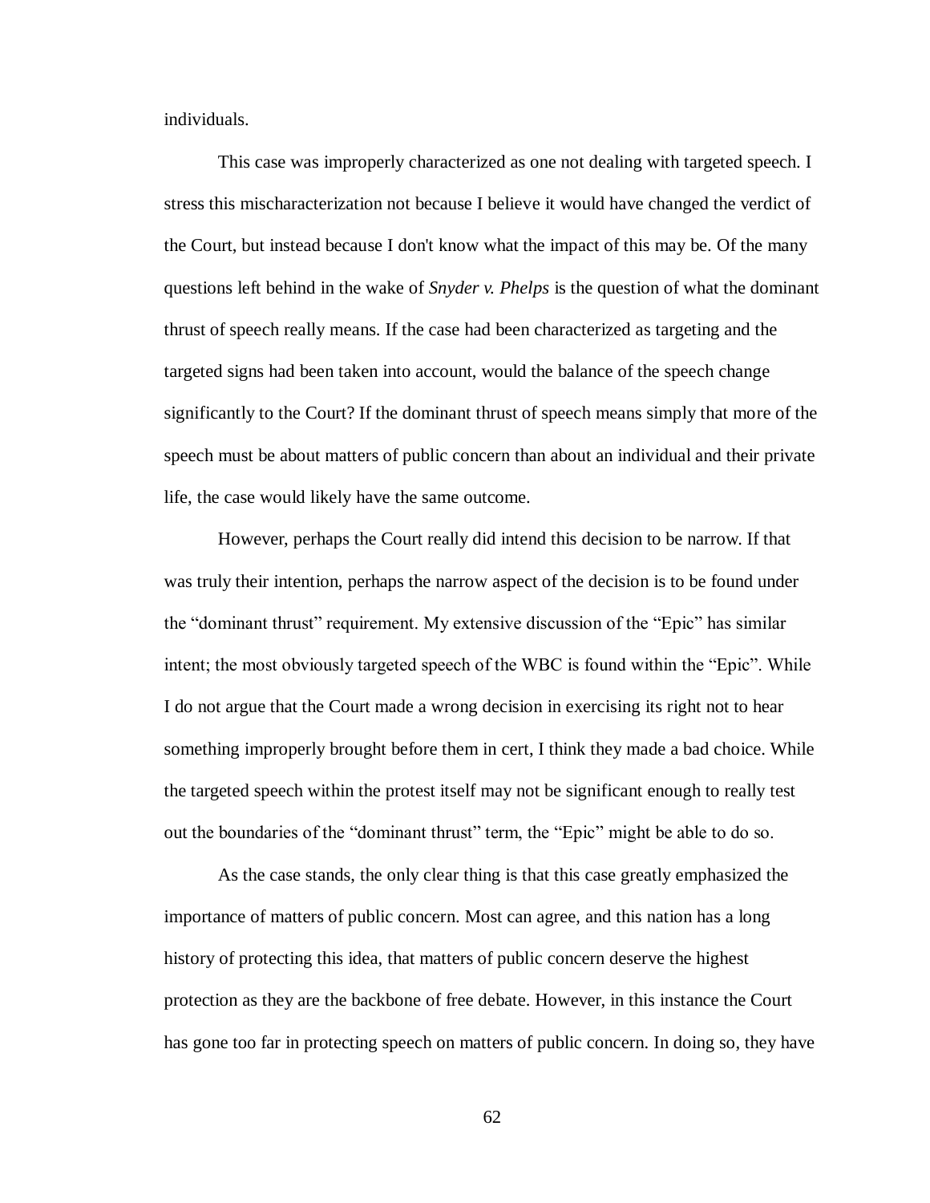individuals.

This case was improperly characterized as one not dealing with targeted speech. I stress this mischaracterization not because I believe it would have changed the verdict of the Court, but instead because I don't know what the impact of this may be. Of the many questions left behind in the wake of *Snyder v. Phelps* is the question of what the dominant thrust of speech really means. If the case had been characterized as targeting and the targeted signs had been taken into account, would the balance of the speech change significantly to the Court? If the dominant thrust of speech means simply that more of the speech must be about matters of public concern than about an individual and their private life, the case would likely have the same outcome.

However, perhaps the Court really did intend this decision to be narrow. If that was truly their intention, perhaps the narrow aspect of the decision is to be found under the "dominant thrust" requirement. My extensive discussion of the "Epic" has similar intent; the most obviously targeted speech of the WBC is found within the "Epic". While I do not argue that the Court made a wrong decision in exercising its right not to hear something improperly brought before them in cert, I think they made a bad choice. While the targeted speech within the protest itself may not be significant enough to really test out the boundaries of the "dominant thrust" term, the "Epic" might be able to do so.

As the case stands, the only clear thing is that this case greatly emphasized the importance of matters of public concern. Most can agree, and this nation has a long history of protecting this idea, that matters of public concern deserve the highest protection as they are the backbone of free debate. However, in this instance the Court has gone too far in protecting speech on matters of public concern. In doing so, they have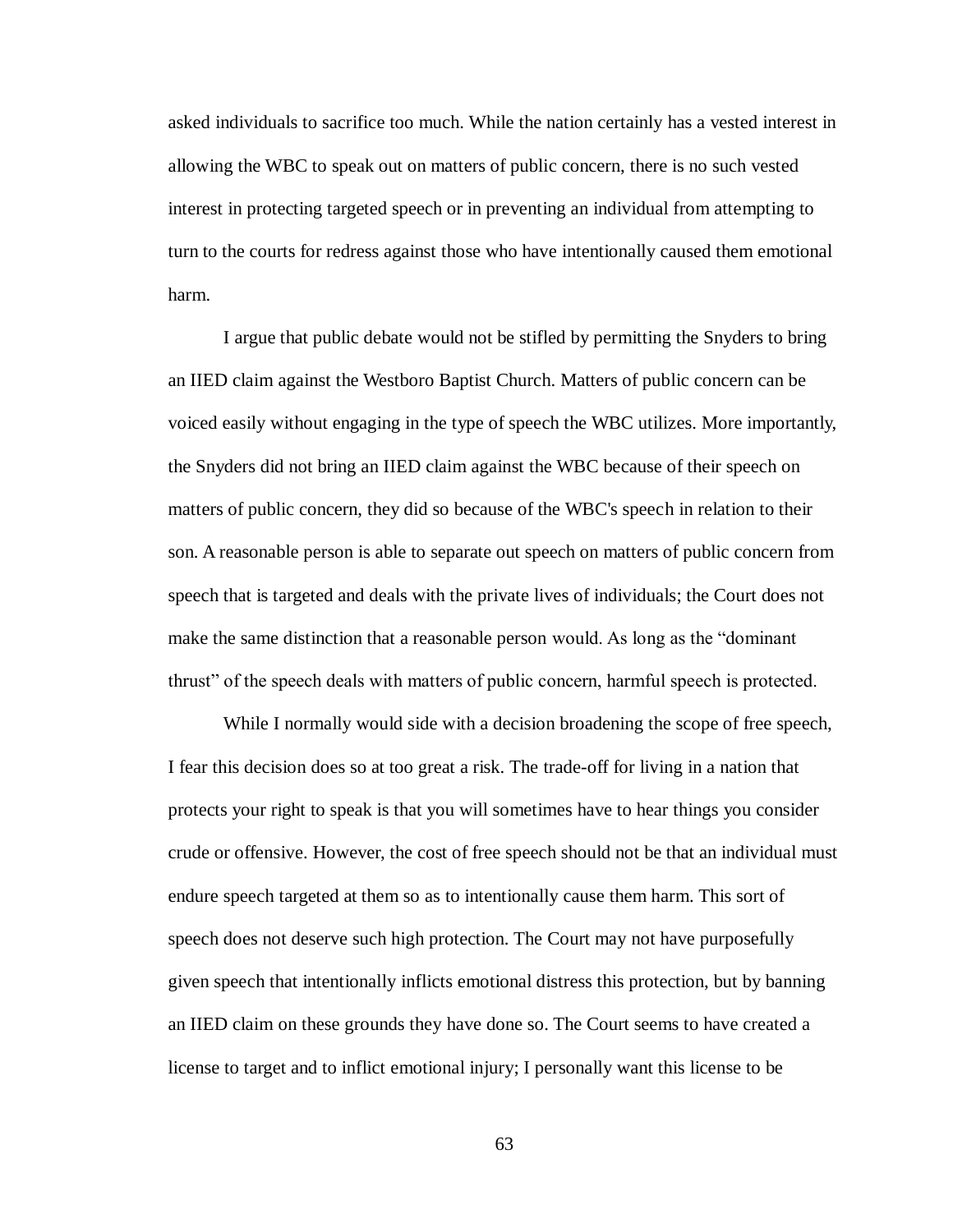asked individuals to sacrifice too much. While the nation certainly has a vested interest in allowing the WBC to speak out on matters of public concern, there is no such vested interest in protecting targeted speech or in preventing an individual from attempting to turn to the courts for redress against those who have intentionally caused them emotional harm.

I argue that public debate would not be stifled by permitting the Snyders to bring an IIED claim against the Westboro Baptist Church. Matters of public concern can be voiced easily without engaging in the type of speech the WBC utilizes. More importantly, the Snyders did not bring an IIED claim against the WBC because of their speech on matters of public concern, they did so because of the WBC's speech in relation to their son. A reasonable person is able to separate out speech on matters of public concern from speech that is targeted and deals with the private lives of individuals; the Court does not make the same distinction that a reasonable person would. As long as the "dominant thrust" of the speech deals with matters of public concern, harmful speech is protected.

While I normally would side with a decision broadening the scope of free speech, I fear this decision does so at too great a risk. The trade-off for living in a nation that protects your right to speak is that you will sometimes have to hear things you consider crude or offensive. However, the cost of free speech should not be that an individual must endure speech targeted at them so as to intentionally cause them harm. This sort of speech does not deserve such high protection. The Court may not have purposefully given speech that intentionally inflicts emotional distress this protection, but by banning an IIED claim on these grounds they have done so. The Court seems to have created a license to target and to inflict emotional injury; I personally want this license to be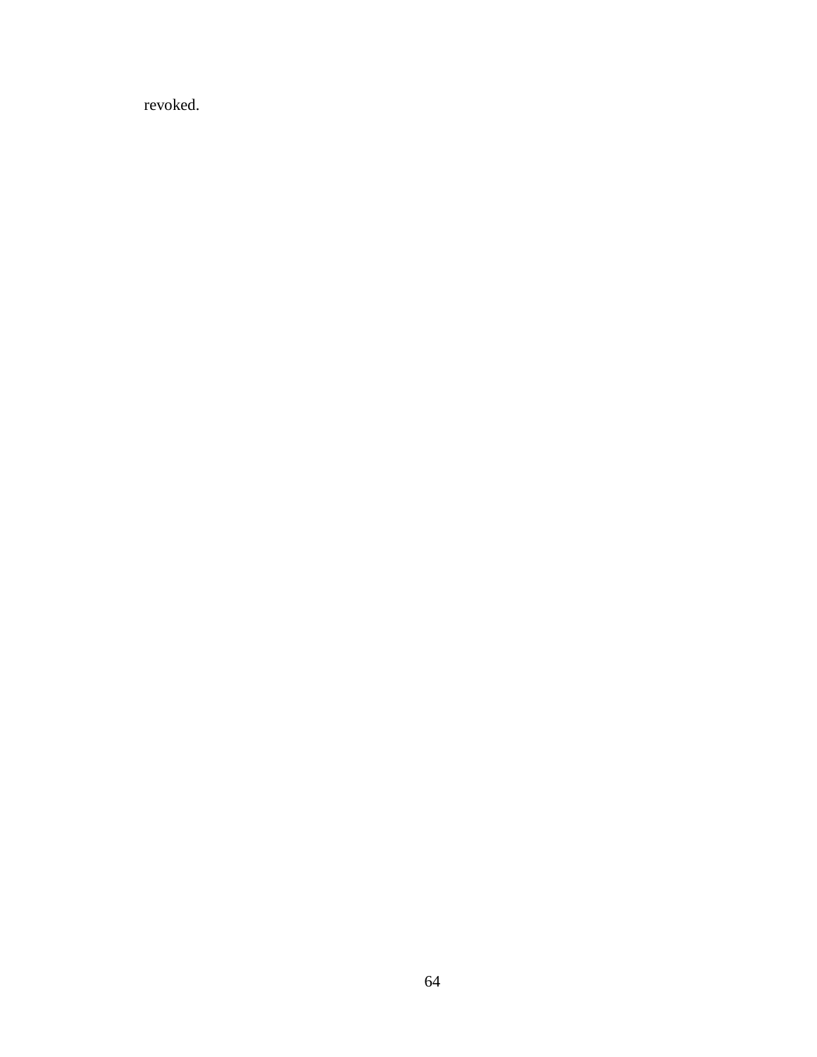revoked.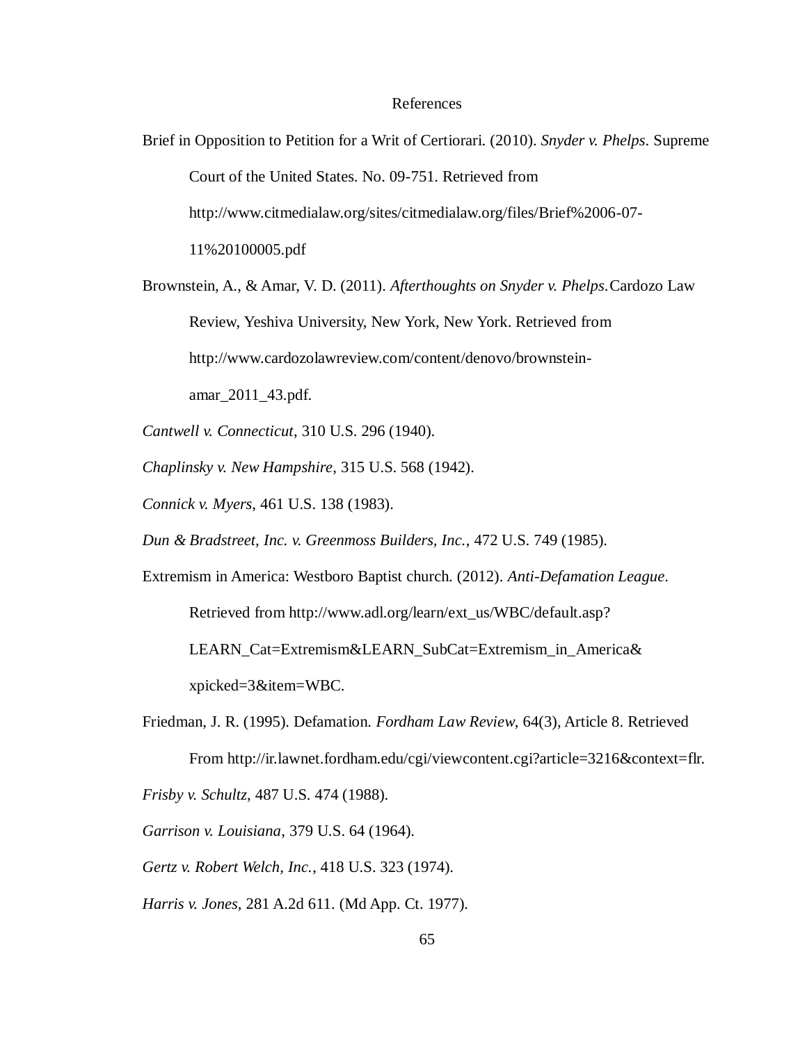# References

Brief in Opposition to Petition for a Writ of Certiorari. (2010). *Snyder v. Phelps*. Supreme Court of the United States. No. 09-751. Retrieved from http://www.citmedialaw.org/sites/citmedialaw.org/files/Brief%2006-07-11%20100005.pdf

Brownstein, A., & Amar, V. D. (2011). *Afterthoughts on Snyder v. Phelps.* Cardozo Law Review, Yeshiva University, New York, New York. Retrieved from http://www.cardozolawreview.com/content/denovo/brownstein-amar_2011_43.pdf.

*Cantwell v. Connecticut*, 310 U.S. 296 (1940).

*Chaplinsky v. New Hampshire*, 315 U.S. 568 (1942).

*Connick v. Myers*, 461 U.S. 138 (1983).

*Dun & Bradstreet, Inc. v. Greenmoss Builders, Inc.*, 472 U.S. 749 (1985).

Extremism in America: Westboro Baptist church. (2012). *Anti-Defamation League*. Retrieved from http://www.adl.org/learn/ext_us/WBC/default.asp?LEARN_Cat=Extremism&LEARN_SubCat=Extremism_in_America&xpicked=3&item=WBC.

Friedman, J. R. (1995). Defamation. *Fordham Law Review*, 64(3), Article 8. Retrieved From http://ir.lawnet.fordham.edu/cgi/viewcontent.cgi?article=3216&context=flr.

*Frisby v. Schultz*, 487 U.S. 474 (1988).

*Garrison v. Louisiana*, 379 U.S. 64 (1964).

*Gertz v. Robert Welch, Inc.*, 418 U.S. 323 (1974).

*Harris v. Jones*, 281 A.2d 611. (Md App. Ct. 1977).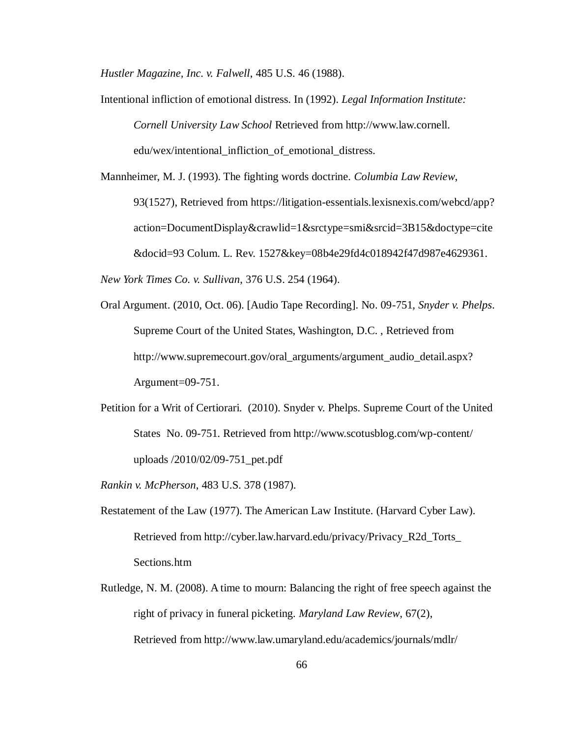*Hustler Magazine, Inc. v. Falwell*, 485 U.S. 46 (1988).

Intentional infliction of emotional distress. In (1992). *Legal Information Institute: Cornell University Law School* Retrieved from http://www.law.cornell.edu/wex/intentional_infliction_of_emotional_distress.

Mannheimer, M. J. (1993). The fighting words doctrine. *Columbia Law Review*, 93(1527), Retrieved from https://litigation-essentials.lexisnexis.com/webcd/app?action=DocumentDisplay&crawlid=1&srctype=smi&srcid=3B15&doctype=cite&docid=93 Colum. L. Rev. 1527&key=08b4e29fd4c018942f47d987e4629361.

*New York Times Co. v. Sullivan*, 376 U.S. 254 (1964).

Oral Argument. (2010, Oct. 06). [Audio Tape Recording]. No. 09-751, *Snyder v. Phelps*. Supreme Court of the United States, Washington, D.C. , Retrieved from http://www.supremecourt.gov/oral_arguments/argument_audio_detail.aspx?Argument=09-751.

Petition for a Writ of Certiorari. (2010). Snyder v. Phelps. Supreme Court of the United States No. 09-751. Retrieved from http://www.scotusblog.com/wp-content/uploads /2010/02/09-751_pet.pdf

*Rankin v. McPherson*, 483 U.S. 378 (1987).

Restatement of the Law (1977). The American Law Institute. (Harvard Cyber Law). Retrieved from http://cyber.law.harvard.edu/privacy/Privacy_R2d_Torts_Sections.htm

Rutledge, N. M. (2008). A time to mourn: Balancing the right of free speech against the right of privacy in funeral picketing. *Maryland Law Review*, 67(2), Retrieved from http://www.law.umaryland.edu/academics/journals/mdlr/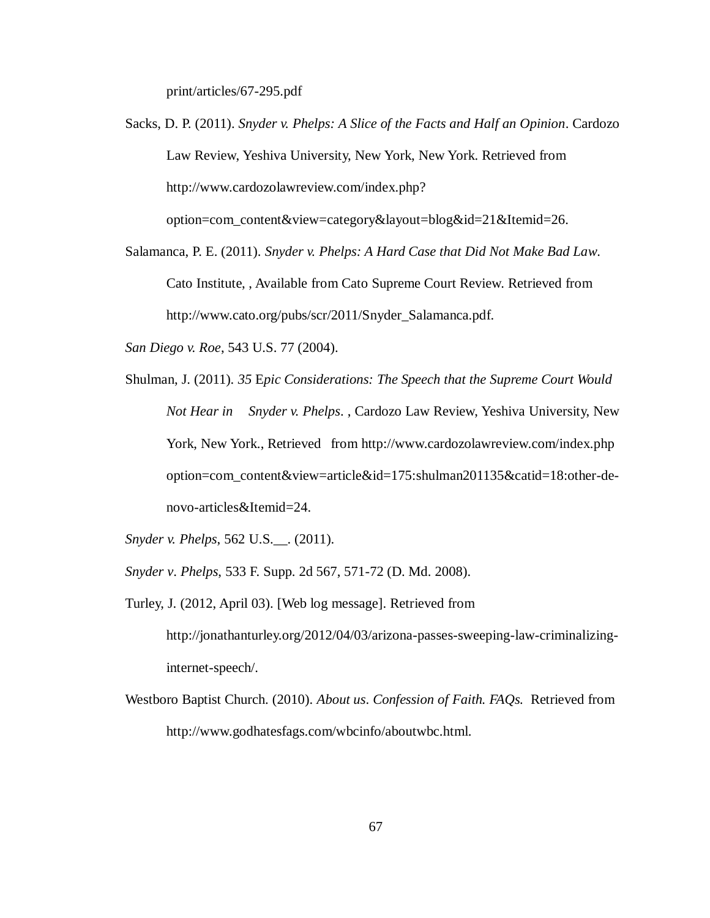print/articles/67-295.pdf

Sacks, D. P. (2011). *Snyder v. Phelps: A Slice of the Facts and Half an Opinion*. Cardozo Law Review, Yeshiva University, New York, New York. Retrieved from http://www.cardozolawreview.com/index.php?option=com_content&view=category&layout=blog&id=21&Itemid=26.

Salamanca, P. E. (2011). *Snyder v. Phelps: A Hard Case that Did Not Make Bad Law*. Cato Institute, , Available from Cato Supreme Court Review. Retrieved from http://www.cato.org/pubs/scr/2011/Snyder_Salamanca.pdf.

*San Diego v. Roe*, 543 U.S. 77 (2004).

Shulman, J. (2011). *35* E*pic Considerations: The Speech that the Supreme Court Would Not Hear in Snyder v. Phelps*. , Cardozo Law Review, Yeshiva University, New York, New York., Retrieved from http://www.cardozolawreview.com/index.php option=com_content&view=article&id=175:shulman201135&catid=18:other-de-novo-articles&Itemid=24.

*Snyder v. Phelps*, 562 U.S.__. (2011).

*Snyder v*. *Phelps*, 533 F. Supp. 2d 567, 571-72 (D. Md. 2008).

Turley, J. (2012, April 03). [Web log message]. Retrieved from http://jonathanturley.org/2012/04/03/arizona-passes-sweeping-law-criminalizing-internet-speech/.

Westboro Baptist Church. (2010). *About us. Confession of Faith. FAQs.* Retrieved from http://www.godhatesfags.com/wbcinfo/aboutwbc.html.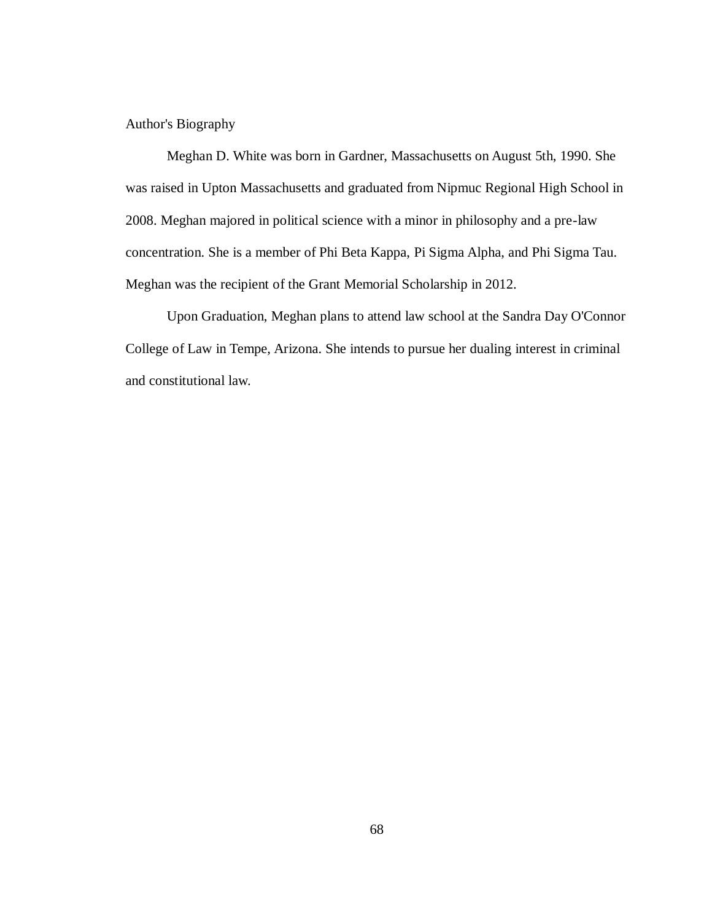# Author's Biography

Meghan D. White was born in Gardner, Massachusetts on August 5th, 1990. She was raised in Upton Massachusetts and graduated from Nipmuc Regional High School in 2008. Meghan majored in political science with a minor in philosophy and a pre-law concentration. She is a member of Phi Beta Kappa, Pi Sigma Alpha, and Phi Sigma Tau. Meghan was the recipient of the Grant Memorial Scholarship in 2012.

Upon Graduation, Meghan plans to attend law school at the Sandra Day O'Connor College of Law in Tempe, Arizona. She intends to pursue her dualing interest in criminal and constitutional law.